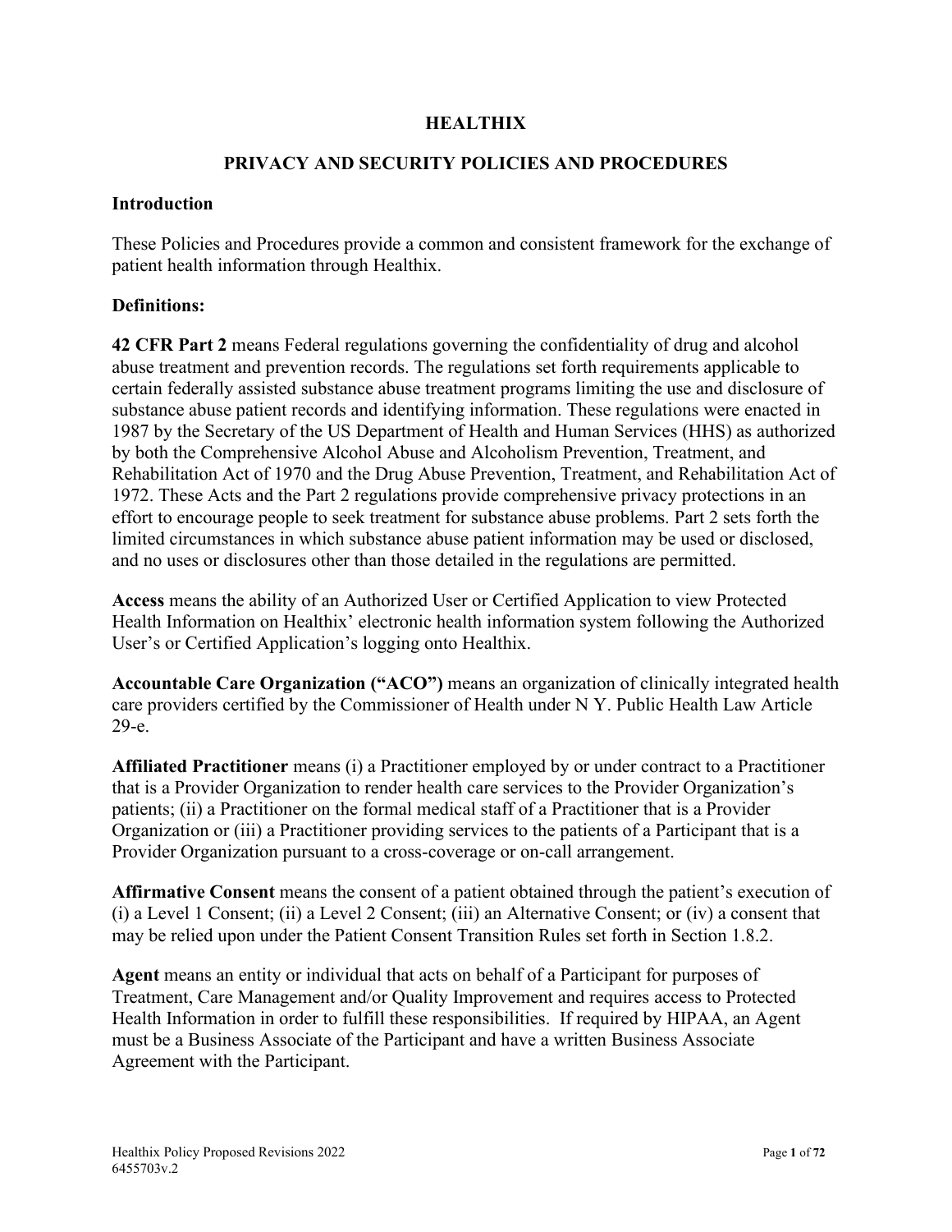# HEALTHIX

## PRIVACY AND SECURITY POLICIES AND PROCEDURES

### Introduction

These Policies and Procedures provide a common and consistent framework for the exchange of patient health information through Healthix.

### Definitions:

**42 CFR Part 2** means Federal regulations governing the confidentiality of drug and alcohol abuse treatment and prevention records. The regulations set forth requirements applicable to certain federally assisted substance abuse treatment programs limiting the use and disclosure of substance abuse patient records and identifying information. These regulations were enacted in 1987 by the Secretary of the US Department of Health and Human Services (HHS) as authorized by both the Comprehensive Alcohol Abuse and Alcoholism Prevention, Treatment, and Rehabilitation Act of 1970 and the Drug Abuse Prevention, Treatment, and Rehabilitation Act of 1972. These Acts and the Part 2 regulations provide comprehensive privacy protections in an effort to encourage people to seek treatment for substance abuse problems. Part 2 sets forth the limited circumstances in which substance abuse patient information may be used or disclosed, and no uses or disclosures other than those detailed in the regulations are permitted.

**Access** means the ability of an Authorized User or Certified Application to view Protected Health Information on Healthix' electronic health information system following the Authorized User's or Certified Application's logging onto Healthix.

**Accountable Care Organization ("ACO")** means an organization of clinically integrated health care providers certified by the Commissioner of Health under N Y. Public Health Law Article 29-e.

**Affiliated Practitioner** means (i) a Practitioner employed by or under contract to a Practitioner that is a Provider Organization to render health care services to the Provider Organization's patients; (ii) a Practitioner on the formal medical staff of a Practitioner that is a Provider Organization or (iii) a Practitioner providing services to the patients of a Participant that is a Provider Organization pursuant to a cross-coverage or on-call arrangement.

**Affirmative Consent** means the consent of a patient obtained through the patient's execution of (i) a Level 1 Consent; (ii) a Level 2 Consent; (iii) an Alternative Consent; or (iv) a consent that may be relied upon under the Patient Consent Transition Rules set forth in Section 1.8.2.

**Agent** means an entity or individual that acts on behalf of a Participant for purposes of Treatment, Care Management and/or Quality Improvement and requires access to Protected Health Information in order to fulfill these responsibilities. If required by HIPAA, an Agent must be a Business Associate of the Participant and have a written Business Associate Agreement with the Participant.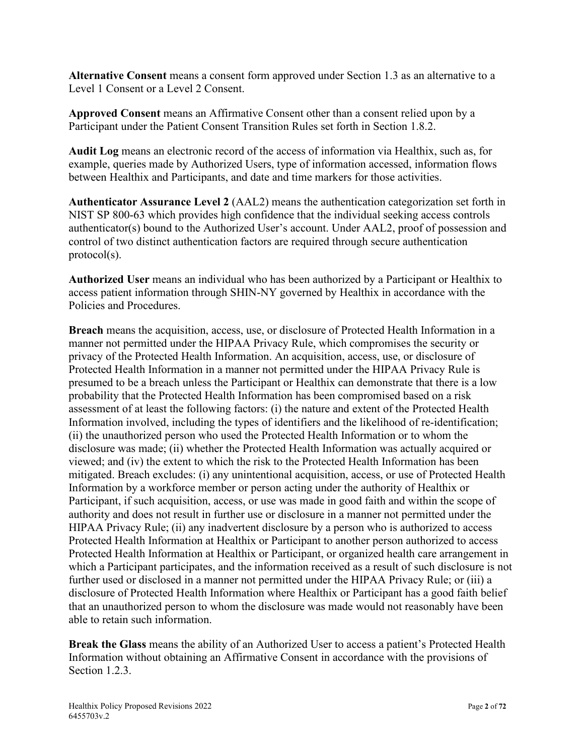**Alternative Consent** means a consent form approved under Section 1.3 as an alternative to a Level 1 Consent or a Level 2 Consent.

**Approved Consent** means an Affirmative Consent other than a consent relied upon by a Participant under the Patient Consent Transition Rules set forth in Section 1.8.2.

**Audit Log** means an electronic record of the access of information via Healthix, such as, for example, queries made by Authorized Users, type of information accessed, information flows between Healthix and Participants, and date and time markers for those activities.

**Authenticator Assurance Level 2** (AAL2) means the authentication categorization set forth in NIST SP 800-63 which provides high confidence that the individual seeking access controls authenticator(s) bound to the Authorized User's account. Under AAL2, proof of possession and control of two distinct authentication factors are required through secure authentication protocol(s).

**Authorized User** means an individual who has been authorized by a Participant or Healthix to access patient information through SHIN-NY governed by Healthix in accordance with the Policies and Procedures.

**Breach** means the acquisition, access, use, or disclosure of Protected Health Information in a manner not permitted under the HIPAA Privacy Rule, which compromises the security or privacy of the Protected Health Information. An acquisition, access, use, or disclosure of Protected Health Information in a manner not permitted under the HIPAA Privacy Rule is presumed to be a breach unless the Participant or Healthix can demonstrate that there is a low probability that the Protected Health Information has been compromised based on a risk assessment of at least the following factors: (i) the nature and extent of the Protected Health Information involved, including the types of identifiers and the likelihood of re-identification; (ii) the unauthorized person who used the Protected Health Information or to whom the disclosure was made; (ii) whether the Protected Health Information was actually acquired or viewed; and (iv) the extent to which the risk to the Protected Health Information has been mitigated. Breach excludes: (i) any unintentional acquisition, access, or use of Protected Health Information by a workforce member or person acting under the authority of Healthix or Participant, if such acquisition, access, or use was made in good faith and within the scope of authority and does not result in further use or disclosure in a manner not permitted under the HIPAA Privacy Rule; (ii) any inadvertent disclosure by a person who is authorized to access Protected Health Information at Healthix or Participant to another person authorized to access Protected Health Information at Healthix or Participant, or organized health care arrangement in which a Participant participates, and the information received as a result of such disclosure is not further used or disclosed in a manner not permitted under the HIPAA Privacy Rule; or (iii) a disclosure of Protected Health Information where Healthix or Participant has a good faith belief that an unauthorized person to whom the disclosure was made would not reasonably have been able to retain such information.

**Break the Glass** means the ability of an Authorized User to access a patient's Protected Health Information without obtaining an Affirmative Consent in accordance with the provisions of Section 1.2.3.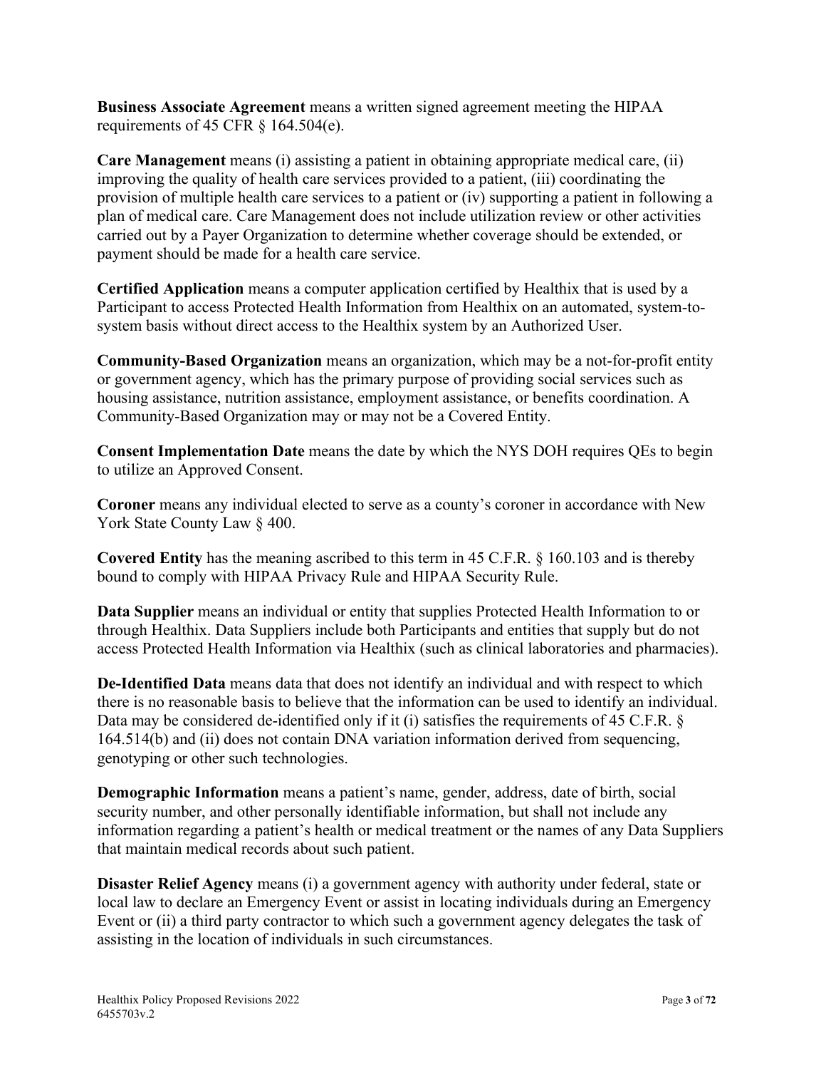**Business Associate Agreement** means a written signed agreement meeting the HIPAA requirements of 45 CFR § 164.504(e).

**Care Management** means (i) assisting a patient in obtaining appropriate medical care, (ii) improving the quality of health care services provided to a patient, (iii) coordinating the provision of multiple health care services to a patient or (iv) supporting a patient in following a plan of medical care. Care Management does not include utilization review or other activities carried out by a Payer Organization to determine whether coverage should be extended, or payment should be made for a health care service.

**Certified Application** means a computer application certified by Healthix that is used by a Participant to access Protected Health Information from Healthix on an automated, system-to-system basis without direct access to the Healthix system by an Authorized User.

**Community-Based Organization** means an organization, which may be a not-for-profit entity or government agency, which has the primary purpose of providing social services such as housing assistance, nutrition assistance, employment assistance, or benefits coordination. A Community-Based Organization may or may not be a Covered Entity.

**Consent Implementation Date** means the date by which the NYS DOH requires QEs to begin to utilize an Approved Consent.

**Coroner** means any individual elected to serve as a county's coroner in accordance with New York State County Law § 400.

**Covered Entity** has the meaning ascribed to this term in 45 C.F.R. § 160.103 and is thereby bound to comply with HIPAA Privacy Rule and HIPAA Security Rule.

**Data Supplier** means an individual or entity that supplies Protected Health Information to or through Healthix. Data Suppliers include both Participants and entities that supply but do not access Protected Health Information via Healthix (such as clinical laboratories and pharmacies).

**De-Identified Data** means data that does not identify an individual and with respect to which there is no reasonable basis to believe that the information can be used to identify an individual. Data may be considered de-identified only if it (i) satisfies the requirements of 45 C.F.R. § 164.514(b) and (ii) does not contain DNA variation information derived from sequencing, genotyping or other such technologies.

**Demographic Information** means a patient's name, gender, address, date of birth, social security number, and other personally identifiable information, but shall not include any information regarding a patient's health or medical treatment or the names of any Data Suppliers that maintain medical records about such patient.

**Disaster Relief Agency** means (i) a government agency with authority under federal, state or local law to declare an Emergency Event or assist in locating individuals during an Emergency Event or (ii) a third party contractor to which such a government agency delegates the task of assisting in the location of individuals in such circumstances.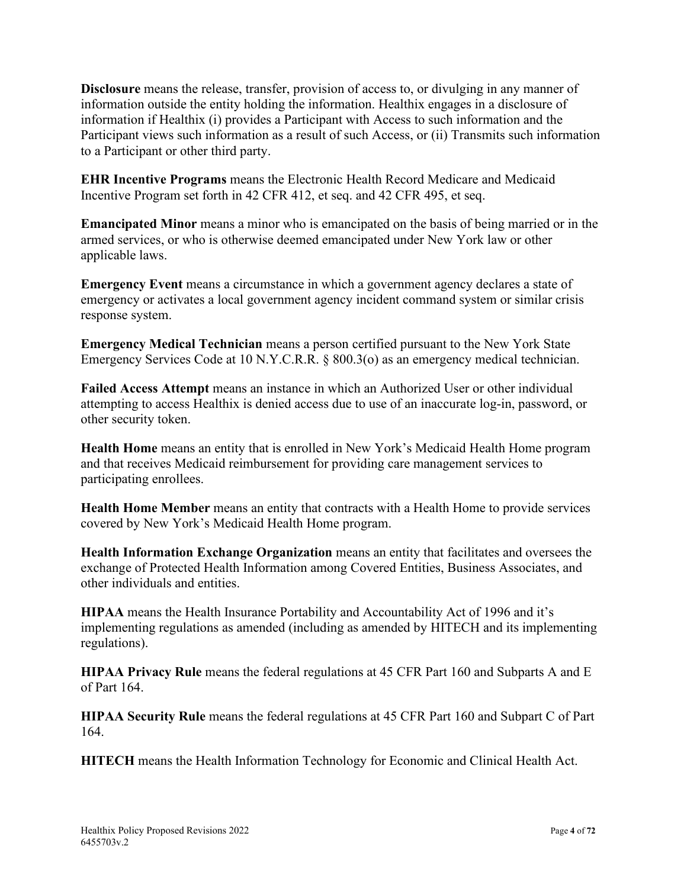**Disclosure** means the release, transfer, provision of access to, or divulging in any manner of information outside the entity holding the information. Healthix engages in a disclosure of information if Healthix (i) provides a Participant with Access to such information and the Participant views such information as a result of such Access, or (ii) Transmits such information to a Participant or other third party.

**EHR Incentive Programs** means the Electronic Health Record Medicare and Medicaid Incentive Program set forth in 42 CFR 412, et seq. and 42 CFR 495, et seq.

**Emancipated Minor** means a minor who is emancipated on the basis of being married or in the armed services, or who is otherwise deemed emancipated under New York law or other applicable laws.

**Emergency Event** means a circumstance in which a government agency declares a state of emergency or activates a local government agency incident command system or similar crisis response system.

**Emergency Medical Technician** means a person certified pursuant to the New York State Emergency Services Code at 10 N.Y.C.R.R. § 800.3(o) as an emergency medical technician.

**Failed Access Attempt** means an instance in which an Authorized User or other individual attempting to access Healthix is denied access due to use of an inaccurate log-in, password, or other security token.

**Health Home** means an entity that is enrolled in New York's Medicaid Health Home program and that receives Medicaid reimbursement for providing care management services to participating enrollees.

**Health Home Member** means an entity that contracts with a Health Home to provide services covered by New York's Medicaid Health Home program.

**Health Information Exchange Organization** means an entity that facilitates and oversees the exchange of Protected Health Information among Covered Entities, Business Associates, and other individuals and entities.

**HIPAA** means the Health Insurance Portability and Accountability Act of 1996 and it's implementing regulations as amended (including as amended by HITECH and its implementing regulations).

**HIPAA Privacy Rule** means the federal regulations at 45 CFR Part 160 and Subparts A and E of Part 164.

**HIPAA Security Rule** means the federal regulations at 45 CFR Part 160 and Subpart C of Part 164.

**HITECH** means the Health Information Technology for Economic and Clinical Health Act.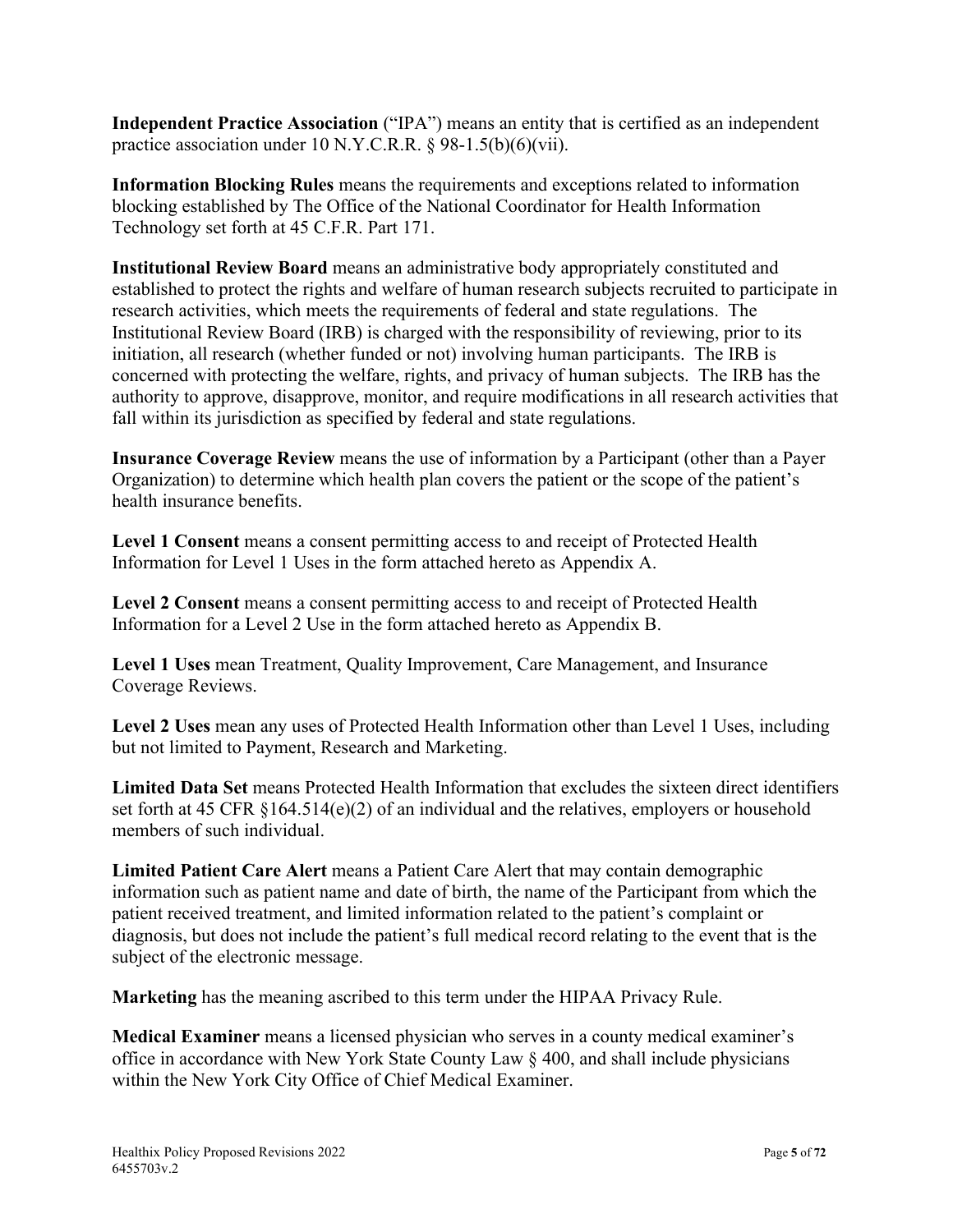**Independent Practice Association** ("IPA") means an entity that is certified as an independent practice association under 10 N.Y.C.R.R. § 98-1.5(b)(6)(vii).

**Information Blocking Rules** means the requirements and exceptions related to information blocking established by The Office of the National Coordinator for Health Information Technology set forth at 45 C.F.R. Part 171.

**Institutional Review Board** means an administrative body appropriately constituted and established to protect the rights and welfare of human research subjects recruited to participate in research activities, which meets the requirements of federal and state regulations. The Institutional Review Board (IRB) is charged with the responsibility of reviewing, prior to its initiation, all research (whether funded or not) involving human participants. The IRB is concerned with protecting the welfare, rights, and privacy of human subjects. The IRB has the authority to approve, disapprove, monitor, and require modifications in all research activities that fall within its jurisdiction as specified by federal and state regulations.

**Insurance Coverage Review** means the use of information by a Participant (other than a Payer Organization) to determine which health plan covers the patient or the scope of the patient's health insurance benefits.

**Level 1 Consent** means a consent permitting access to and receipt of Protected Health Information for Level 1 Uses in the form attached hereto as Appendix A.

**Level 2 Consent** means a consent permitting access to and receipt of Protected Health Information for a Level 2 Use in the form attached hereto as Appendix B.

**Level 1 Uses** mean Treatment, Quality Improvement, Care Management, and Insurance Coverage Reviews.

**Level 2 Uses** mean any uses of Protected Health Information other than Level 1 Uses, including but not limited to Payment, Research and Marketing.

**Limited Data Set** means Protected Health Information that excludes the sixteen direct identifiers set forth at 45 CFR §164.514(e)(2) of an individual and the relatives, employers or household members of such individual.

**Limited Patient Care Alert** means a Patient Care Alert that may contain demographic information such as patient name and date of birth, the name of the Participant from which the patient received treatment, and limited information related to the patient's complaint or diagnosis, but does not include the patient's full medical record relating to the event that is the subject of the electronic message.

**Marketing** has the meaning ascribed to this term under the HIPAA Privacy Rule.

**Medical Examiner** means a licensed physician who serves in a county medical examiner's office in accordance with New York State County Law § 400, and shall include physicians within the New York City Office of Chief Medical Examiner.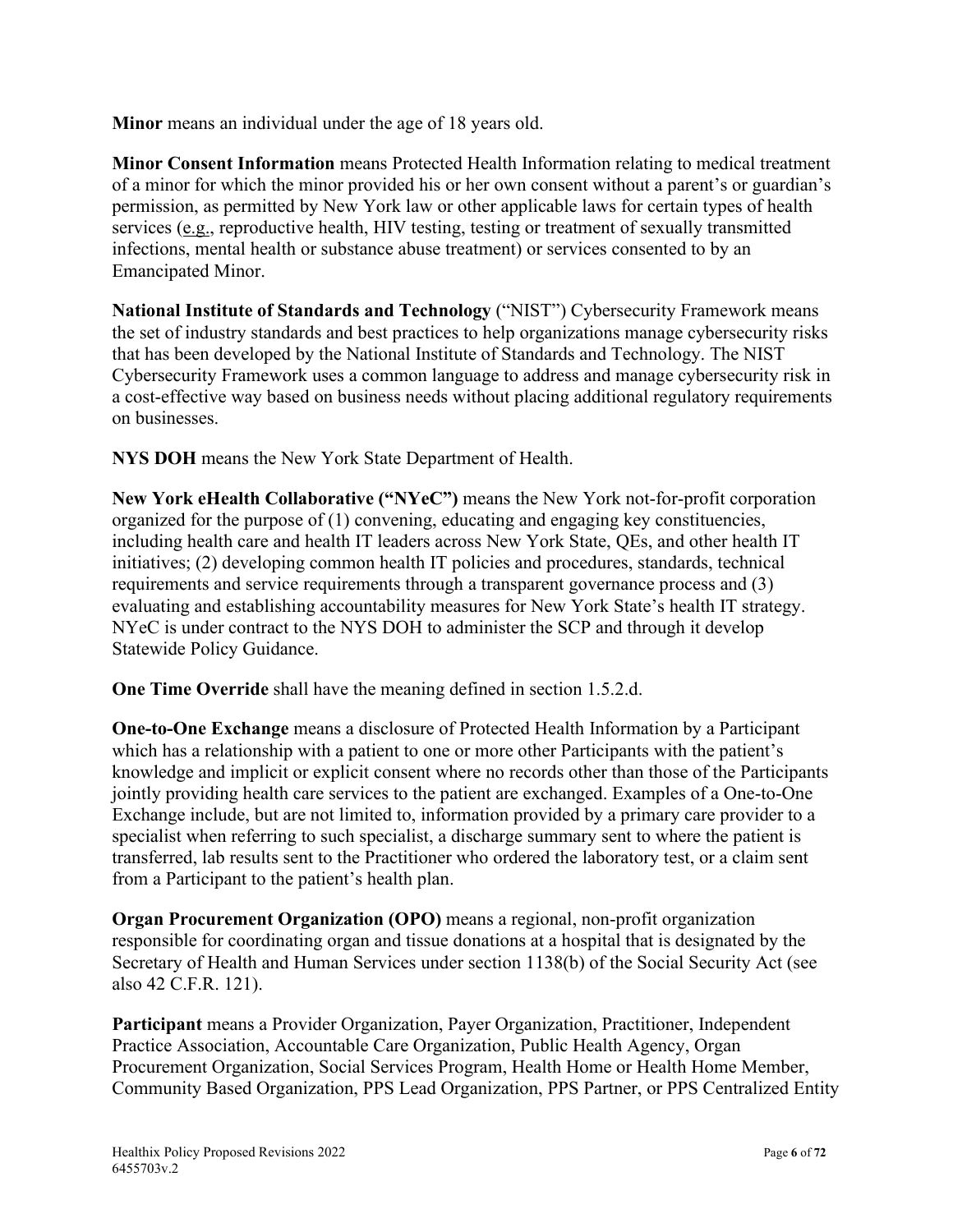**Minor** means an individual under the age of 18 years old.

**Minor Consent Information** means Protected Health Information relating to medical treatment of a minor for which the minor provided his or her own consent without a parent's or guardian's permission, as permitted by New York law or other applicable laws for certain types of health services (e.g., reproductive health, HIV testing, testing or treatment of sexually transmitted infections, mental health or substance abuse treatment) or services consented to by an Emancipated Minor.

**National Institute of Standards and Technology** ("NIST") Cybersecurity Framework means the set of industry standards and best practices to help organizations manage cybersecurity risks that has been developed by the National Institute of Standards and Technology. The NIST Cybersecurity Framework uses a common language to address and manage cybersecurity risk in a cost-effective way based on business needs without placing additional regulatory requirements on businesses.

**NYS DOH** means the New York State Department of Health.

**New York eHealth Collaborative ("NYeC")** means the New York not-for-profit corporation organized for the purpose of (1) convening, educating and engaging key constituencies, including health care and health IT leaders across New York State, QEs, and other health IT initiatives; (2) developing common health IT policies and procedures, standards, technical requirements and service requirements through a transparent governance process and (3) evaluating and establishing accountability measures for New York State's health IT strategy. NYeC is under contract to the NYS DOH to administer the SCP and through it develop Statewide Policy Guidance.

**One Time Override** shall have the meaning defined in section 1.5.2.d.

**One-to-One Exchange** means a disclosure of Protected Health Information by a Participant which has a relationship with a patient to one or more other Participants with the patient's knowledge and implicit or explicit consent where no records other than those of the Participants jointly providing health care services to the patient are exchanged. Examples of a One-to-One Exchange include, but are not limited to, information provided by a primary care provider to a specialist when referring to such specialist, a discharge summary sent to where the patient is transferred, lab results sent to the Practitioner who ordered the laboratory test, or a claim sent from a Participant to the patient's health plan.

**Organ Procurement Organization (OPO)** means a regional, non-profit organization responsible for coordinating organ and tissue donations at a hospital that is designated by the Secretary of Health and Human Services under section 1138(b) of the Social Security Act (see also 42 C.F.R. 121).

**Participant** means a Provider Organization, Payer Organization, Practitioner, Independent Practice Association, Accountable Care Organization, Public Health Agency, Organ Procurement Organization, Social Services Program, Health Home or Health Home Member, Community Based Organization, PPS Lead Organization, PPS Partner, or PPS Centralized Entity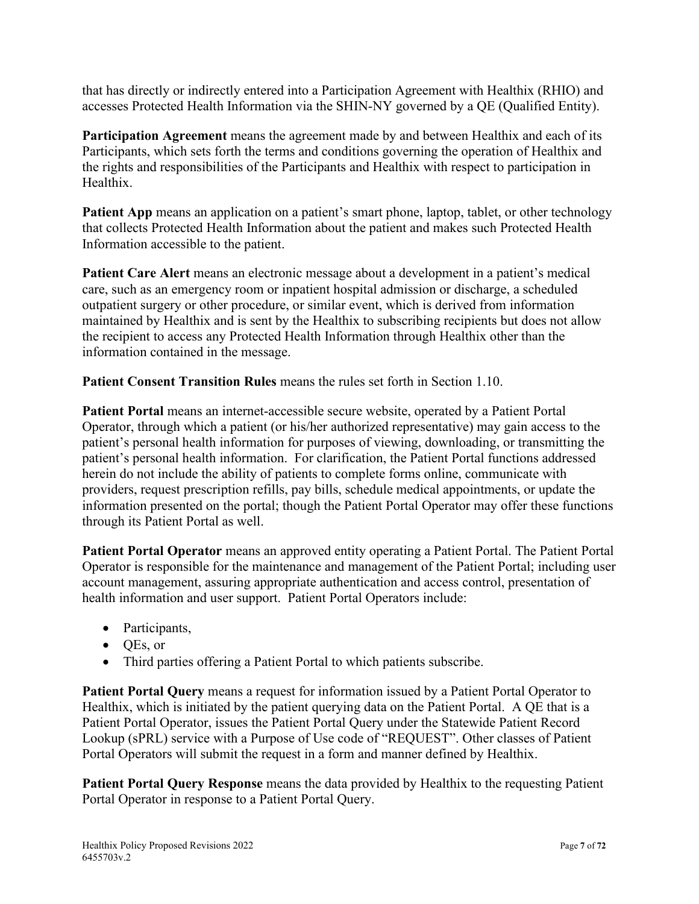that has directly or indirectly entered into a Participation Agreement with Healthix (RHIO) and accesses Protected Health Information via the SHIN-NY governed by a QE (Qualified Entity).

**Participation Agreement** means the agreement made by and between Healthix and each of its Participants, which sets forth the terms and conditions governing the operation of Healthix and the rights and responsibilities of the Participants and Healthix with respect to participation in Healthix.

**Patient App** means an application on a patient's smart phone, laptop, tablet, or other technology that collects Protected Health Information about the patient and makes such Protected Health Information accessible to the patient.

**Patient Care Alert** means an electronic message about a development in a patient's medical care, such as an emergency room or inpatient hospital admission or discharge, a scheduled outpatient surgery or other procedure, or similar event, which is derived from information maintained by Healthix and is sent by the Healthix to subscribing recipients but does not allow the recipient to access any Protected Health Information through Healthix other than the information contained in the message.

**Patient Consent Transition Rules** means the rules set forth in Section 1.10.

**Patient Portal** means an internet-accessible secure website, operated by a Patient Portal Operator, through which a patient (or his/her authorized representative) may gain access to the patient's personal health information for purposes of viewing, downloading, or transmitting the patient's personal health information. For clarification, the Patient Portal functions addressed herein do not include the ability of patients to complete forms online, communicate with providers, request prescription refills, pay bills, schedule medical appointments, or update the information presented on the portal; though the Patient Portal Operator may offer these functions through its Patient Portal as well.

**Patient Portal Operator** means an approved entity operating a Patient Portal. The Patient Portal Operator is responsible for the maintenance and management of the Patient Portal; including user account management, assuring appropriate authentication and access control, presentation of health information and user support. Patient Portal Operators include:

- Participants,
- QEs, or
- Third parties offering a Patient Portal to which patients subscribe.

**Patient Portal Query** means a request for information issued by a Patient Portal Operator to Healthix, which is initiated by the patient querying data on the Patient Portal. A QE that is a Patient Portal Operator, issues the Patient Portal Query under the Statewide Patient Record Lookup (sPRL) service with a Purpose of Use code of "REQUEST". Other classes of Patient Portal Operators will submit the request in a form and manner defined by Healthix.

**Patient Portal Query Response** means the data provided by Healthix to the requesting Patient Portal Operator in response to a Patient Portal Query.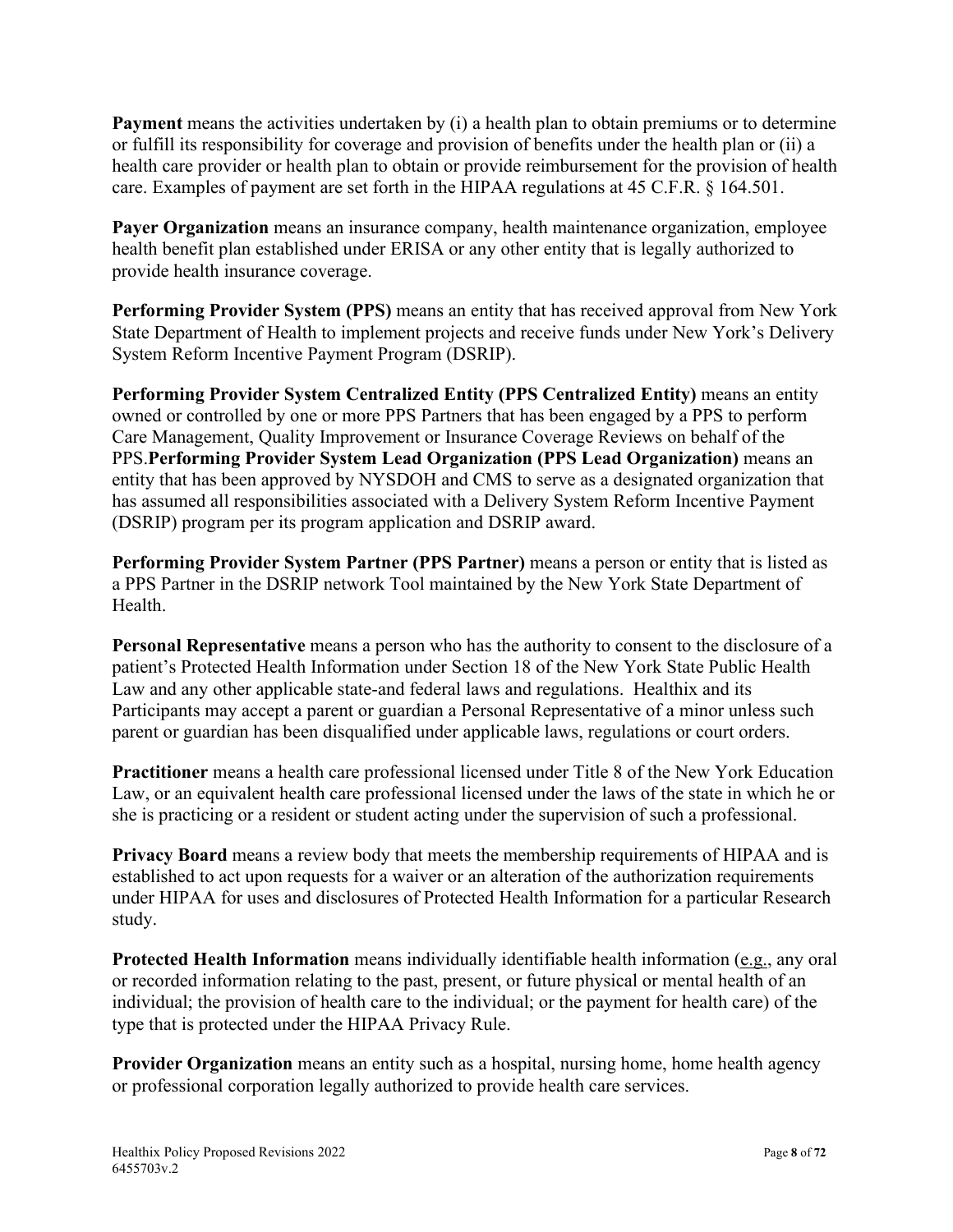**Payment** means the activities undertaken by (i) a health plan to obtain premiums or to determine or fulfill its responsibility for coverage and provision of benefits under the health plan or (ii) a health care provider or health plan to obtain or provide reimbursement for the provision of health care. Examples of payment are set forth in the HIPAA regulations at 45 C.F.R. § 164.501.

**Payer Organization** means an insurance company, health maintenance organization, employee health benefit plan established under ERISA or any other entity that is legally authorized to provide health insurance coverage.

**Performing Provider System (PPS)** means an entity that has received approval from New York State Department of Health to implement projects and receive funds under New York's Delivery System Reform Incentive Payment Program (DSRIP).

**Performing Provider System Centralized Entity (PPS Centralized Entity)** means an entity owned or controlled by one or more PPS Partners that has been engaged by a PPS to perform Care Management, Quality Improvement or Insurance Coverage Reviews on behalf of the PPS.**Performing Provider System Lead Organization (PPS Lead Organization)** means an entity that has been approved by NYSDOH and CMS to serve as a designated organization that has assumed all responsibilities associated with a Delivery System Reform Incentive Payment (DSRIP) program per its program application and DSRIP award.

**Performing Provider System Partner (PPS Partner)** means a person or entity that is listed as a PPS Partner in the DSRIP network Tool maintained by the New York State Department of Health.

**Personal Representative** means a person who has the authority to consent to the disclosure of a patient's Protected Health Information under Section 18 of the New York State Public Health Law and any other applicable state-and federal laws and regulations. Healthix and its Participants may accept a parent or guardian a Personal Representative of a minor unless such parent or guardian has been disqualified under applicable laws, regulations or court orders.

**Practitioner** means a health care professional licensed under Title 8 of the New York Education Law, or an equivalent health care professional licensed under the laws of the state in which he or she is practicing or a resident or student acting under the supervision of such a professional.

**Privacy Board** means a review body that meets the membership requirements of HIPAA and is established to act upon requests for a waiver or an alteration of the authorization requirements under HIPAA for uses and disclosures of Protected Health Information for a particular Research study.

**Protected Health Information** means individually identifiable health information (e.g., any oral or recorded information relating to the past, present, or future physical or mental health of an individual; the provision of health care to the individual; or the payment for health care) of the type that is protected under the HIPAA Privacy Rule.

**Provider Organization** means an entity such as a hospital, nursing home, home health agency or professional corporation legally authorized to provide health care services.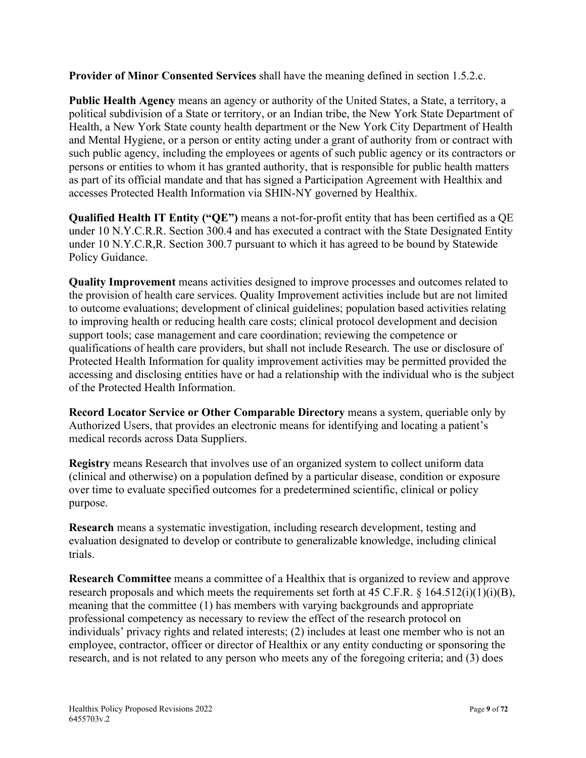**Provider of Minor Consented Services** shall have the meaning defined in section 1.5.2.c.

**Public Health Agency** means an agency or authority of the United States, a State, a territory, a political subdivision of a State or territory, or an Indian tribe, the New York State Department of Health, a New York State county health department or the New York City Department of Health and Mental Hygiene, or a person or entity acting under a grant of authority from or contract with such public agency, including the employees or agents of such public agency or its contractors or persons or entities to whom it has granted authority, that is responsible for public health matters as part of its official mandate and that has signed a Participation Agreement with Healthix and accesses Protected Health Information via SHIN-NY governed by Healthix.

**Qualified Health IT Entity ("QE")** means a not-for-profit entity that has been certified as a QE under 10 N.Y.C.R.R. Section 300.4 and has executed a contract with the State Designated Entity under 10 N.Y.C.R,R. Section 300.7 pursuant to which it has agreed to be bound by Statewide Policy Guidance.

**Quality Improvement** means activities designed to improve processes and outcomes related to the provision of health care services. Quality Improvement activities include but are not limited to outcome evaluations; development of clinical guidelines; population based activities relating to improving health or reducing health care costs; clinical protocol development and decision support tools; case management and care coordination; reviewing the competence or qualifications of health care providers, but shall not include Research. The use or disclosure of Protected Health Information for quality improvement activities may be permitted provided the accessing and disclosing entities have or had a relationship with the individual who is the subject of the Protected Health Information.

**Record Locator Service or Other Comparable Directory** means a system, queriable only by Authorized Users, that provides an electronic means for identifying and locating a patient's medical records across Data Suppliers.

**Registry** means Research that involves use of an organized system to collect uniform data (clinical and otherwise) on a population defined by a particular disease, condition or exposure over time to evaluate specified outcomes for a predetermined scientific, clinical or policy purpose.

**Research** means a systematic investigation, including research development, testing and evaluation designated to develop or contribute to generalizable knowledge, including clinical trials.

**Research Committee** means a committee of a Healthix that is organized to review and approve research proposals and which meets the requirements set forth at 45 C.F.R. § 164.512(i)(1)(i)(B), meaning that the committee (1) has members with varying backgrounds and appropriate professional competency as necessary to review the effect of the research protocol on individuals' privacy rights and related interests; (2) includes at least one member who is not an employee, contractor, officer or director of Healthix or any entity conducting or sponsoring the research, and is not related to any person who meets any of the foregoing criteria; and (3) does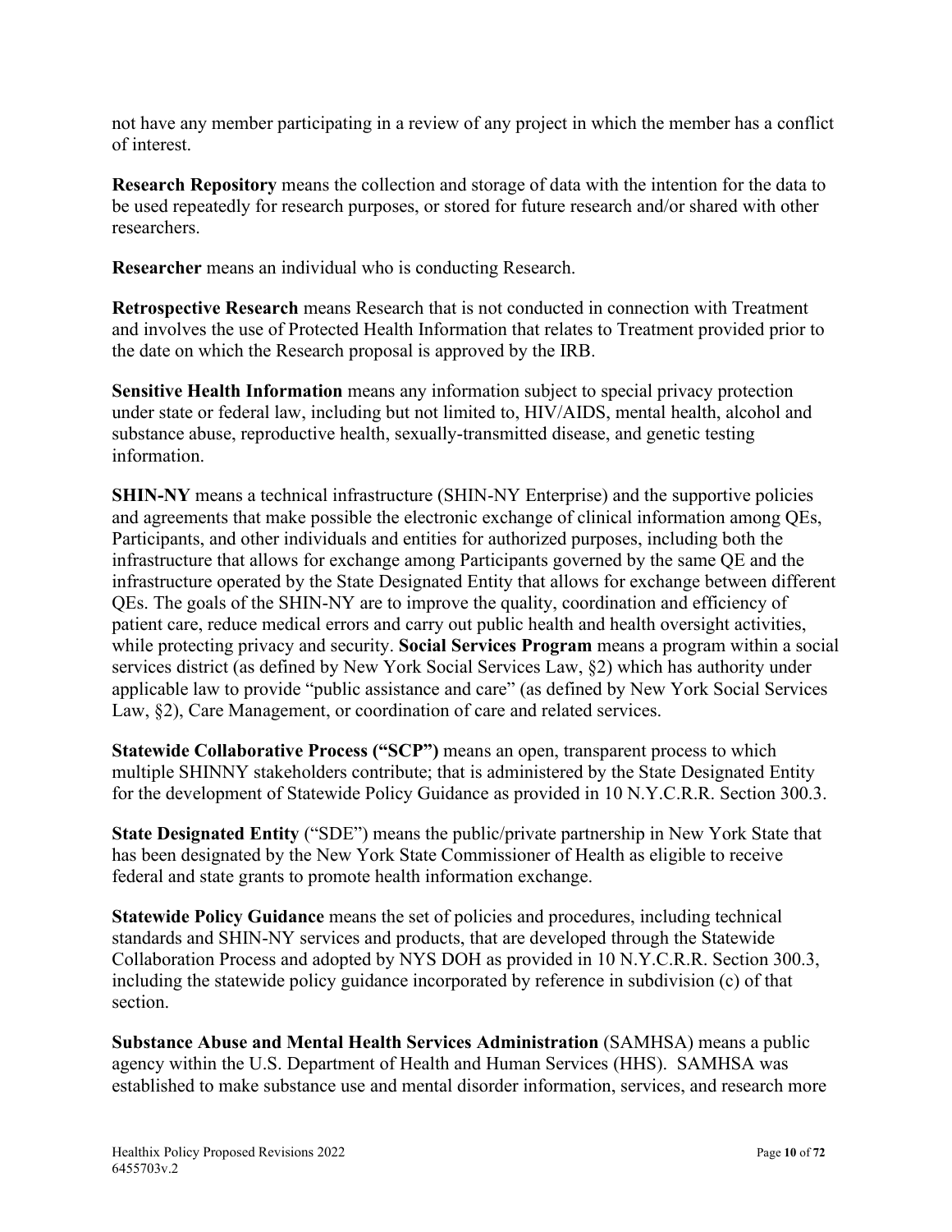not have any member participating in a review of any project in which the member has a conflict of interest.

**Research Repository** means the collection and storage of data with the intention for the data to be used repeatedly for research purposes, or stored for future research and/or shared with other researchers.

**Researcher** means an individual who is conducting Research.

**Retrospective Research** means Research that is not conducted in connection with Treatment and involves the use of Protected Health Information that relates to Treatment provided prior to the date on which the Research proposal is approved by the IRB.

**Sensitive Health Information** means any information subject to special privacy protection under state or federal law, including but not limited to, HIV/AIDS, mental health, alcohol and substance abuse, reproductive health, sexually-transmitted disease, and genetic testing information.

**SHIN-NY** means a technical infrastructure (SHIN-NY Enterprise) and the supportive policies and agreements that make possible the electronic exchange of clinical information among QEs, Participants, and other individuals and entities for authorized purposes, including both the infrastructure that allows for exchange among Participants governed by the same QE and the infrastructure operated by the State Designated Entity that allows for exchange between different QEs. The goals of the SHIN-NY are to improve the quality, coordination and efficiency of patient care, reduce medical errors and carry out public health and health oversight activities, while protecting privacy and security. **Social Services Program** means a program within a social services district (as defined by New York Social Services Law, §2) which has authority under applicable law to provide "public assistance and care" (as defined by New York Social Services Law, §2), Care Management, or coordination of care and related services.

**Statewide Collaborative Process ("SCP")** means an open, transparent process to which multiple SHINNY stakeholders contribute; that is administered by the State Designated Entity for the development of Statewide Policy Guidance as provided in 10 N.Y.C.R.R. Section 300.3.

**State Designated Entity** ("SDE") means the public/private partnership in New York State that has been designated by the New York State Commissioner of Health as eligible to receive federal and state grants to promote health information exchange.

**Statewide Policy Guidance** means the set of policies and procedures, including technical standards and SHIN-NY services and products, that are developed through the Statewide Collaboration Process and adopted by NYS DOH as provided in 10 N.Y.C.R.R. Section 300.3, including the statewide policy guidance incorporated by reference in subdivision (c) of that section.

**Substance Abuse and Mental Health Services Administration** (SAMHSA) means a public agency within the U.S. Department of Health and Human Services (HHS). SAMHSA was established to make substance use and mental disorder information, services, and research more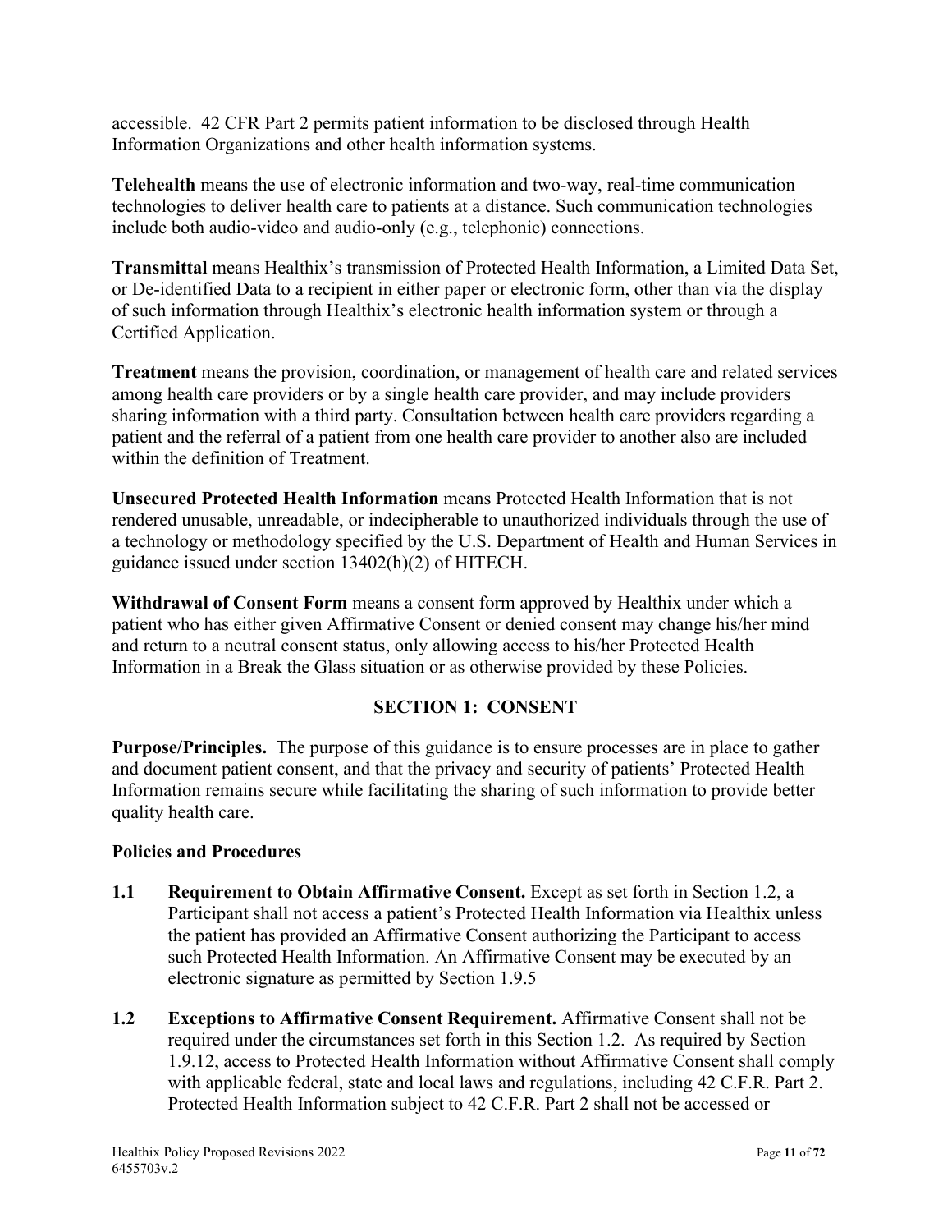accessible. 42 CFR Part 2 permits patient information to be disclosed through Health Information Organizations and other health information systems.

**Telehealth** means the use of electronic information and two-way, real-time communication technologies to deliver health care to patients at a distance. Such communication technologies include both audio-video and audio-only (e.g., telephonic) connections.

**Transmittal** means Healthix's transmission of Protected Health Information, a Limited Data Set, or De-identified Data to a recipient in either paper or electronic form, other than via the display of such information through Healthix's electronic health information system or through a Certified Application.

**Treatment** means the provision, coordination, or management of health care and related services among health care providers or by a single health care provider, and may include providers sharing information with a third party. Consultation between health care providers regarding a patient and the referral of a patient from one health care provider to another also are included within the definition of Treatment.

**Unsecured Protected Health Information** means Protected Health Information that is not rendered unusable, unreadable, or indecipherable to unauthorized individuals through the use of a technology or methodology specified by the U.S. Department of Health and Human Services in guidance issued under section 13402(h)(2) of HITECH.

**Withdrawal of Consent Form** means a consent form approved by Healthix under which a patient who has either given Affirmative Consent or denied consent may change his/her mind and return to a neutral consent status, only allowing access to his/her Protected Health Information in a Break the Glass situation or as otherwise provided by these Policies.

## SECTION 1: CONSENT

**Purpose/Principles.** The purpose of this guidance is to ensure processes are in place to gather and document patient consent, and that the privacy and security of patients' Protected Health Information remains secure while facilitating the sharing of such information to provide better quality health care.

**Policies and Procedures**

**1.1 Requirement to Obtain Affirmative Consent.** Except as set forth in Section 1.2, a Participant shall not access a patient's Protected Health Information via Healthix unless the patient has provided an Affirmative Consent authorizing the Participant to access such Protected Health Information. An Affirmative Consent may be executed by an electronic signature as permitted by Section 1.9.5

**1.2 Exceptions to Affirmative Consent Requirement.** Affirmative Consent shall not be required under the circumstances set forth in this Section 1.2. As required by Section 1.9.12, access to Protected Health Information without Affirmative Consent shall comply with applicable federal, state and local laws and regulations, including 42 C.F.R. Part 2. Protected Health Information subject to 42 C.F.R. Part 2 shall not be accessed or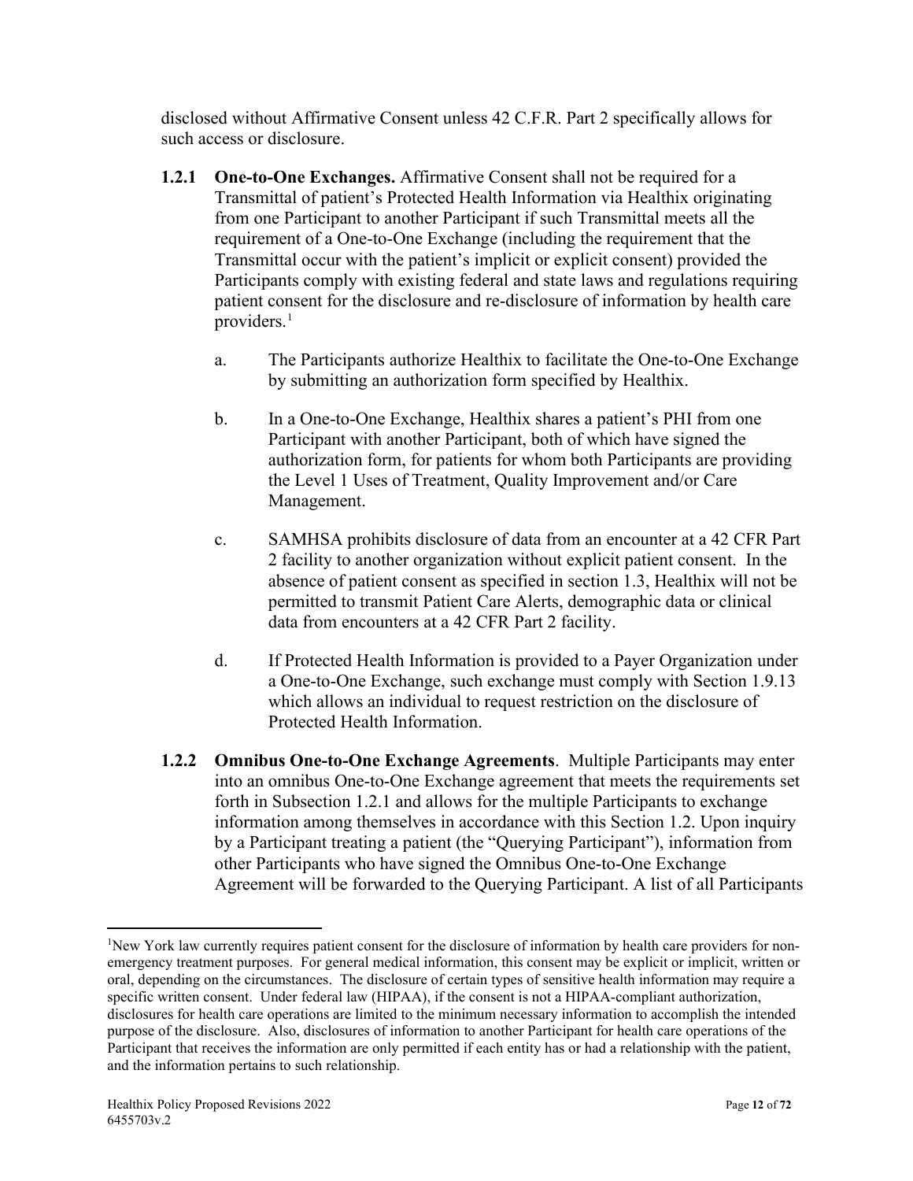disclosed without Affirmative Consent unless 42 C.F.R. Part 2 specifically allows for such access or disclosure.

**1.2.1 One-to-One Exchanges.** Affirmative Consent shall not be required for a Transmittal of patient's Protected Health Information via Healthix originating from one Participant to another Participant if such Transmittal meets all the requirement of a One-to-One Exchange (including the requirement that the Transmittal occur with the patient's implicit or explicit consent) provided the Participants comply with existing federal and state laws and regulations requiring patient consent for the disclosure and re-disclosure of information by health care providers.[1]

a. The Participants authorize Healthix to facilitate the One-to-One Exchange by submitting an authorization form specified by Healthix.

b. In a One-to-One Exchange, Healthix shares a patient's PHI from one Participant with another Participant, both of which have signed the authorization form, for patients for whom both Participants are providing the Level 1 Uses of Treatment, Quality Improvement and/or Care Management.

c. SAMHSA prohibits disclosure of data from an encounter at a 42 CFR Part 2 facility to another organization without explicit patient consent. In the absence of patient consent as specified in section 1.3, Healthix will not be permitted to transmit Patient Care Alerts, demographic data or clinical data from encounters at a 42 CFR Part 2 facility.

d. If Protected Health Information is provided to a Payer Organization under a One-to-One Exchange, such exchange must comply with Section 1.9.13 which allows an individual to request restriction on the disclosure of Protected Health Information.

**1.2.2 Omnibus One-to-One Exchange Agreements**. Multiple Participants may enter into an omnibus One-to-One Exchange agreement that meets the requirements set forth in Subsection 1.2.1 and allows for the multiple Participants to exchange information among themselves in accordance with this Section 1.2. Upon inquiry by a Participant treating a patient (the "Querying Participant"), information from other Participants who have signed the Omnibus One-to-One Exchange Agreement will be forwarded to the Querying Participant. A list of all Participants

---

[1]New York law currently requires patient consent for the disclosure of information by health care providers for non-emergency treatment purposes. For general medical information, this consent may be explicit or implicit, written or oral, depending on the circumstances. The disclosure of certain types of sensitive health information may require a specific written consent. Under federal law (HIPAA), if the consent is not a HIPAA-compliant authorization, disclosures for health care operations are limited to the minimum necessary information to accomplish the intended purpose of the disclosure. Also, disclosures of information to another Participant for health care operations of the Participant that receives the information are only permitted if each entity has or had a relationship with the patient, and the information pertains to such relationship.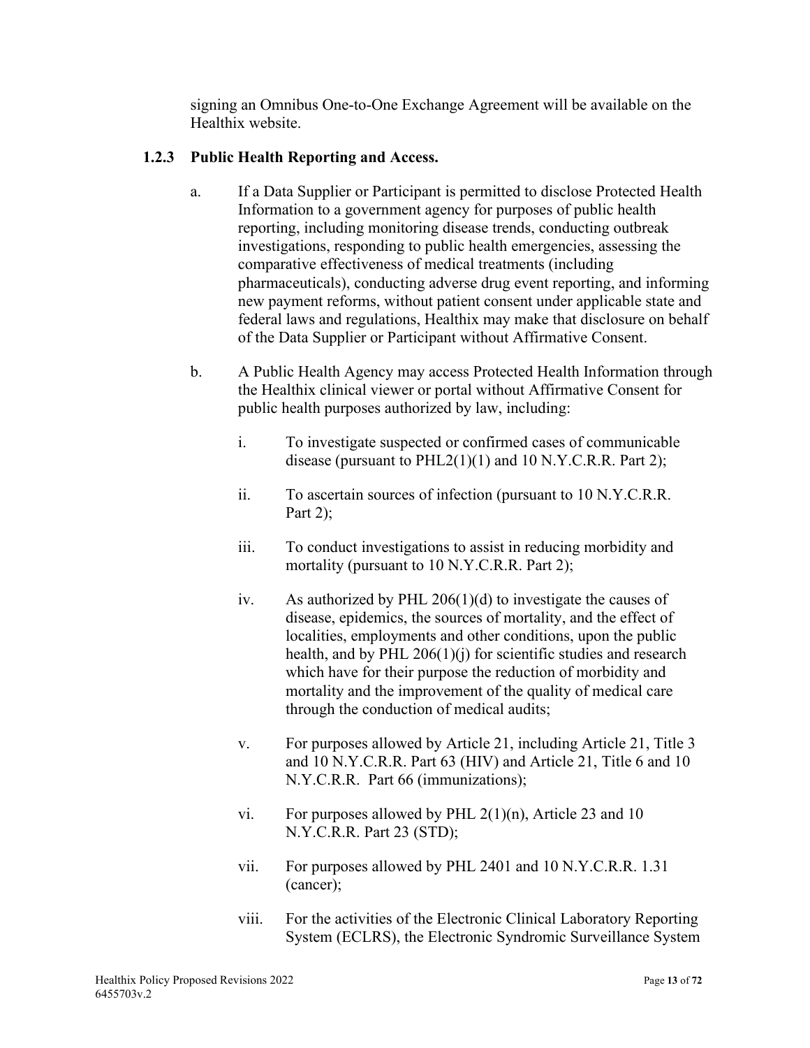signing an Omnibus One-to-One Exchange Agreement will be available on the Healthix website.

### 1.2.3 Public Health Reporting and Access.

a. If a Data Supplier or Participant is permitted to disclose Protected Health Information to a government agency for purposes of public health reporting, including monitoring disease trends, conducting outbreak investigations, responding to public health emergencies, assessing the comparative effectiveness of medical treatments (including pharmaceuticals), conducting adverse drug event reporting, and informing new payment reforms, without patient consent under applicable state and federal laws and regulations, Healthix may make that disclosure on behalf of the Data Supplier or Participant without Affirmative Consent.

b. A Public Health Agency may access Protected Health Information through the Healthix clinical viewer or portal without Affirmative Consent for public health purposes authorized by law, including:

   i. To investigate suspected or confirmed cases of communicable disease (pursuant to PHL2(1)(1) and 10 N.Y.C.R.R. Part 2);

   ii. To ascertain sources of infection (pursuant to 10 N.Y.C.R.R. Part 2);

   iii. To conduct investigations to assist in reducing morbidity and mortality (pursuant to 10 N.Y.C.R.R. Part 2);

   iv. As authorized by PHL 206(1)(d) to investigate the causes of disease, epidemics, the sources of mortality, and the effect of localities, employments and other conditions, upon the public health, and by PHL 206(1)(j) for scientific studies and research which have for their purpose the reduction of morbidity and mortality and the improvement of the quality of medical care through the conduction of medical audits;

   v. For purposes allowed by Article 21, including Article 21, Title 3 and 10 N.Y.C.R.R. Part 63 (HIV) and Article 21, Title 6 and 10 N.Y.C.R.R. Part 66 (immunizations);

   vi. For purposes allowed by PHL 2(1)(n), Article 23 and 10 N.Y.C.R.R. Part 23 (STD);

   vii. For purposes allowed by PHL 2401 and 10 N.Y.C.R.R. 1.31 (cancer);

   viii. For the activities of the Electronic Clinical Laboratory Reporting System (ECLRS), the Electronic Syndromic Surveillance System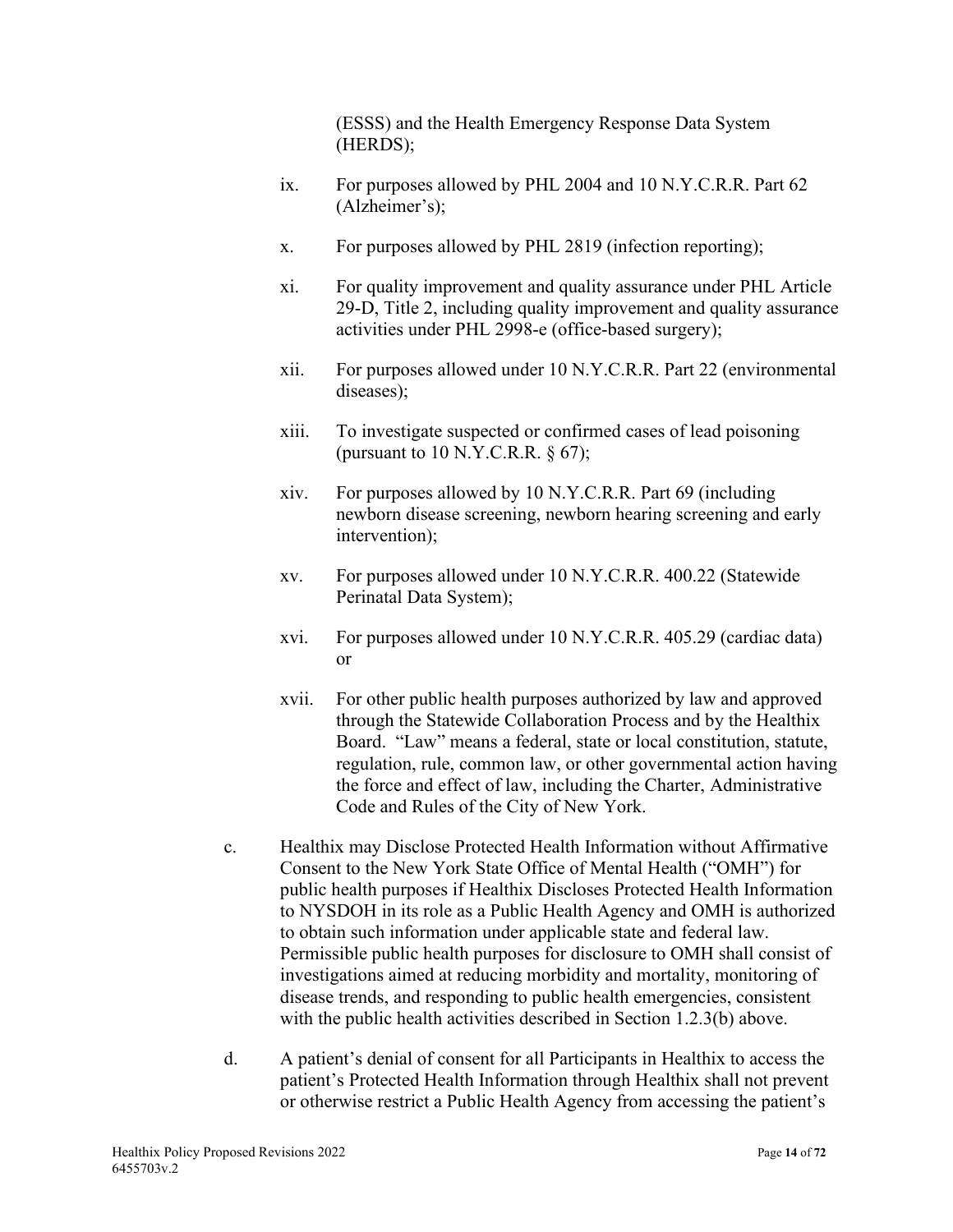(ESSS) and the Health Emergency Response Data System (HERDS);

ix. For purposes allowed by PHL 2004 and 10 N.Y.C.R.R. Part 62 (Alzheimer's);

x. For purposes allowed by PHL 2819 (infection reporting);

xi. For quality improvement and quality assurance under PHL Article 29-D, Title 2, including quality improvement and quality assurance activities under PHL 2998-e (office-based surgery);

xii. For purposes allowed under 10 N.Y.C.R.R. Part 22 (environmental diseases);

xiii. To investigate suspected or confirmed cases of lead poisoning (pursuant to 10 N.Y.C.R.R. § 67);

xiv. For purposes allowed by 10 N.Y.C.R.R. Part 69 (including newborn disease screening, newborn hearing screening and early intervention);

xv. For purposes allowed under 10 N.Y.C.R.R. 400.22 (Statewide Perinatal Data System);

xvi. For purposes allowed under 10 N.Y.C.R.R. 405.29 (cardiac data) or

xvii. For other public health purposes authorized by law and approved through the Statewide Collaboration Process and by the Healthix Board. "Law" means a federal, state or local constitution, statute, regulation, rule, common law, or other governmental action having the force and effect of law, including the Charter, Administrative Code and Rules of the City of New York.

c. Healthix may Disclose Protected Health Information without Affirmative Consent to the New York State Office of Mental Health ("OMH") for public health purposes if Healthix Discloses Protected Health Information to NYSDOH in its role as a Public Health Agency and OMH is authorized to obtain such information under applicable state and federal law. Permissible public health purposes for disclosure to OMH shall consist of investigations aimed at reducing morbidity and mortality, monitoring of disease trends, and responding to public health emergencies, consistent with the public health activities described in Section 1.2.3(b) above.

d. A patient's denial of consent for all Participants in Healthix to access the patient's Protected Health Information through Healthix shall not prevent or otherwise restrict a Public Health Agency from accessing the patient's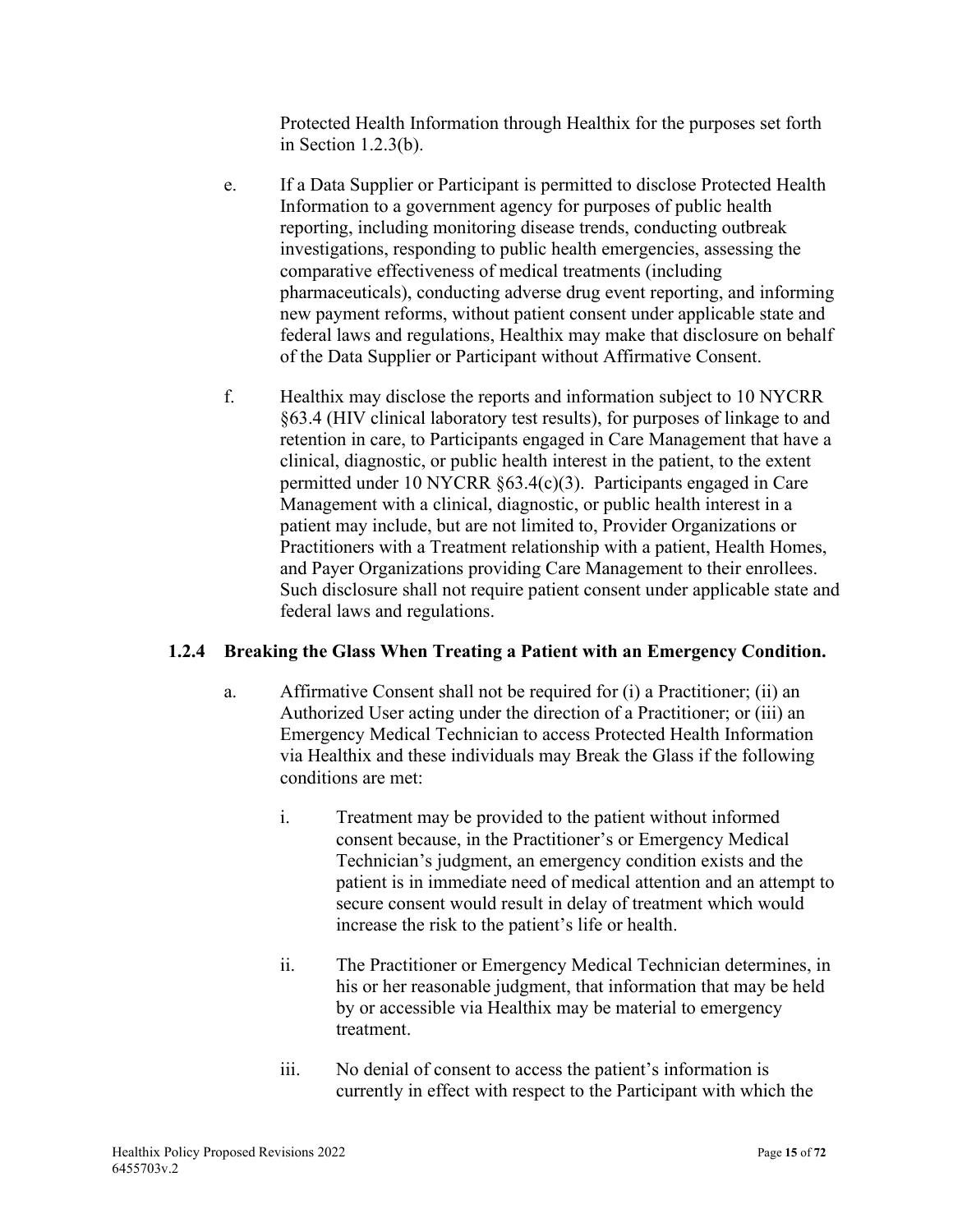Protected Health Information through Healthix for the purposes set forth in Section 1.2.3(b).

e. If a Data Supplier or Participant is permitted to disclose Protected Health Information to a government agency for purposes of public health reporting, including monitoring disease trends, conducting outbreak investigations, responding to public health emergencies, assessing the comparative effectiveness of medical treatments (including pharmaceuticals), conducting adverse drug event reporting, and informing new payment reforms, without patient consent under applicable state and federal laws and regulations, Healthix may make that disclosure on behalf of the Data Supplier or Participant without Affirmative Consent.

f. Healthix may disclose the reports and information subject to 10 NYCRR §63.4 (HIV clinical laboratory test results), for purposes of linkage to and retention in care, to Participants engaged in Care Management that have a clinical, diagnostic, or public health interest in the patient, to the extent permitted under 10 NYCRR §63.4(c)(3). Participants engaged in Care Management with a clinical, diagnostic, or public health interest in a patient may include, but are not limited to, Provider Organizations or Practitioners with a Treatment relationship with a patient, Health Homes, and Payer Organizations providing Care Management to their enrollees. Such disclosure shall not require patient consent under applicable state and federal laws and regulations.

### 1.2.4 Breaking the Glass When Treating a Patient with an Emergency Condition.

a. Affirmative Consent shall not be required for (i) a Practitioner; (ii) an Authorized User acting under the direction of a Practitioner; or (iii) an Emergency Medical Technician to access Protected Health Information via Healthix and these individuals may Break the Glass if the following conditions are met:

   i. Treatment may be provided to the patient without informed consent because, in the Practitioner's or Emergency Medical Technician's judgment, an emergency condition exists and the patient is in immediate need of medical attention and an attempt to secure consent would result in delay of treatment which would increase the risk to the patient's life or health.

   ii. The Practitioner or Emergency Medical Technician determines, in his or her reasonable judgment, that information that may be held by or accessible via Healthix may be material to emergency treatment.

   iii. No denial of consent to access the patient's information is currently in effect with respect to the Participant with which the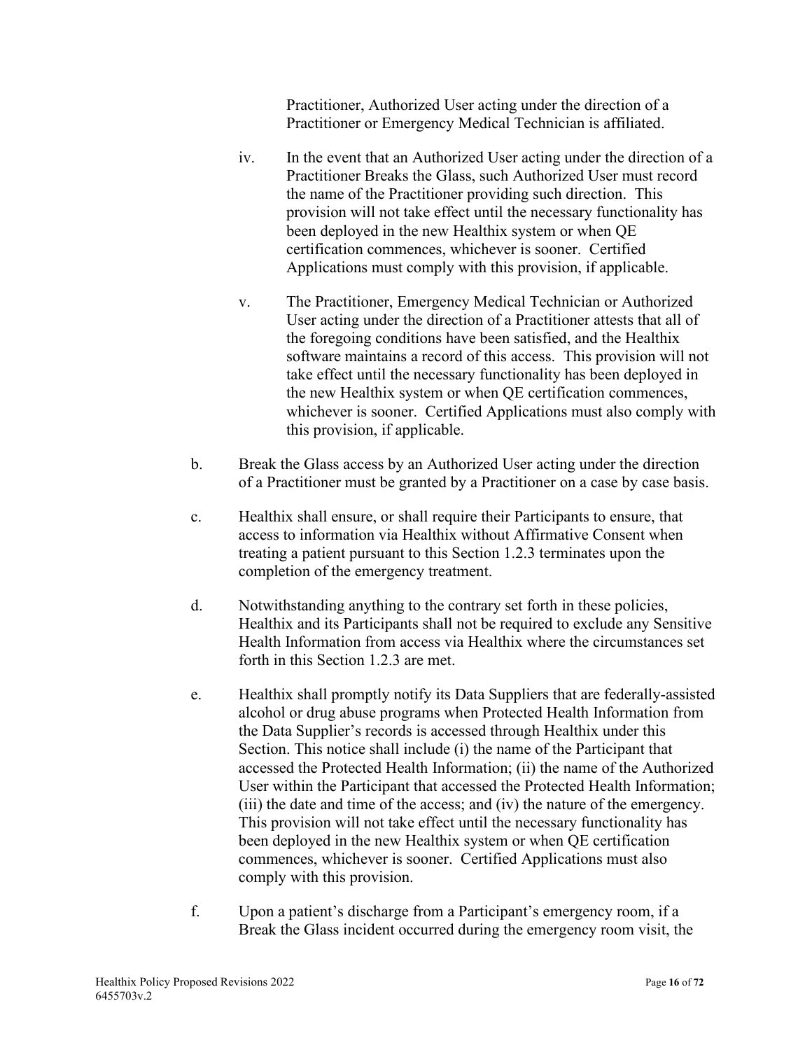Practitioner, Authorized User acting under the direction of a Practitioner or Emergency Medical Technician is affiliated.

iv. In the event that an Authorized User acting under the direction of a Practitioner Breaks the Glass, such Authorized User must record the name of the Practitioner providing such direction. This provision will not take effect until the necessary functionality has been deployed in the new Healthix system or when QE certification commences, whichever is sooner. Certified Applications must comply with this provision, if applicable.

v. The Practitioner, Emergency Medical Technician or Authorized User acting under the direction of a Practitioner attests that all of the foregoing conditions have been satisfied, and the Healthix software maintains a record of this access. This provision will not take effect until the necessary functionality has been deployed in the new Healthix system or when QE certification commences, whichever is sooner. Certified Applications must also comply with this provision, if applicable.

b. Break the Glass access by an Authorized User acting under the direction of a Practitioner must be granted by a Practitioner on a case by case basis.

c. Healthix shall ensure, or shall require their Participants to ensure, that access to information via Healthix without Affirmative Consent when treating a patient pursuant to this Section 1.2.3 terminates upon the completion of the emergency treatment.

d. Notwithstanding anything to the contrary set forth in these policies, Healthix and its Participants shall not be required to exclude any Sensitive Health Information from access via Healthix where the circumstances set forth in this Section 1.2.3 are met.

e. Healthix shall promptly notify its Data Suppliers that are federally-assisted alcohol or drug abuse programs when Protected Health Information from the Data Supplier's records is accessed through Healthix under this Section. This notice shall include (i) the name of the Participant that accessed the Protected Health Information; (ii) the name of the Authorized User within the Participant that accessed the Protected Health Information; (iii) the date and time of the access; and (iv) the nature of the emergency. This provision will not take effect until the necessary functionality has been deployed in the new Healthix system or when QE certification commences, whichever is sooner. Certified Applications must also comply with this provision.

f. Upon a patient's discharge from a Participant's emergency room, if a Break the Glass incident occurred during the emergency room visit, the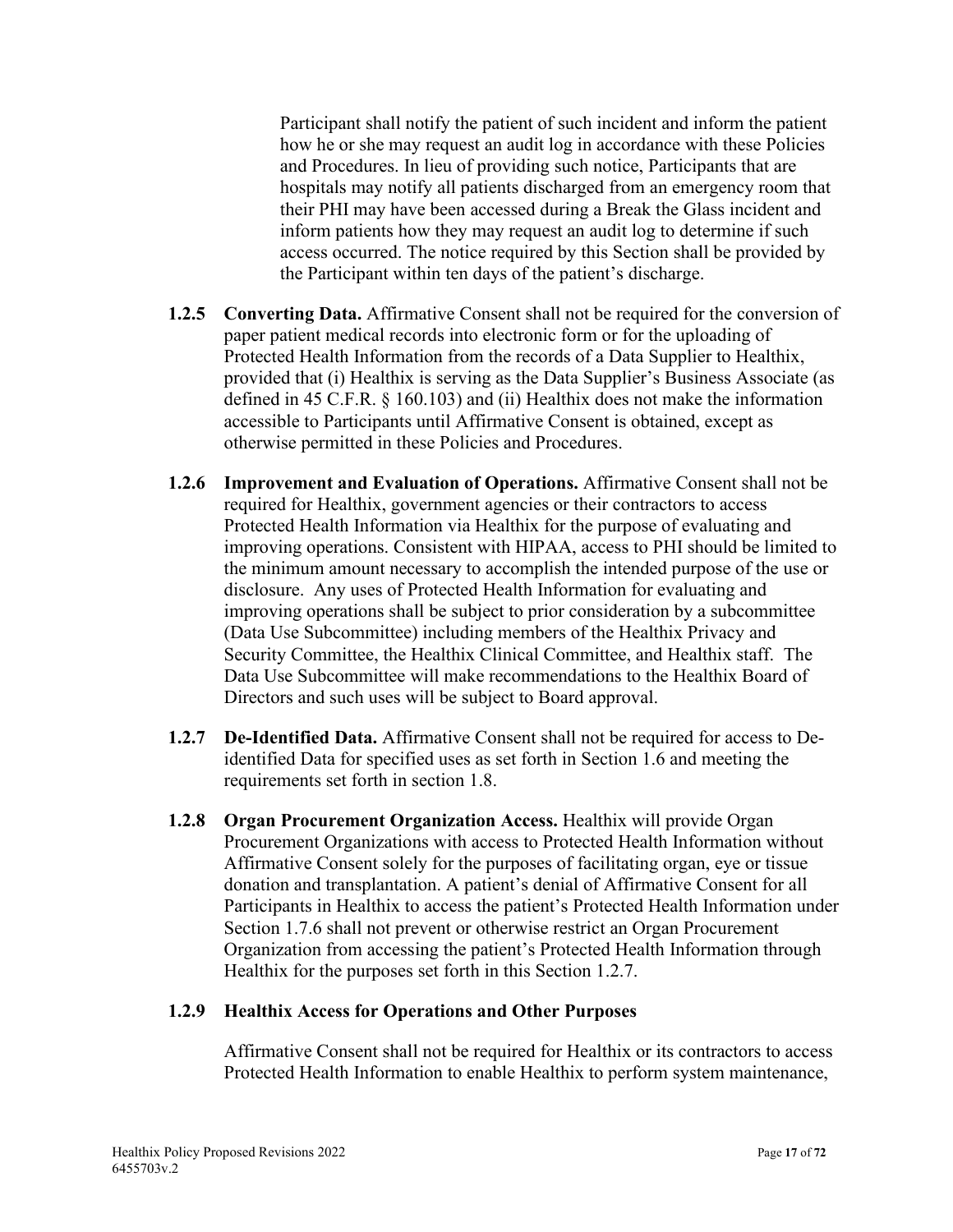Participant shall notify the patient of such incident and inform the patient how he or she may request an audit log in accordance with these Policies and Procedures. In lieu of providing such notice, Participants that are hospitals may notify all patients discharged from an emergency room that their PHI may have been accessed during a Break the Glass incident and inform patients how they may request an audit log to determine if such access occurred. The notice required by this Section shall be provided by the Participant within ten days of the patient's discharge.

**1.2.5 Converting Data.** Affirmative Consent shall not be required for the conversion of paper patient medical records into electronic form or for the uploading of Protected Health Information from the records of a Data Supplier to Healthix, provided that (i) Healthix is serving as the Data Supplier's Business Associate (as defined in 45 C.F.R. § 160.103) and (ii) Healthix does not make the information accessible to Participants until Affirmative Consent is obtained, except as otherwise permitted in these Policies and Procedures.

**1.2.6 Improvement and Evaluation of Operations.** Affirmative Consent shall not be required for Healthix, government agencies or their contractors to access Protected Health Information via Healthix for the purpose of evaluating and improving operations. Consistent with HIPAA, access to PHI should be limited to the minimum amount necessary to accomplish the intended purpose of the use or disclosure. Any uses of Protected Health Information for evaluating and improving operations shall be subject to prior consideration by a subcommittee (Data Use Subcommittee) including members of the Healthix Privacy and Security Committee, the Healthix Clinical Committee, and Healthix staff. The Data Use Subcommittee will make recommendations to the Healthix Board of Directors and such uses will be subject to Board approval.

**1.2.7 De-Identified Data.** Affirmative Consent shall not be required for access to De-identified Data for specified uses as set forth in Section 1.6 and meeting the requirements set forth in section 1.8.

**1.2.8 Organ Procurement Organization Access.** Healthix will provide Organ Procurement Organizations with access to Protected Health Information without Affirmative Consent solely for the purposes of facilitating organ, eye or tissue donation and transplantation. A patient's denial of Affirmative Consent for all Participants in Healthix to access the patient's Protected Health Information under Section 1.7.6 shall not prevent or otherwise restrict an Organ Procurement Organization from accessing the patient's Protected Health Information through Healthix for the purposes set forth in this Section 1.2.7.

**1.2.9 Healthix Access for Operations and Other Purposes**

Affirmative Consent shall not be required for Healthix or its contractors to access Protected Health Information to enable Healthix to perform system maintenance,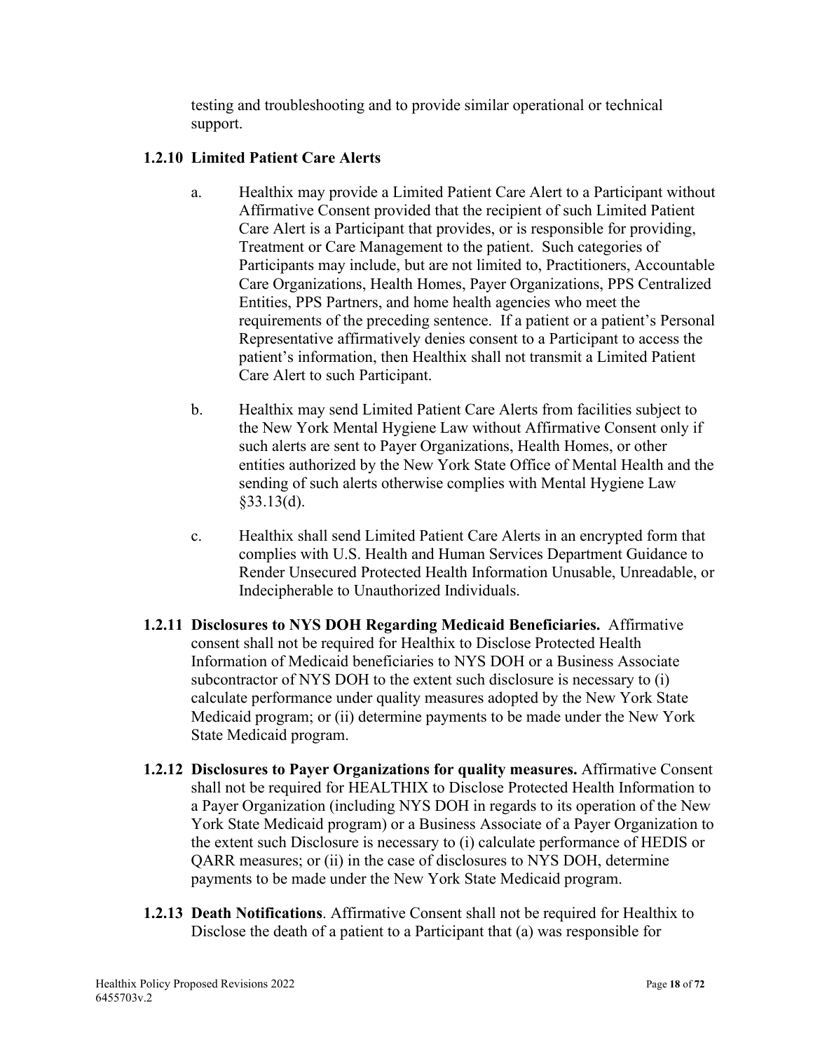testing and troubleshooting and to provide similar operational or technical support.

### 1.2.10 Limited Patient Care Alerts

a. Healthix may provide a Limited Patient Care Alert to a Participant without Affirmative Consent provided that the recipient of such Limited Patient Care Alert is a Participant that provides, or is responsible for providing, Treatment or Care Management to the patient. Such categories of Participants may include, but are not limited to, Practitioners, Accountable Care Organizations, Health Homes, Payer Organizations, PPS Centralized Entities, PPS Partners, and home health agencies who meet the requirements of the preceding sentence. If a patient or a patient's Personal Representative affirmatively denies consent to a Participant to access the patient's information, then Healthix shall not transmit a Limited Patient Care Alert to such Participant.

b. Healthix may send Limited Patient Care Alerts from facilities subject to the New York Mental Hygiene Law without Affirmative Consent only if such alerts are sent to Payer Organizations, Health Homes, or other entities authorized by the New York State Office of Mental Health and the sending of such alerts otherwise complies with Mental Hygiene Law §33.13(d).

c. Healthix shall send Limited Patient Care Alerts in an encrypted form that complies with U.S. Health and Human Services Department Guidance to Render Unsecured Protected Health Information Unusable, Unreadable, or Indecipherable to Unauthorized Individuals.

**1.2.11 Disclosures to NYS DOH Regarding Medicaid Beneficiaries.** Affirmative consent shall not be required for Healthix to Disclose Protected Health Information of Medicaid beneficiaries to NYS DOH or a Business Associate subcontractor of NYS DOH to the extent such disclosure is necessary to (i) calculate performance under quality measures adopted by the New York State Medicaid program; or (ii) determine payments to be made under the New York State Medicaid program.

**1.2.12 Disclosures to Payer Organizations for quality measures.** Affirmative Consent shall not be required for HEALTHIX to Disclose Protected Health Information to a Payer Organization (including NYS DOH in regards to its operation of the New York State Medicaid program) or a Business Associate of a Payer Organization to the extent such Disclosure is necessary to (i) calculate performance of HEDIS or QARR measures; or (ii) in the case of disclosures to NYS DOH, determine payments to be made under the New York State Medicaid program.

**1.2.13 Death Notifications**. Affirmative Consent shall not be required for Healthix to Disclose the death of a patient to a Participant that (a) was responsible for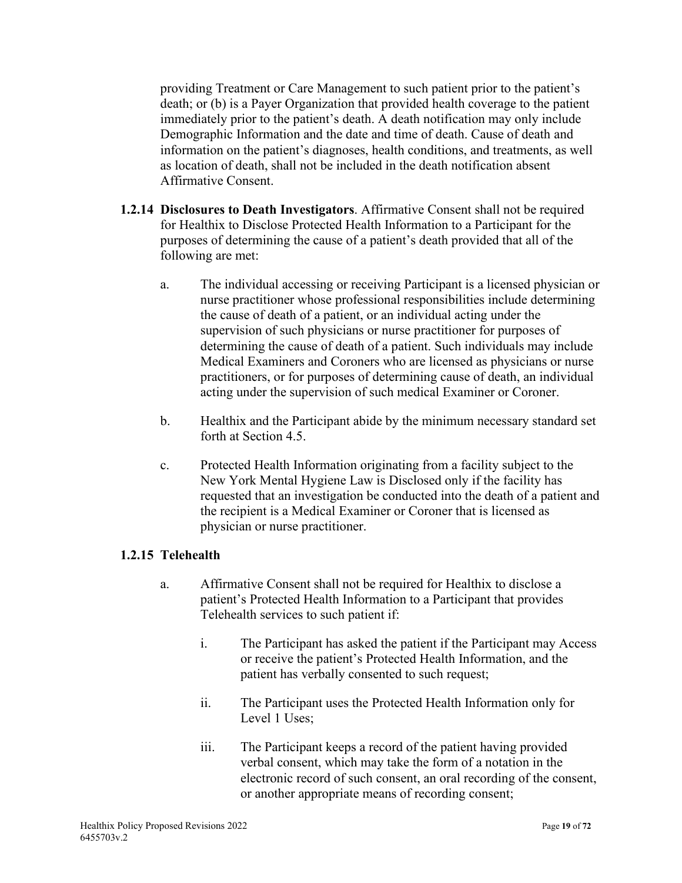providing Treatment or Care Management to such patient prior to the patient's death; or (b) is a Payer Organization that provided health coverage to the patient immediately prior to the patient's death. A death notification may only include Demographic Information and the date and time of death. Cause of death and information on the patient's diagnoses, health conditions, and treatments, as well as location of death, shall not be included in the death notification absent Affirmative Consent.

**1.2.14 Disclosures to Death Investigators**. Affirmative Consent shall not be required for Healthix to Disclose Protected Health Information to a Participant for the purposes of determining the cause of a patient's death provided that all of the following are met:

a. The individual accessing or receiving Participant is a licensed physician or nurse practitioner whose professional responsibilities include determining the cause of death of a patient, or an individual acting under the supervision of such physicians or nurse practitioner for purposes of determining the cause of death of a patient. Such individuals may include Medical Examiners and Coroners who are licensed as physicians or nurse practitioners, or for purposes of determining cause of death, an individual acting under the supervision of such medical Examiner or Coroner.

b. Healthix and the Participant abide by the minimum necessary standard set forth at Section 4.5.

c. Protected Health Information originating from a facility subject to the New York Mental Hygiene Law is Disclosed only if the facility has requested that an investigation be conducted into the death of a patient and the recipient is a Medical Examiner or Coroner that is licensed as physician or nurse practitioner.

**1.2.15 Telehealth**

a. Affirmative Consent shall not be required for Healthix to disclose a patient's Protected Health Information to a Participant that provides Telehealth services to such patient if:

   i. The Participant has asked the patient if the Participant may Access or receive the patient's Protected Health Information, and the patient has verbally consented to such request;

   ii. The Participant uses the Protected Health Information only for Level 1 Uses;

   iii. The Participant keeps a record of the patient having provided verbal consent, which may take the form of a notation in the electronic record of such consent, an oral recording of the consent, or another appropriate means of recording consent;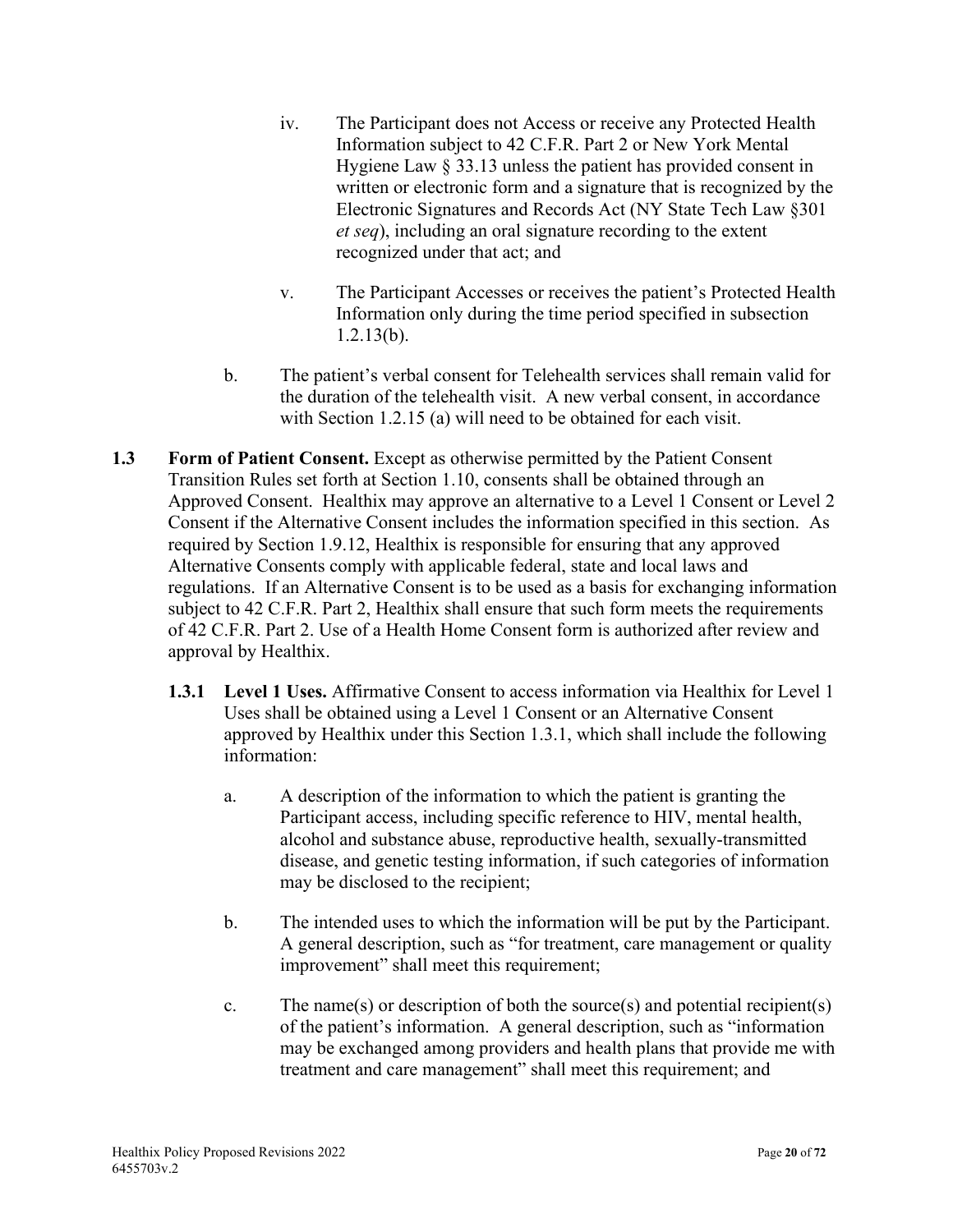iv. The Participant does not Access or receive any Protected Health Information subject to 42 C.F.R. Part 2 or New York Mental Hygiene Law § 33.13 unless the patient has provided consent in written or electronic form and a signature that is recognized by the Electronic Signatures and Records Act (NY State Tech Law §301 *et seq*), including an oral signature recording to the extent recognized under that act; and

v. The Participant Accesses or receives the patient's Protected Health Information only during the time period specified in subsection 1.2.13(b).

b. The patient's verbal consent for Telehealth services shall remain valid for the duration of the telehealth visit. A new verbal consent, in accordance with Section 1.2.15 (a) will need to be obtained for each visit.

**1.3 Form of Patient Consent.** Except as otherwise permitted by the Patient Consent Transition Rules set forth at Section 1.10, consents shall be obtained through an Approved Consent. Healthix may approve an alternative to a Level 1 Consent or Level 2 Consent if the Alternative Consent includes the information specified in this section. As required by Section 1.9.12, Healthix is responsible for ensuring that any approved Alternative Consents comply with applicable federal, state and local laws and regulations. If an Alternative Consent is to be used as a basis for exchanging information subject to 42 C.F.R. Part 2, Healthix shall ensure that such form meets the requirements of 42 C.F.R. Part 2. Use of a Health Home Consent form is authorized after review and approval by Healthix.

**1.3.1 Level 1 Uses.** Affirmative Consent to access information via Healthix for Level 1 Uses shall be obtained using a Level 1 Consent or an Alternative Consent approved by Healthix under this Section 1.3.1, which shall include the following information:

a. A description of the information to which the patient is granting the Participant access, including specific reference to HIV, mental health, alcohol and substance abuse, reproductive health, sexually-transmitted disease, and genetic testing information, if such categories of information may be disclosed to the recipient;

b. The intended uses to which the information will be put by the Participant. A general description, such as "for treatment, care management or quality improvement" shall meet this requirement;

c. The name(s) or description of both the source(s) and potential recipient(s) of the patient's information. A general description, such as "information may be exchanged among providers and health plans that provide me with treatment and care management" shall meet this requirement; and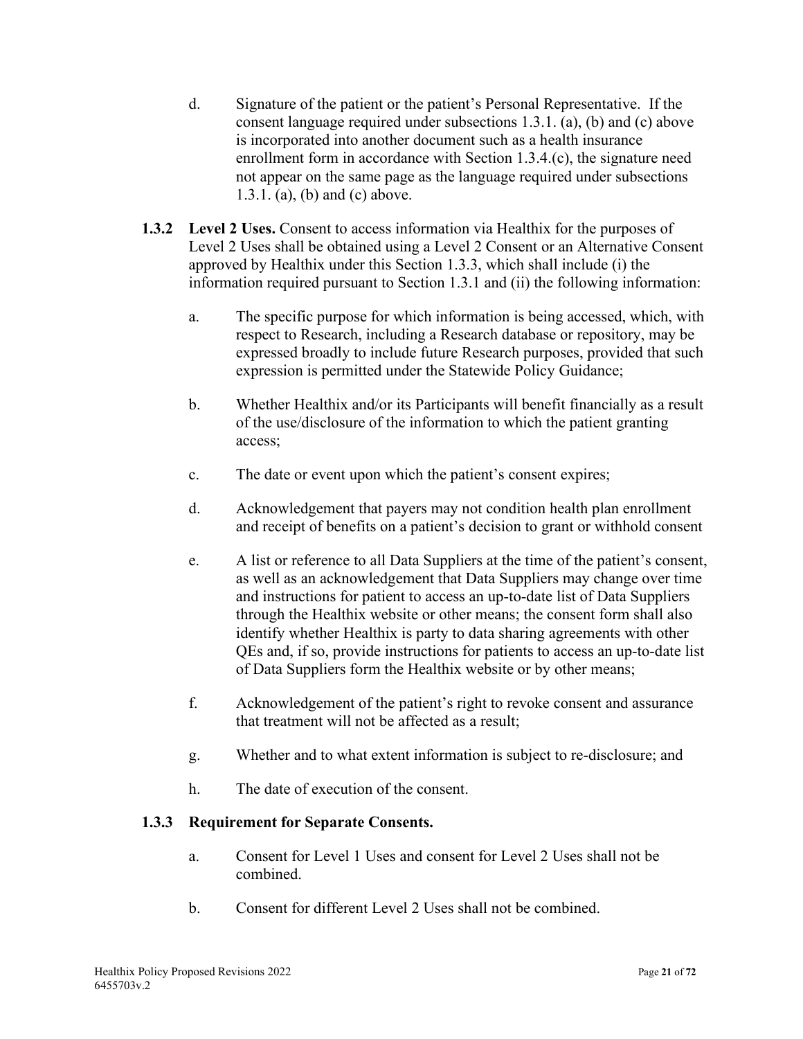d. Signature of the patient or the patient's Personal Representative. If the consent language required under subsections 1.3.1. (a), (b) and (c) above is incorporated into another document such as a health insurance enrollment form in accordance with Section 1.3.4.(c), the signature need not appear on the same page as the language required under subsections 1.3.1. (a), (b) and (c) above.

**1.3.2 Level 2 Uses.** Consent to access information via Healthix for the purposes of Level 2 Uses shall be obtained using a Level 2 Consent or an Alternative Consent approved by Healthix under this Section 1.3.3, which shall include (i) the information required pursuant to Section 1.3.1 and (ii) the following information:

a. The specific purpose for which information is being accessed, which, with respect to Research, including a Research database or repository, may be expressed broadly to include future Research purposes, provided that such expression is permitted under the Statewide Policy Guidance;

b. Whether Healthix and/or its Participants will benefit financially as a result of the use/disclosure of the information to which the patient granting access;

c. The date or event upon which the patient's consent expires;

d. Acknowledgement that payers may not condition health plan enrollment and receipt of benefits on a patient's decision to grant or withhold consent

e. A list or reference to all Data Suppliers at the time of the patient's consent, as well as an acknowledgement that Data Suppliers may change over time and instructions for patient to access an up-to-date list of Data Suppliers through the Healthix website or other means; the consent form shall also identify whether Healthix is party to data sharing agreements with other QEs and, if so, provide instructions for patients to access an up-to-date list of Data Suppliers form the Healthix website or by other means;

f. Acknowledgement of the patient's right to revoke consent and assurance that treatment will not be affected as a result;

g. Whether and to what extent information is subject to re-disclosure; and

h. The date of execution of the consent.

**1.3.3 Requirement for Separate Consents.**

a. Consent for Level 1 Uses and consent for Level 2 Uses shall not be combined.

b. Consent for different Level 2 Uses shall not be combined.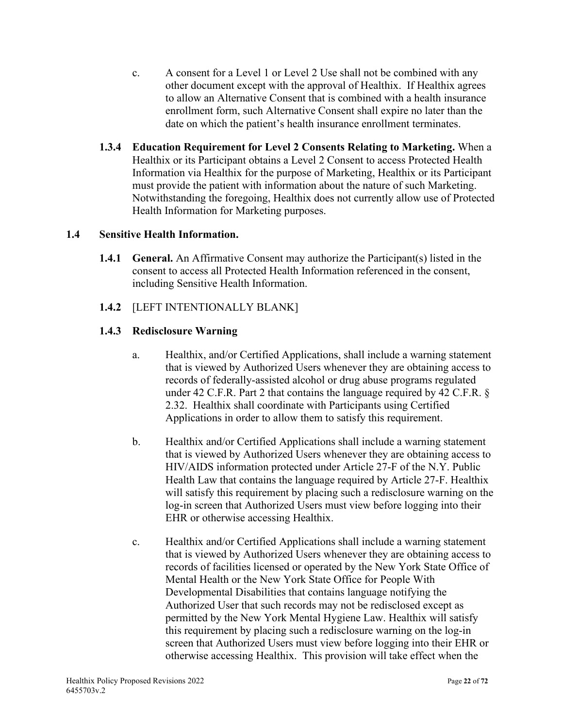c. A consent for a Level 1 or Level 2 Use shall not be combined with any other document except with the approval of Healthix. If Healthix agrees to allow an Alternative Consent that is combined with a health insurance enrollment form, such Alternative Consent shall expire no later than the date on which the patient's health insurance enrollment terminates.

**1.3.4 Education Requirement for Level 2 Consents Relating to Marketing.** When a Healthix or its Participant obtains a Level 2 Consent to access Protected Health Information via Healthix for the purpose of Marketing, Healthix or its Participant must provide the patient with information about the nature of such Marketing. Notwithstanding the foregoing, Healthix does not currently allow use of Protected Health Information for Marketing purposes.

## 1.4 Sensitive Health Information.

**1.4.1 General.** An Affirmative Consent may authorize the Participant(s) listed in the consent to access all Protected Health Information referenced in the consent, including Sensitive Health Information.

**1.4.2** [LEFT INTENTIONALLY BLANK]

### 1.4.3 Redisclosure Warning

a. Healthix, and/or Certified Applications, shall include a warning statement that is viewed by Authorized Users whenever they are obtaining access to records of federally-assisted alcohol or drug abuse programs regulated under 42 C.F.R. Part 2 that contains the language required by 42 C.F.R. § 2.32. Healthix shall coordinate with Participants using Certified Applications in order to allow them to satisfy this requirement.

b. Healthix and/or Certified Applications shall include a warning statement that is viewed by Authorized Users whenever they are obtaining access to HIV/AIDS information protected under Article 27-F of the N.Y. Public Health Law that contains the language required by Article 27-F. Healthix will satisfy this requirement by placing such a redisclosure warning on the log-in screen that Authorized Users must view before logging into their EHR or otherwise accessing Healthix.

c. Healthix and/or Certified Applications shall include a warning statement that is viewed by Authorized Users whenever they are obtaining access to records of facilities licensed or operated by the New York State Office of Mental Health or the New York State Office for People With Developmental Disabilities that contains language notifying the Authorized User that such records may not be redisclosed except as permitted by the New York Mental Hygiene Law. Healthix will satisfy this requirement by placing such a redisclosure warning on the log-in screen that Authorized Users must view before logging into their EHR or otherwise accessing Healthix. This provision will take effect when the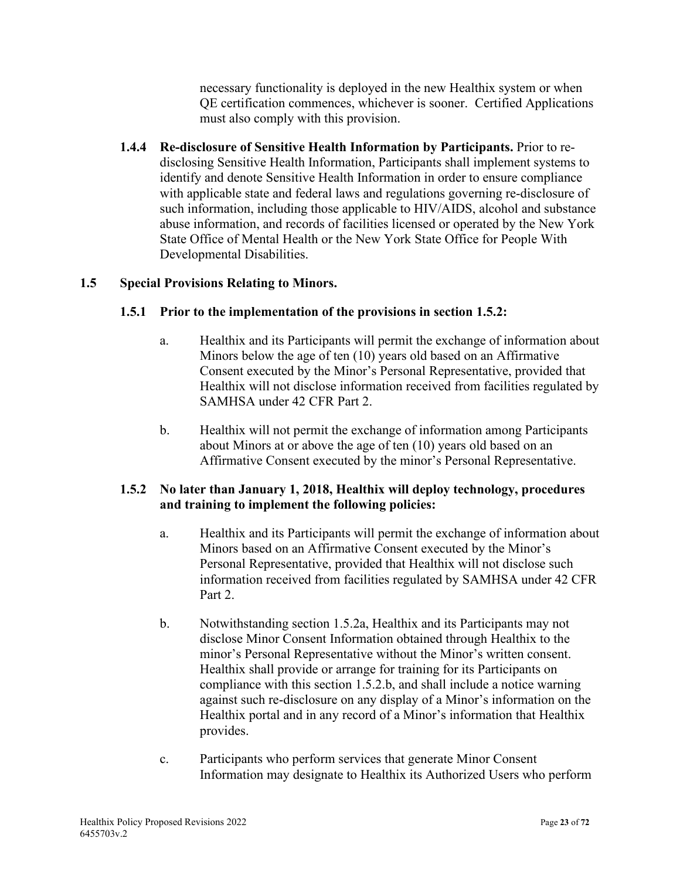necessary functionality is deployed in the new Healthix system or when QE certification commences, whichever is sooner. Certified Applications must also comply with this provision.

**1.4.4 Re-disclosure of Sensitive Health Information by Participants.** Prior to re-disclosing Sensitive Health Information, Participants shall implement systems to identify and denote Sensitive Health Information in order to ensure compliance with applicable state and federal laws and regulations governing re-disclosure of such information, including those applicable to HIV/AIDS, alcohol and substance abuse information, and records of facilities licensed or operated by the New York State Office of Mental Health or the New York State Office for People With Developmental Disabilities.

## 1.5 Special Provisions Relating to Minors.

### 1.5.1 Prior to the implementation of the provisions in section 1.5.2:

a. Healthix and its Participants will permit the exchange of information about Minors below the age of ten (10) years old based on an Affirmative Consent executed by the Minor's Personal Representative, provided that Healthix will not disclose information received from facilities regulated by SAMHSA under 42 CFR Part 2.

b. Healthix will not permit the exchange of information among Participants about Minors at or above the age of ten (10) years old based on an Affirmative Consent executed by the minor's Personal Representative.

### 1.5.2 No later than January 1, 2018, Healthix will deploy technology, procedures and training to implement the following policies:

a. Healthix and its Participants will permit the exchange of information about Minors based on an Affirmative Consent executed by the Minor's Personal Representative, provided that Healthix will not disclose such information received from facilities regulated by SAMHSA under 42 CFR Part 2.

b. Notwithstanding section 1.5.2a, Healthix and its Participants may not disclose Minor Consent Information obtained through Healthix to the minor's Personal Representative without the Minor's written consent. Healthix shall provide or arrange for training for its Participants on compliance with this section 1.5.2.b, and shall include a notice warning against such re-disclosure on any display of a Minor's information on the Healthix portal and in any record of a Minor's information that Healthix provides.

c. Participants who perform services that generate Minor Consent Information may designate to Healthix its Authorized Users who perform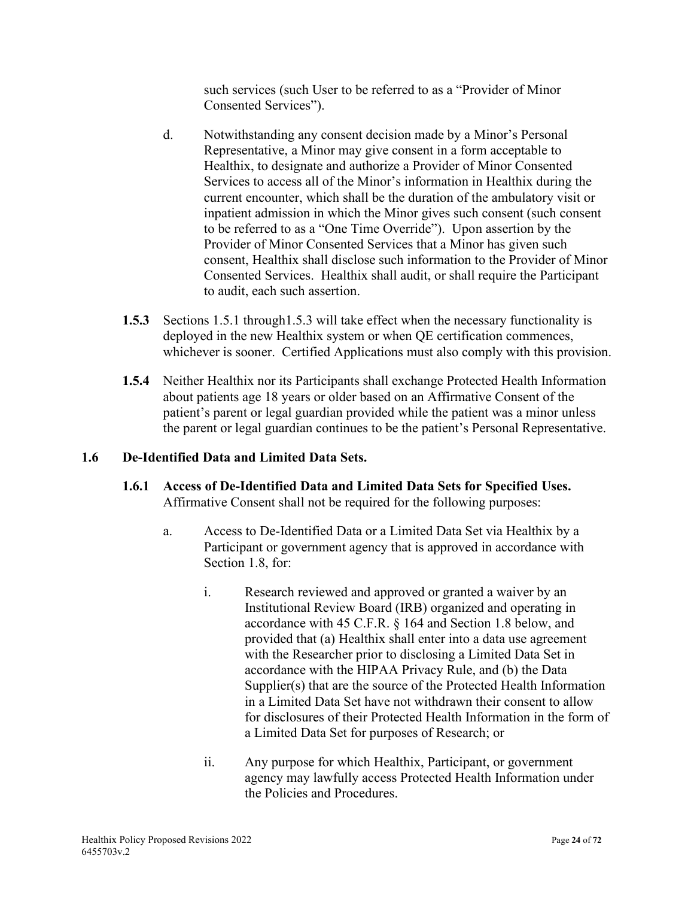such services (such User to be referred to as a "Provider of Minor Consented Services").

d. Notwithstanding any consent decision made by a Minor's Personal Representative, a Minor may give consent in a form acceptable to Healthix, to designate and authorize a Provider of Minor Consented Services to access all of the Minor's information in Healthix during the current encounter, which shall be the duration of the ambulatory visit or inpatient admission in which the Minor gives such consent (such consent to be referred to as a "One Time Override"). Upon assertion by the Provider of Minor Consented Services that a Minor has given such consent, Healthix shall disclose such information to the Provider of Minor Consented Services. Healthix shall audit, or shall require the Participant to audit, each such assertion.

**1.5.3** Sections 1.5.1 through1.5.3 will take effect when the necessary functionality is deployed in the new Healthix system or when QE certification commences, whichever is sooner. Certified Applications must also comply with this provision.

**1.5.4** Neither Healthix nor its Participants shall exchange Protected Health Information about patients age 18 years or older based on an Affirmative Consent of the patient's parent or legal guardian provided while the patient was a minor unless the parent or legal guardian continues to be the patient's Personal Representative.

## 1.6 De-Identified Data and Limited Data Sets.

**1.6.1 Access of De-Identified Data and Limited Data Sets for Specified Uses.** Affirmative Consent shall not be required for the following purposes:

a. Access to De-Identified Data or a Limited Data Set via Healthix by a Participant or government agency that is approved in accordance with Section 1.8, for:

i. Research reviewed and approved or granted a waiver by an Institutional Review Board (IRB) organized and operating in accordance with 45 C.F.R. § 164 and Section 1.8 below, and provided that (a) Healthix shall enter into a data use agreement with the Researcher prior to disclosing a Limited Data Set in accordance with the HIPAA Privacy Rule, and (b) the Data Supplier(s) that are the source of the Protected Health Information in a Limited Data Set have not withdrawn their consent to allow for disclosures of their Protected Health Information in the form of a Limited Data Set for purposes of Research; or

ii. Any purpose for which Healthix, Participant, or government agency may lawfully access Protected Health Information under the Policies and Procedures.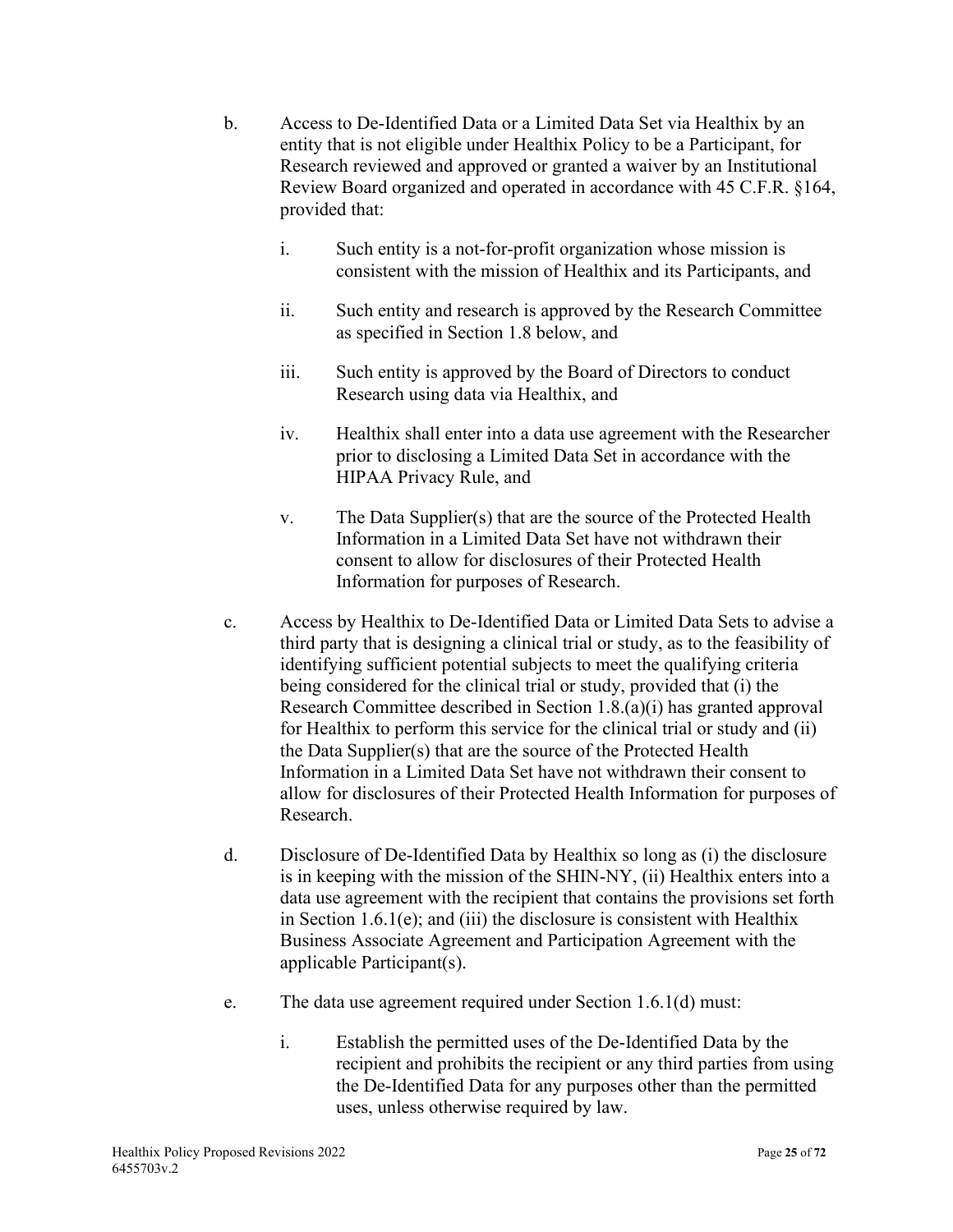b. Access to De-Identified Data or a Limited Data Set via Healthix by an entity that is not eligible under Healthix Policy to be a Participant, for Research reviewed and approved or granted a waiver by an Institutional Review Board organized and operated in accordance with 45 C.F.R. §164, provided that:

   i. Such entity is a not-for-profit organization whose mission is consistent with the mission of Healthix and its Participants, and

   ii. Such entity and research is approved by the Research Committee as specified in Section 1.8 below, and

   iii. Such entity is approved by the Board of Directors to conduct Research using data via Healthix, and

   iv. Healthix shall enter into a data use agreement with the Researcher prior to disclosing a Limited Data Set in accordance with the HIPAA Privacy Rule, and

   v. The Data Supplier(s) that are the source of the Protected Health Information in a Limited Data Set have not withdrawn their consent to allow for disclosures of their Protected Health Information for purposes of Research.

c. Access by Healthix to De-Identified Data or Limited Data Sets to advise a third party that is designing a clinical trial or study, as to the feasibility of identifying sufficient potential subjects to meet the qualifying criteria being considered for the clinical trial or study, provided that (i) the Research Committee described in Section 1.8.(a)(i) has granted approval for Healthix to perform this service for the clinical trial or study and (ii) the Data Supplier(s) that are the source of the Protected Health Information in a Limited Data Set have not withdrawn their consent to allow for disclosures of their Protected Health Information for purposes of Research.

d. Disclosure of De-Identified Data by Healthix so long as (i) the disclosure is in keeping with the mission of the SHIN-NY, (ii) Healthix enters into a data use agreement with the recipient that contains the provisions set forth in Section 1.6.1(e); and (iii) the disclosure is consistent with Healthix Business Associate Agreement and Participation Agreement with the applicable Participant(s).

e. The data use agreement required under Section 1.6.1(d) must:

   i. Establish the permitted uses of the De-Identified Data by the recipient and prohibits the recipient or any third parties from using the De-Identified Data for any purposes other than the permitted uses, unless otherwise required by law.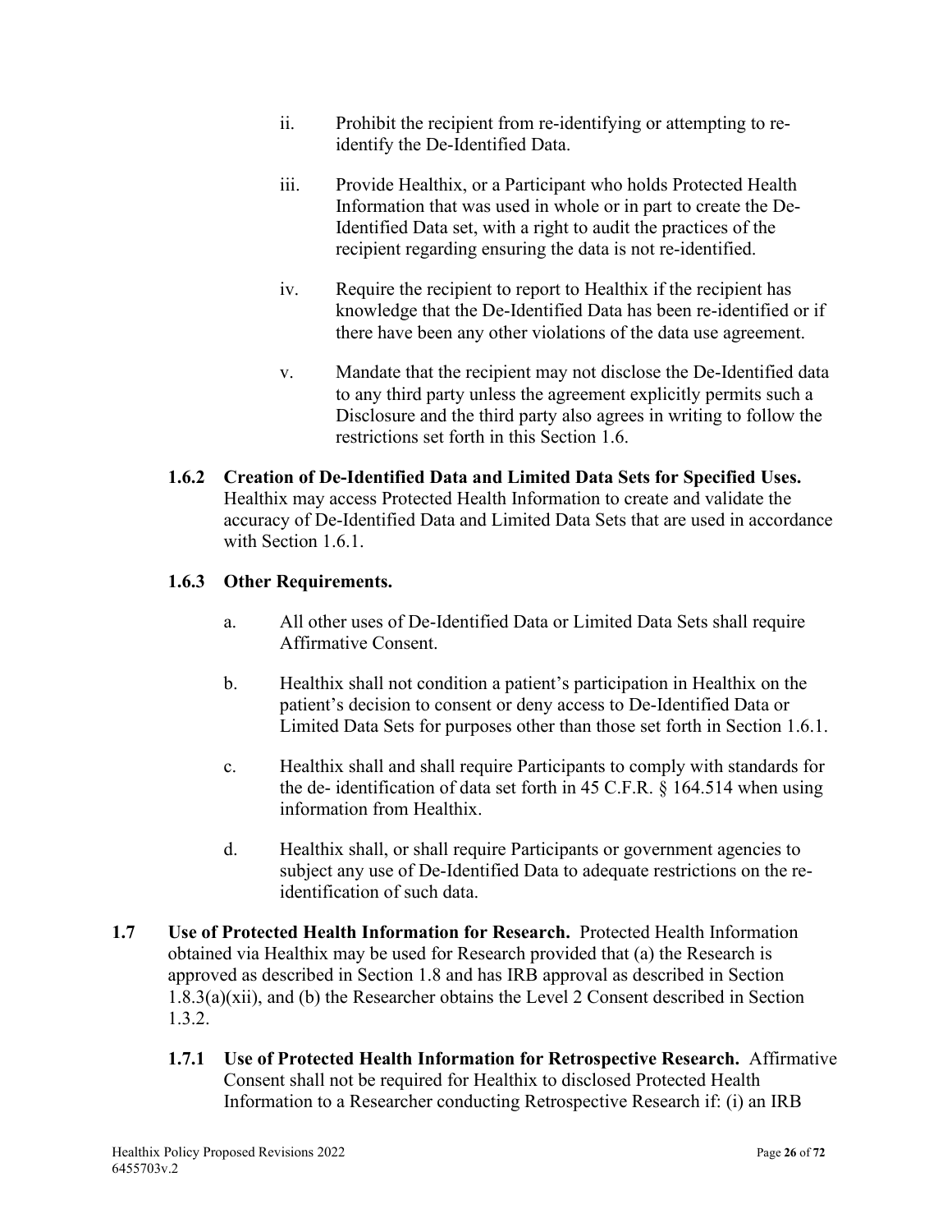ii. Prohibit the recipient from re-identifying or attempting to re-identify the De-Identified Data.

iii. Provide Healthix, or a Participant who holds Protected Health Information that was used in whole or in part to create the De-Identified Data set, with a right to audit the practices of the recipient regarding ensuring the data is not re-identified.

iv. Require the recipient to report to Healthix if the recipient has knowledge that the De-Identified Data has been re-identified or if there have been any other violations of the data use agreement.

v. Mandate that the recipient may not disclose the De-Identified data to any third party unless the agreement explicitly permits such a Disclosure and the third party also agrees in writing to follow the restrictions set forth in this Section 1.6.

**1.6.2 Creation of De-Identified Data and Limited Data Sets for Specified Uses.** Healthix may access Protected Health Information to create and validate the accuracy of De-Identified Data and Limited Data Sets that are used in accordance with Section 1.6.1.

**1.6.3 Other Requirements.**

a. All other uses of De-Identified Data or Limited Data Sets shall require Affirmative Consent.

b. Healthix shall not condition a patient's participation in Healthix on the patient's decision to consent or deny access to De-Identified Data or Limited Data Sets for purposes other than those set forth in Section 1.6.1.

c. Healthix shall and shall require Participants to comply with standards for the de- identification of data set forth in 45 C.F.R. § 164.514 when using information from Healthix.

d. Healthix shall, or shall require Participants or government agencies to subject any use of De-Identified Data to adequate restrictions on the re-identification of such data.

**1.7 Use of Protected Health Information for Research.** Protected Health Information obtained via Healthix may be used for Research provided that (a) the Research is approved as described in Section 1.8 and has IRB approval as described in Section 1.8.3(a)(xii), and (b) the Researcher obtains the Level 2 Consent described in Section 1.3.2.

**1.7.1 Use of Protected Health Information for Retrospective Research.** Affirmative Consent shall not be required for Healthix to disclosed Protected Health Information to a Researcher conducting Retrospective Research if: (i) an IRB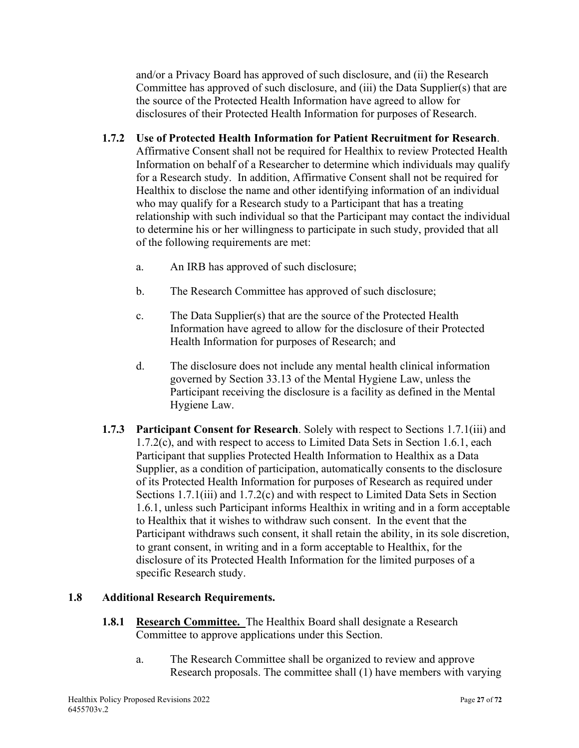and/or a Privacy Board has approved of such disclosure, and (ii) the Research Committee has approved of such disclosure, and (iii) the Data Supplier(s) that are the source of the Protected Health Information have agreed to allow for disclosures of their Protected Health Information for purposes of Research.

**1.7.2 Use of Protected Health Information for Patient Recruitment for Research**. Affirmative Consent shall not be required for Healthix to review Protected Health Information on behalf of a Researcher to determine which individuals may qualify for a Research study. In addition, Affirmative Consent shall not be required for Healthix to disclose the name and other identifying information of an individual who may qualify for a Research study to a Participant that has a treating relationship with such individual so that the Participant may contact the individual to determine his or her willingness to participate in such study, provided that all of the following requirements are met:

a. An IRB has approved of such disclosure;

b. The Research Committee has approved of such disclosure;

c. The Data Supplier(s) that are the source of the Protected Health Information have agreed to allow for the disclosure of their Protected Health Information for purposes of Research; and

d. The disclosure does not include any mental health clinical information governed by Section 33.13 of the Mental Hygiene Law, unless the Participant receiving the disclosure is a facility as defined in the Mental Hygiene Law.

**1.7.3 Participant Consent for Research**. Solely with respect to Sections 1.7.1(iii) and 1.7.2(c), and with respect to access to Limited Data Sets in Section 1.6.1, each Participant that supplies Protected Health Information to Healthix as a Data Supplier, as a condition of participation, automatically consents to the disclosure of its Protected Health Information for purposes of Research as required under Sections 1.7.1(iii) and 1.7.2(c) and with respect to Limited Data Sets in Section 1.6.1, unless such Participant informs Healthix in writing and in a form acceptable to Healthix that it wishes to withdraw such consent. In the event that the Participant withdraws such consent, it shall retain the ability, in its sole discretion, to grant consent, in writing and in a form acceptable to Healthix, for the disclosure of its Protected Health Information for the limited purposes of a specific Research study.

## 1.8 Additional Research Requirements.

**1.8.1 <u>Research Committee.</u>** The Healthix Board shall designate a Research Committee to approve applications under this Section.

a. The Research Committee shall be organized to review and approve Research proposals. The committee shall (1) have members with varying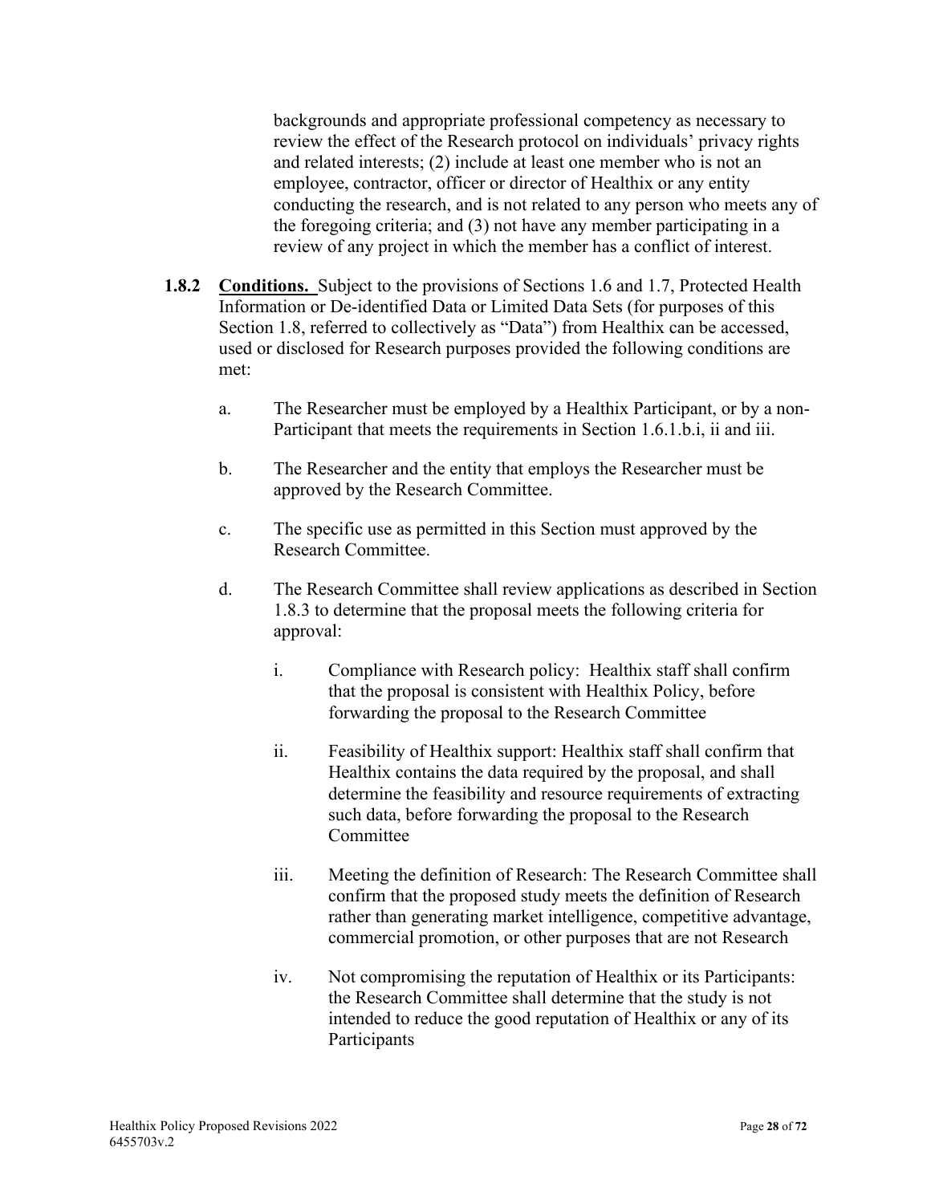backgrounds and appropriate professional competency as necessary to review the effect of the Research protocol on individuals' privacy rights and related interests; (2) include at least one member who is not an employee, contractor, officer or director of Healthix or any entity conducting the research, and is not related to any person who meets any of the foregoing criteria; and (3) not have any member participating in a review of any project in which the member has a conflict of interest.

**1.8.2 <u>Conditions.</u>** Subject to the provisions of Sections 1.6 and 1.7, Protected Health Information or De-identified Data or Limited Data Sets (for purposes of this Section 1.8, referred to collectively as "Data") from Healthix can be accessed, used or disclosed for Research purposes provided the following conditions are met:

a. The Researcher must be employed by a Healthix Participant, or by a non-Participant that meets the requirements in Section 1.6.1.b.i, ii and iii.

b. The Researcher and the entity that employs the Researcher must be approved by the Research Committee.

c. The specific use as permitted in this Section must approved by the Research Committee.

d. The Research Committee shall review applications as described in Section 1.8.3 to determine that the proposal meets the following criteria for approval:

   i. Compliance with Research policy: Healthix staff shall confirm that the proposal is consistent with Healthix Policy, before forwarding the proposal to the Research Committee

   ii. Feasibility of Healthix support: Healthix staff shall confirm that Healthix contains the data required by the proposal, and shall determine the feasibility and resource requirements of extracting such data, before forwarding the proposal to the Research Committee

   iii. Meeting the definition of Research: The Research Committee shall confirm that the proposed study meets the definition of Research rather than generating market intelligence, competitive advantage, commercial promotion, or other purposes that are not Research

   iv. Not compromising the reputation of Healthix or its Participants: the Research Committee shall determine that the study is not intended to reduce the good reputation of Healthix or any of its Participants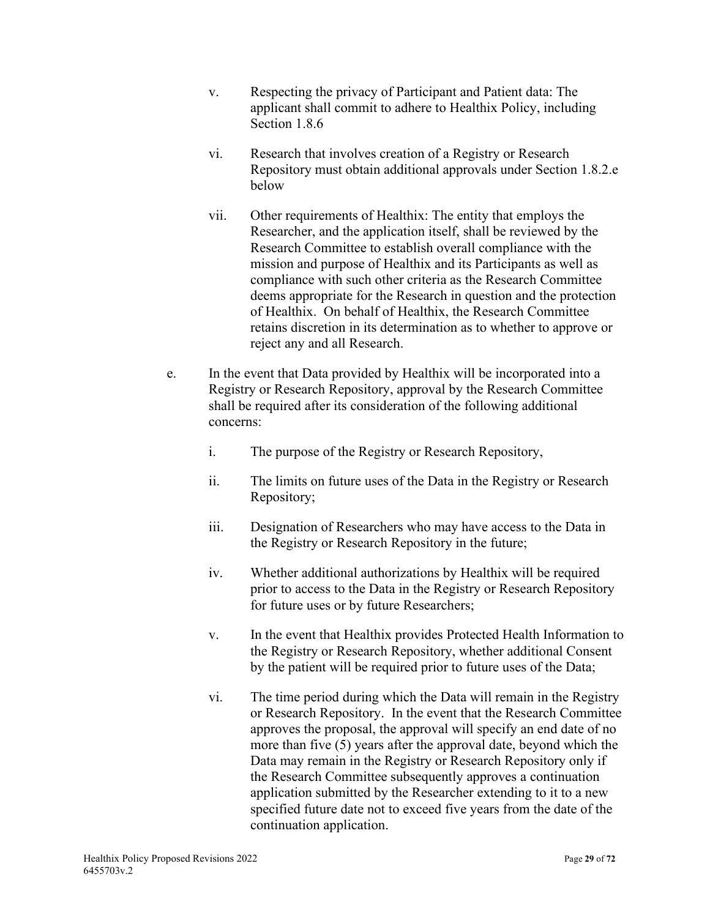v. Respecting the privacy of Participant and Patient data: The applicant shall commit to adhere to Healthix Policy, including Section 1.8.6

vi. Research that involves creation of a Registry or Research Repository must obtain additional approvals under Section 1.8.2.e below

vii. Other requirements of Healthix: The entity that employs the Researcher, and the application itself, shall be reviewed by the Research Committee to establish overall compliance with the mission and purpose of Healthix and its Participants as well as compliance with such other criteria as the Research Committee deems appropriate for the Research in question and the protection of Healthix. On behalf of Healthix, the Research Committee retains discretion in its determination as to whether to approve or reject any and all Research.

e. In the event that Data provided by Healthix will be incorporated into a Registry or Research Repository, approval by the Research Committee shall be required after its consideration of the following additional concerns:

i. The purpose of the Registry or Research Repository,

ii. The limits on future uses of the Data in the Registry or Research Repository;

iii. Designation of Researchers who may have access to the Data in the Registry or Research Repository in the future;

iv. Whether additional authorizations by Healthix will be required prior to access to the Data in the Registry or Research Repository for future uses or by future Researchers;

v. In the event that Healthix provides Protected Health Information to the Registry or Research Repository, whether additional Consent by the patient will be required prior to future uses of the Data;

vi. The time period during which the Data will remain in the Registry or Research Repository. In the event that the Research Committee approves the proposal, the approval will specify an end date of no more than five (5) years after the approval date, beyond which the Data may remain in the Registry or Research Repository only if the Research Committee subsequently approves a continuation application submitted by the Researcher extending to it to a new specified future date not to exceed five years from the date of the continuation application.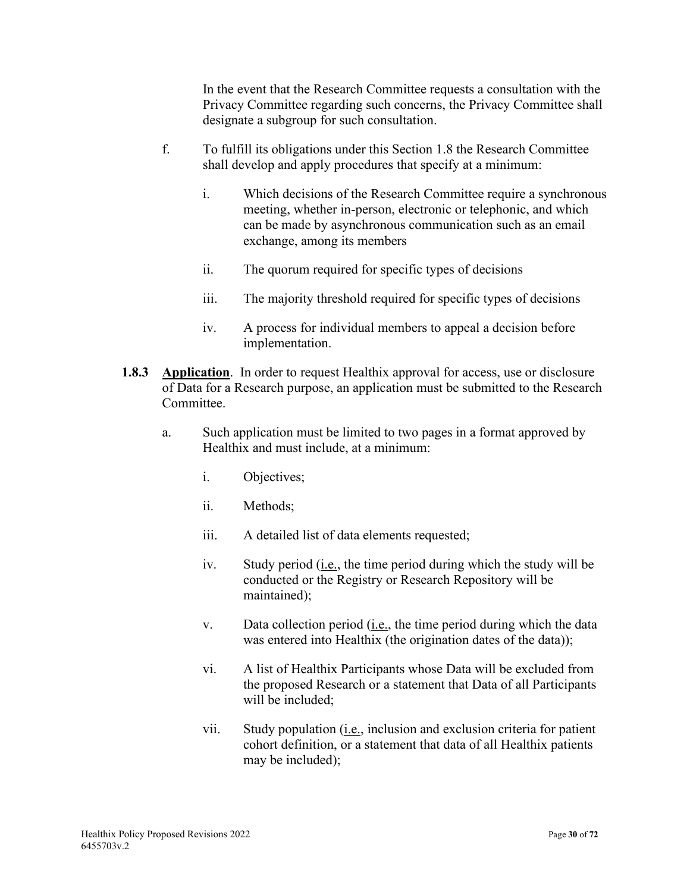In the event that the Research Committee requests a consultation with the Privacy Committee regarding such concerns, the Privacy Committee shall designate a subgroup for such consultation.

f. To fulfill its obligations under this Section 1.8 the Research Committee shall develop and apply procedures that specify at a minimum:

   i. Which decisions of the Research Committee require a synchronous meeting, whether in-person, electronic or telephonic, and which can be made by asynchronous communication such as an email exchange, among its members

   ii. The quorum required for specific types of decisions

   iii. The majority threshold required for specific types of decisions

   iv. A process for individual members to appeal a decision before implementation.

**1.8.3** **<u>Application</u>**. In order to request Healthix approval for access, use or disclosure of Data for a Research purpose, an application must be submitted to the Research Committee.

a. Such application must be limited to two pages in a format approved by Healthix and must include, at a minimum:

   i. Objectives;

   ii. Methods;

   iii. A detailed list of data elements requested;

   iv. Study period (<u>i.e.</u>, the time period during which the study will be conducted or the Registry or Research Repository will be maintained);

   v. Data collection period (<u>i.e.</u>, the time period during which the data was entered into Healthix (the origination dates of the data));

   vi. A list of Healthix Participants whose Data will be excluded from the proposed Research or a statement that Data of all Participants will be included;

   vii. Study population (<u>i.e.</u>, inclusion and exclusion criteria for patient cohort definition, or a statement that data of all Healthix patients may be included);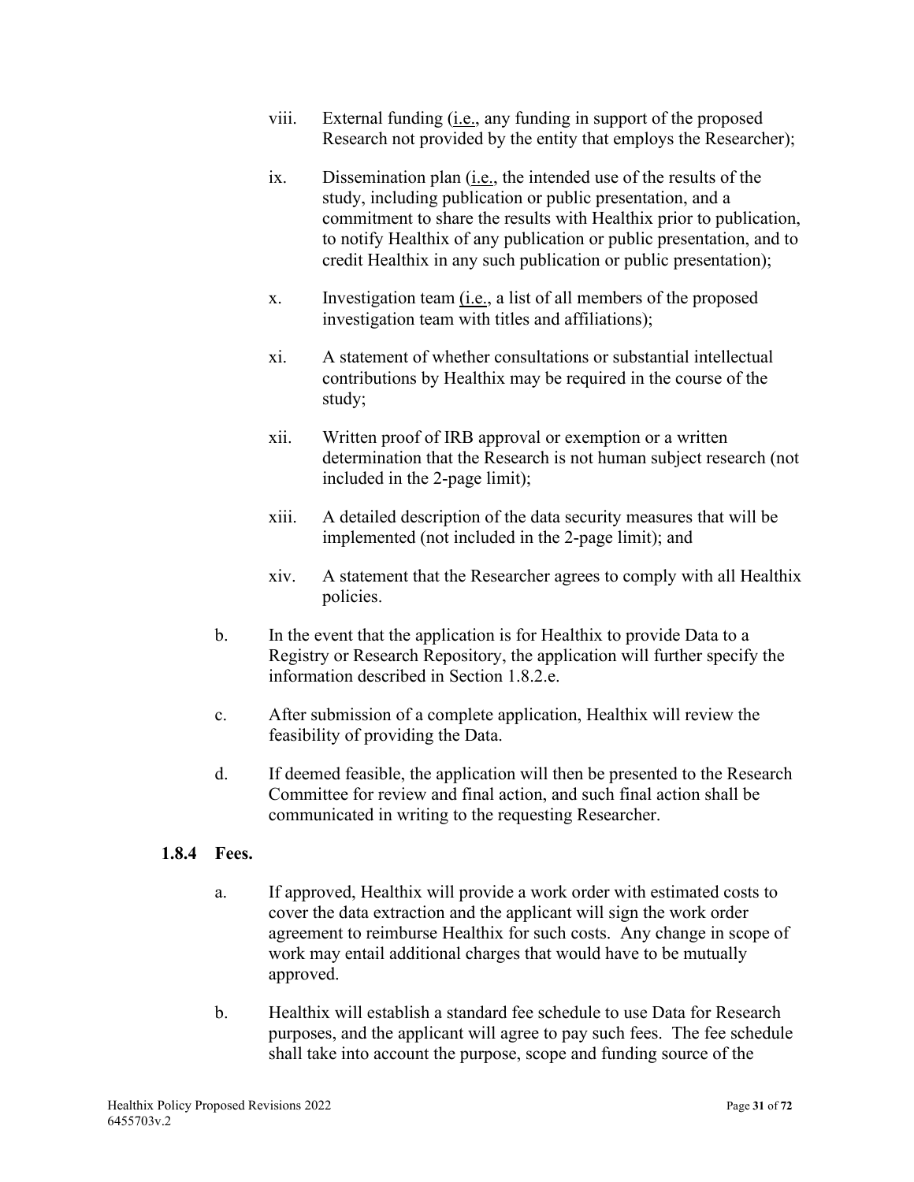viii. External funding (i.e., any funding in support of the proposed Research not provided by the entity that employs the Researcher);

ix. Dissemination plan (i.e., the intended use of the results of the study, including publication or public presentation, and a commitment to share the results with Healthix prior to publication, to notify Healthix of any publication or public presentation, and to credit Healthix in any such publication or public presentation);

x. Investigation team (i.e., a list of all members of the proposed investigation team with titles and affiliations);

xi. A statement of whether consultations or substantial intellectual contributions by Healthix may be required in the course of the study;

xii. Written proof of IRB approval or exemption or a written determination that the Research is not human subject research (not included in the 2-page limit);

xiii. A detailed description of the data security measures that will be implemented (not included in the 2-page limit); and

xiv. A statement that the Researcher agrees to comply with all Healthix policies.

b. In the event that the application is for Healthix to provide Data to a Registry or Research Repository, the application will further specify the information described in Section 1.8.2.e.

c. After submission of a complete application, Healthix will review the feasibility of providing the Data.

d. If deemed feasible, the application will then be presented to the Research Committee for review and final action, and such final action shall be communicated in writing to the requesting Researcher.

**1.8.4 Fees.**

a. If approved, Healthix will provide a work order with estimated costs to cover the data extraction and the applicant will sign the work order agreement to reimburse Healthix for such costs. Any change in scope of work may entail additional charges that would have to be mutually approved.

b. Healthix will establish a standard fee schedule to use Data for Research purposes, and the applicant will agree to pay such fees. The fee schedule shall take into account the purpose, scope and funding source of the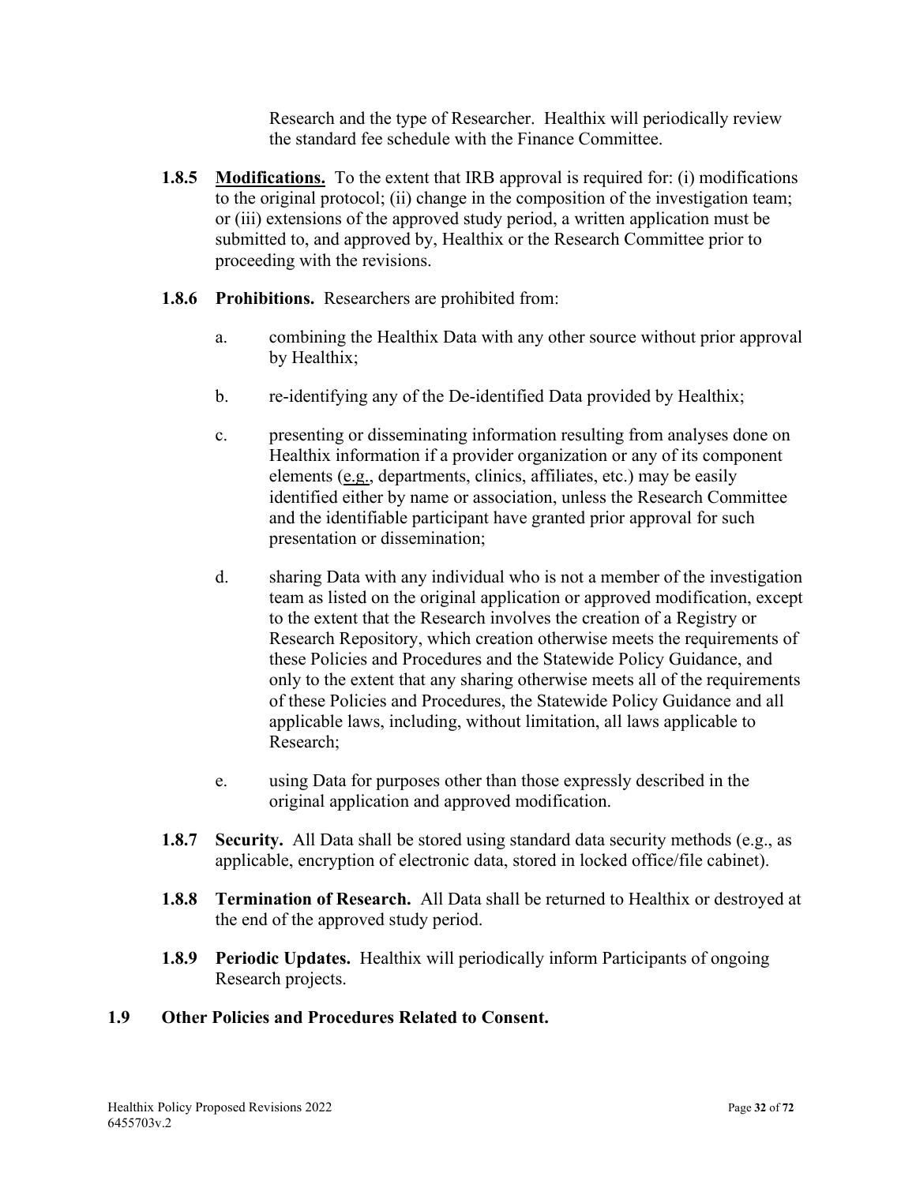Research and the type of Researcher. Healthix will periodically review the standard fee schedule with the Finance Committee.

**1.8.5** **Modifications.** To the extent that IRB approval is required for: (i) modifications to the original protocol; (ii) change in the composition of the investigation team; or (iii) extensions of the approved study period, a written application must be submitted to, and approved by, Healthix or the Research Committee prior to proceeding with the revisions.

**1.8.6** **Prohibitions.** Researchers are prohibited from:

a. combining the Healthix Data with any other source without prior approval by Healthix;

b. re-identifying any of the De-identified Data provided by Healthix;

c. presenting or disseminating information resulting from analyses done on Healthix information if a provider organization or any of its component elements (e.g., departments, clinics, affiliates, etc.) may be easily identified either by name or association, unless the Research Committee and the identifiable participant have granted prior approval for such presentation or dissemination;

d. sharing Data with any individual who is not a member of the investigation team as listed on the original application or approved modification, except to the extent that the Research involves the creation of a Registry or Research Repository, which creation otherwise meets the requirements of these Policies and Procedures and the Statewide Policy Guidance, and only to the extent that any sharing otherwise meets all of the requirements of these Policies and Procedures, the Statewide Policy Guidance and all applicable laws, including, without limitation, all laws applicable to Research;

e. using Data for purposes other than those expressly described in the original application and approved modification.

**1.8.7** **Security.** All Data shall be stored using standard data security methods (e.g., as applicable, encryption of electronic data, stored in locked office/file cabinet).

**1.8.8** **Termination of Research.** All Data shall be returned to Healthix or destroyed at the end of the approved study period.

**1.8.9** **Periodic Updates.** Healthix will periodically inform Participants of ongoing Research projects.

### 1.9 Other Policies and Procedures Related to Consent.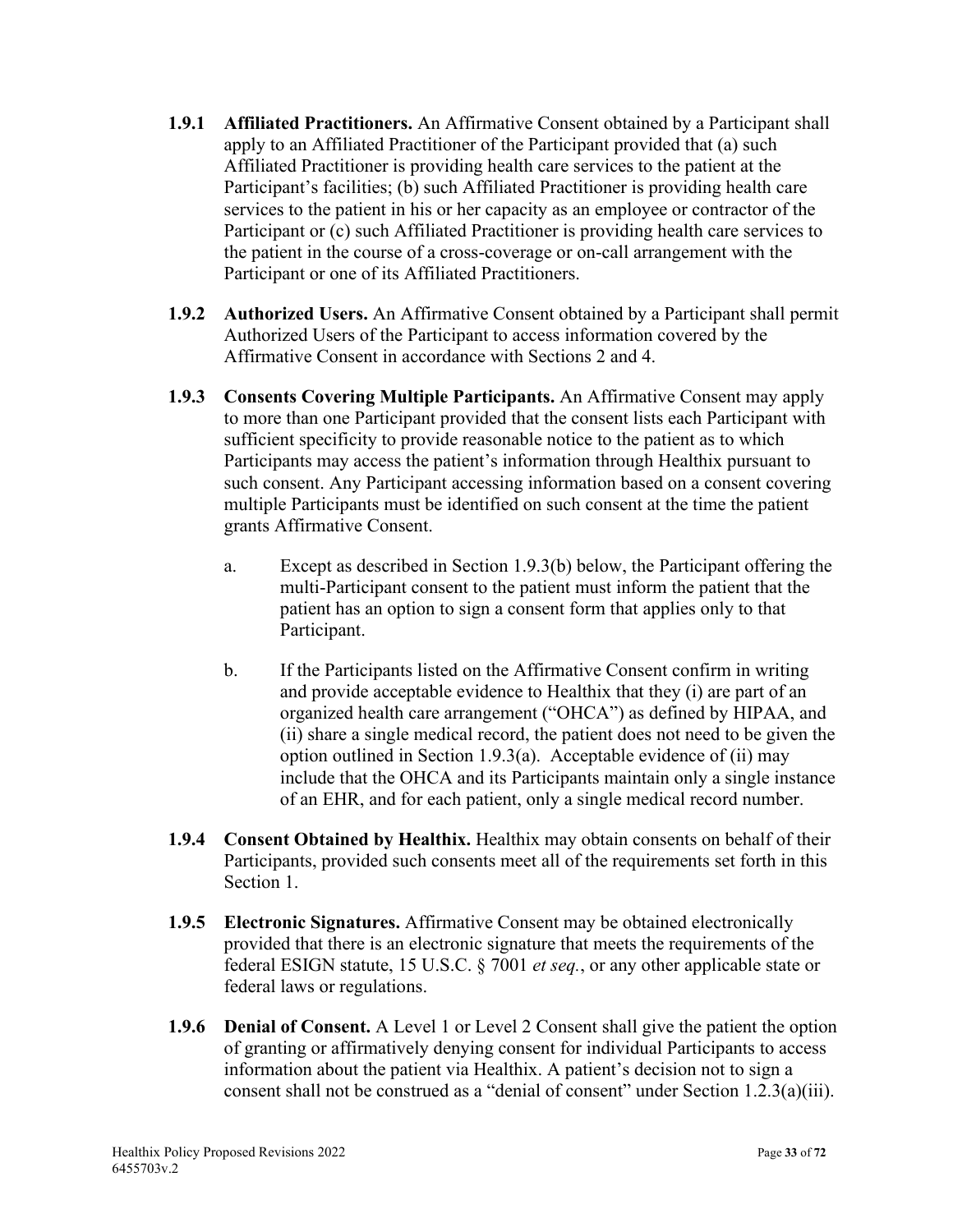**1.9.1 Affiliated Practitioners.** An Affirmative Consent obtained by a Participant shall apply to an Affiliated Practitioner of the Participant provided that (a) such Affiliated Practitioner is providing health care services to the patient at the Participant's facilities; (b) such Affiliated Practitioner is providing health care services to the patient in his or her capacity as an employee or contractor of the Participant or (c) such Affiliated Practitioner is providing health care services to the patient in the course of a cross-coverage or on-call arrangement with the Participant or one of its Affiliated Practitioners.

**1.9.2 Authorized Users.** An Affirmative Consent obtained by a Participant shall permit Authorized Users of the Participant to access information covered by the Affirmative Consent in accordance with Sections 2 and 4.

**1.9.3 Consents Covering Multiple Participants.** An Affirmative Consent may apply to more than one Participant provided that the consent lists each Participant with sufficient specificity to provide reasonable notice to the patient as to which Participants may access the patient's information through Healthix pursuant to such consent. Any Participant accessing information based on a consent covering multiple Participants must be identified on such consent at the time the patient grants Affirmative Consent.

a. Except as described in Section 1.9.3(b) below, the Participant offering the multi-Participant consent to the patient must inform the patient that the patient has an option to sign a consent form that applies only to that Participant.

b. If the Participants listed on the Affirmative Consent confirm in writing and provide acceptable evidence to Healthix that they (i) are part of an organized health care arrangement ("OHCA") as defined by HIPAA, and (ii) share a single medical record, the patient does not need to be given the option outlined in Section 1.9.3(a). Acceptable evidence of (ii) may include that the OHCA and its Participants maintain only a single instance of an EHR, and for each patient, only a single medical record number.

**1.9.4 Consent Obtained by Healthix.** Healthix may obtain consents on behalf of their Participants, provided such consents meet all of the requirements set forth in this Section 1.

**1.9.5 Electronic Signatures.** Affirmative Consent may be obtained electronically provided that there is an electronic signature that meets the requirements of the federal ESIGN statute, 15 U.S.C. § 7001 *et seq.*, or any other applicable state or federal laws or regulations.

**1.9.6 Denial of Consent.** A Level 1 or Level 2 Consent shall give the patient the option of granting or affirmatively denying consent for individual Participants to access information about the patient via Healthix. A patient's decision not to sign a consent shall not be construed as a "denial of consent" under Section 1.2.3(a)(iii).

Healthix Policy Proposed Revisions 2022
6455703v.2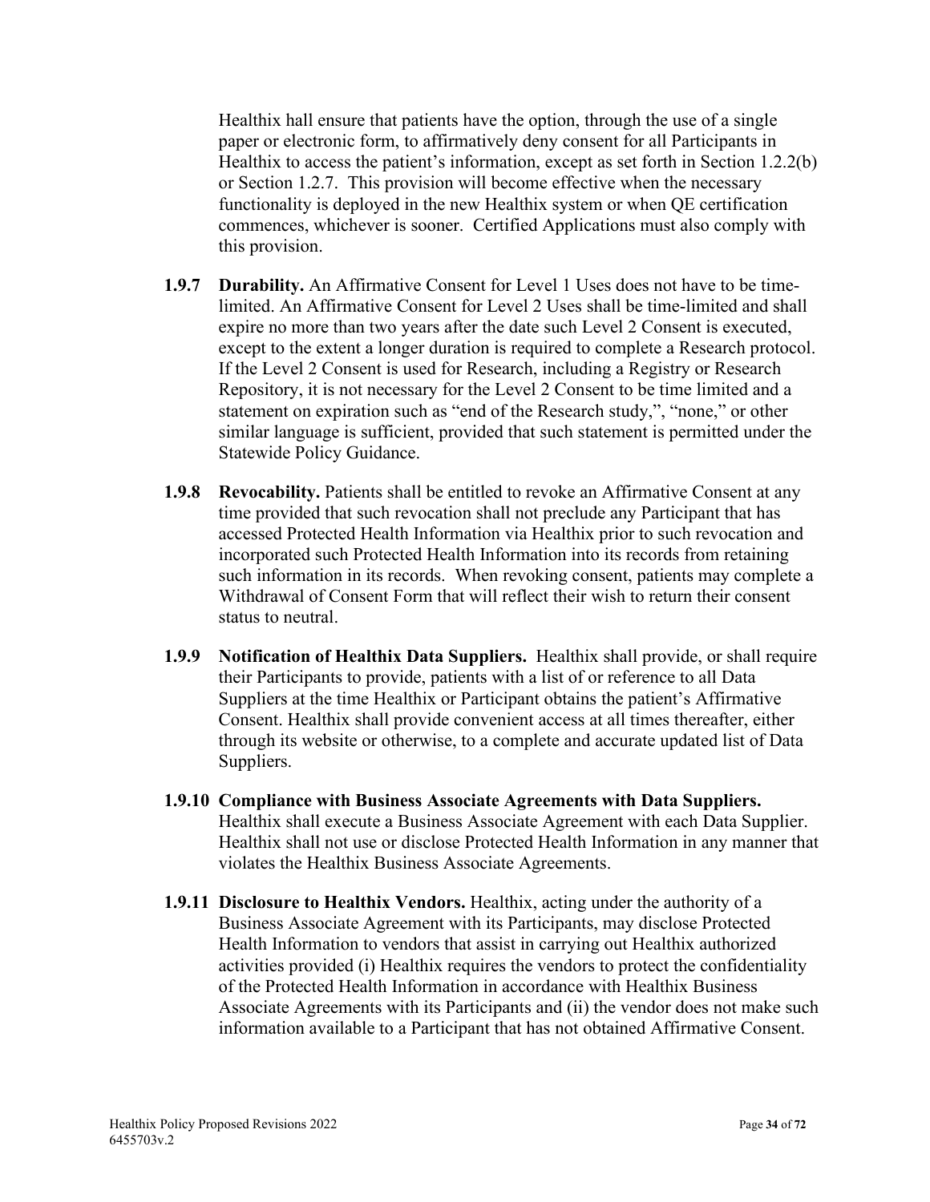Healthix hall ensure that patients have the option, through the use of a single paper or electronic form, to affirmatively deny consent for all Participants in Healthix to access the patient's information, except as set forth in Section 1.2.2(b) or Section 1.2.7. This provision will become effective when the necessary functionality is deployed in the new Healthix system or when QE certification commences, whichever is sooner. Certified Applications must also comply with this provision.

**1.9.7 Durability.** An Affirmative Consent for Level 1 Uses does not have to be time-limited. An Affirmative Consent for Level 2 Uses shall be time-limited and shall expire no more than two years after the date such Level 2 Consent is executed, except to the extent a longer duration is required to complete a Research protocol. If the Level 2 Consent is used for Research, including a Registry or Research Repository, it is not necessary for the Level 2 Consent to be time limited and a statement on expiration such as "end of the Research study,", "none," or other similar language is sufficient, provided that such statement is permitted under the Statewide Policy Guidance.

**1.9.8 Revocability.** Patients shall be entitled to revoke an Affirmative Consent at any time provided that such revocation shall not preclude any Participant that has accessed Protected Health Information via Healthix prior to such revocation and incorporated such Protected Health Information into its records from retaining such information in its records. When revoking consent, patients may complete a Withdrawal of Consent Form that will reflect their wish to return their consent status to neutral.

**1.9.9 Notification of Healthix Data Suppliers.** Healthix shall provide, or shall require their Participants to provide, patients with a list of or reference to all Data Suppliers at the time Healthix or Participant obtains the patient's Affirmative Consent. Healthix shall provide convenient access at all times thereafter, either through its website or otherwise, to a complete and accurate updated list of Data Suppliers.

**1.9.10 Compliance with Business Associate Agreements with Data Suppliers.** Healthix shall execute a Business Associate Agreement with each Data Supplier. Healthix shall not use or disclose Protected Health Information in any manner that violates the Healthix Business Associate Agreements.

**1.9.11 Disclosure to Healthix Vendors.** Healthix, acting under the authority of a Business Associate Agreement with its Participants, may disclose Protected Health Information to vendors that assist in carrying out Healthix authorized activities provided (i) Healthix requires the vendors to protect the confidentiality of the Protected Health Information in accordance with Healthix Business Associate Agreements with its Participants and (ii) the vendor does not make such information available to a Participant that has not obtained Affirmative Consent.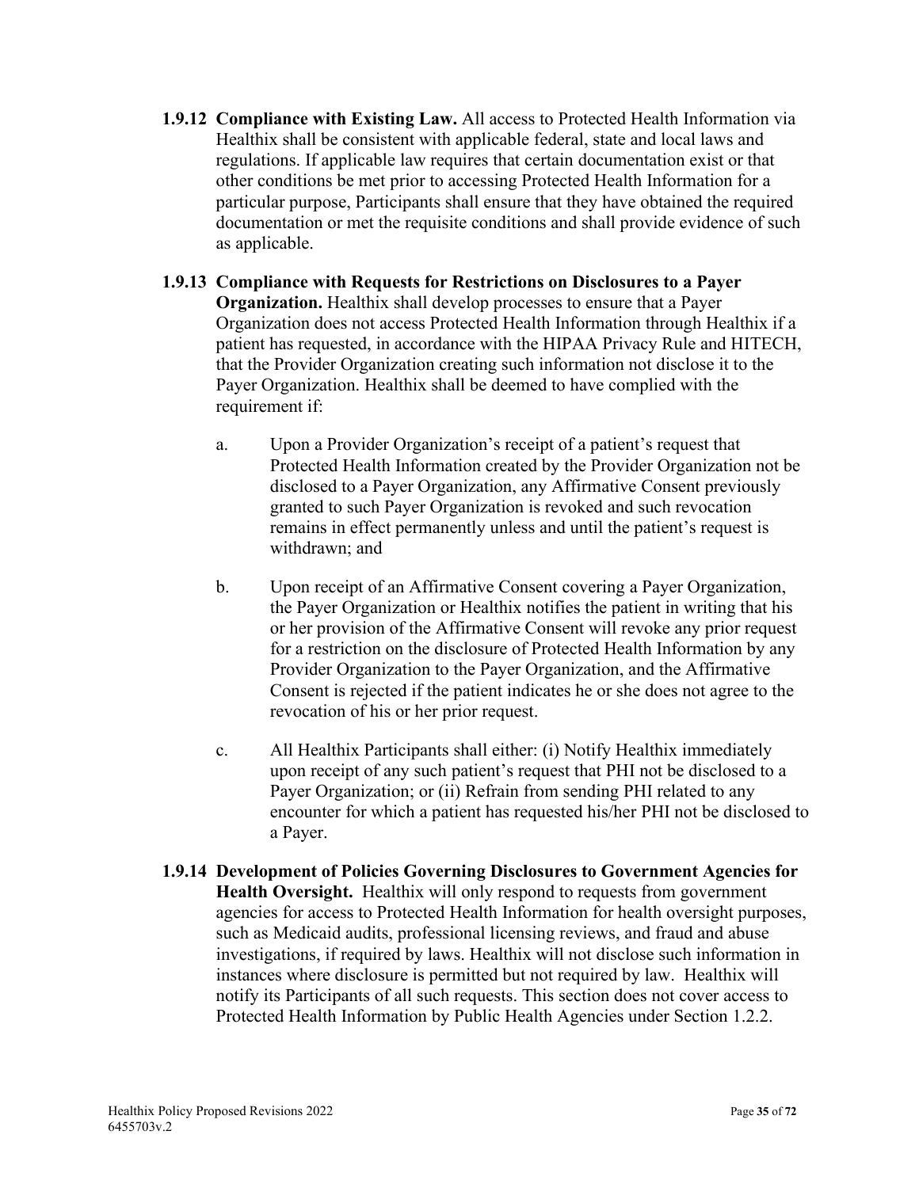**1.9.12 Compliance with Existing Law.** All access to Protected Health Information via Healthix shall be consistent with applicable federal, state and local laws and regulations. If applicable law requires that certain documentation exist or that other conditions be met prior to accessing Protected Health Information for a particular purpose, Participants shall ensure that they have obtained the required documentation or met the requisite conditions and shall provide evidence of such as applicable.

**1.9.13 Compliance with Requests for Restrictions on Disclosures to a Payer Organization.** Healthix shall develop processes to ensure that a Payer Organization does not access Protected Health Information through Healthix if a patient has requested, in accordance with the HIPAA Privacy Rule and HITECH, that the Provider Organization creating such information not disclose it to the Payer Organization. Healthix shall be deemed to have complied with the requirement if:

a. Upon a Provider Organization's receipt of a patient's request that Protected Health Information created by the Provider Organization not be disclosed to a Payer Organization, any Affirmative Consent previously granted to such Payer Organization is revoked and such revocation remains in effect permanently unless and until the patient's request is withdrawn; and

b. Upon receipt of an Affirmative Consent covering a Payer Organization, the Payer Organization or Healthix notifies the patient in writing that his or her provision of the Affirmative Consent will revoke any prior request for a restriction on the disclosure of Protected Health Information by any Provider Organization to the Payer Organization, and the Affirmative Consent is rejected if the patient indicates he or she does not agree to the revocation of his or her prior request.

c. All Healthix Participants shall either: (i) Notify Healthix immediately upon receipt of any such patient's request that PHI not be disclosed to a Payer Organization; or (ii) Refrain from sending PHI related to any encounter for which a patient has requested his/her PHI not be disclosed to a Payer.

**1.9.14 Development of Policies Governing Disclosures to Government Agencies for Health Oversight.** Healthix will only respond to requests from government agencies for access to Protected Health Information for health oversight purposes, such as Medicaid audits, professional licensing reviews, and fraud and abuse investigations, if required by laws. Healthix will not disclose such information in instances where disclosure is permitted but not required by law. Healthix will notify its Participants of all such requests. This section does not cover access to Protected Health Information by Public Health Agencies under Section 1.2.2.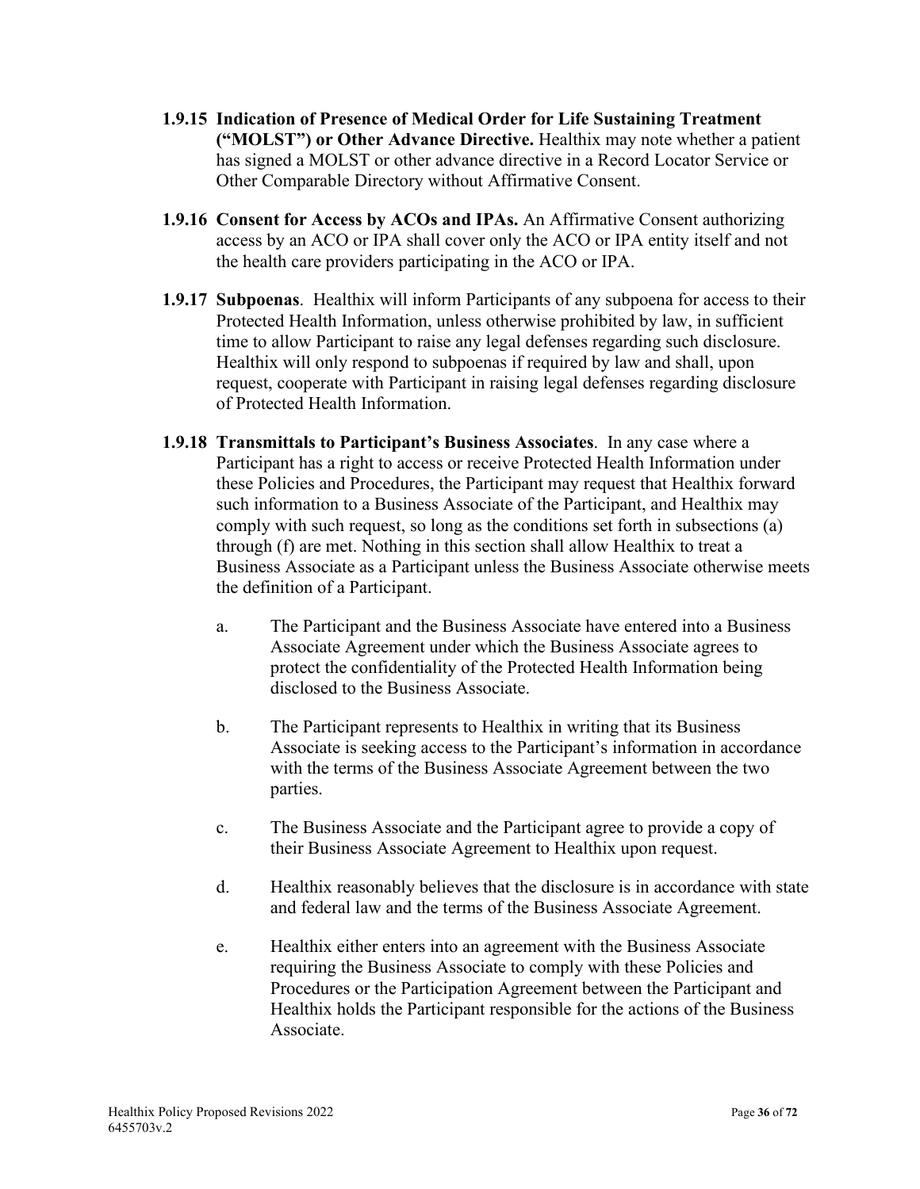**1.9.15 Indication of Presence of Medical Order for Life Sustaining Treatment ("MOLST") or Other Advance Directive.** Healthix may note whether a patient has signed a MOLST or other advance directive in a Record Locator Service or Other Comparable Directory without Affirmative Consent.

**1.9.16 Consent for Access by ACOs and IPAs.** An Affirmative Consent authorizing access by an ACO or IPA shall cover only the ACO or IPA entity itself and not the health care providers participating in the ACO or IPA.

**1.9.17 Subpoenas**. Healthix will inform Participants of any subpoena for access to their Protected Health Information, unless otherwise prohibited by law, in sufficient time to allow Participant to raise any legal defenses regarding such disclosure. Healthix will only respond to subpoenas if required by law and shall, upon request, cooperate with Participant in raising legal defenses regarding disclosure of Protected Health Information.

**1.9.18 Transmittals to Participant's Business Associates**. In any case where a Participant has a right to access or receive Protected Health Information under these Policies and Procedures, the Participant may request that Healthix forward such information to a Business Associate of the Participant, and Healthix may comply with such request, so long as the conditions set forth in subsections (a) through (f) are met. Nothing in this section shall allow Healthix to treat a Business Associate as a Participant unless the Business Associate otherwise meets the definition of a Participant.

a. The Participant and the Business Associate have entered into a Business Associate Agreement under which the Business Associate agrees to protect the confidentiality of the Protected Health Information being disclosed to the Business Associate.

b. The Participant represents to Healthix in writing that its Business Associate is seeking access to the Participant's information in accordance with the terms of the Business Associate Agreement between the two parties.

c. The Business Associate and the Participant agree to provide a copy of their Business Associate Agreement to Healthix upon request.

d. Healthix reasonably believes that the disclosure is in accordance with state and federal law and the terms of the Business Associate Agreement.

e. Healthix either enters into an agreement with the Business Associate requiring the Business Associate to comply with these Policies and Procedures or the Participation Agreement between the Participant and Healthix holds the Participant responsible for the actions of the Business Associate.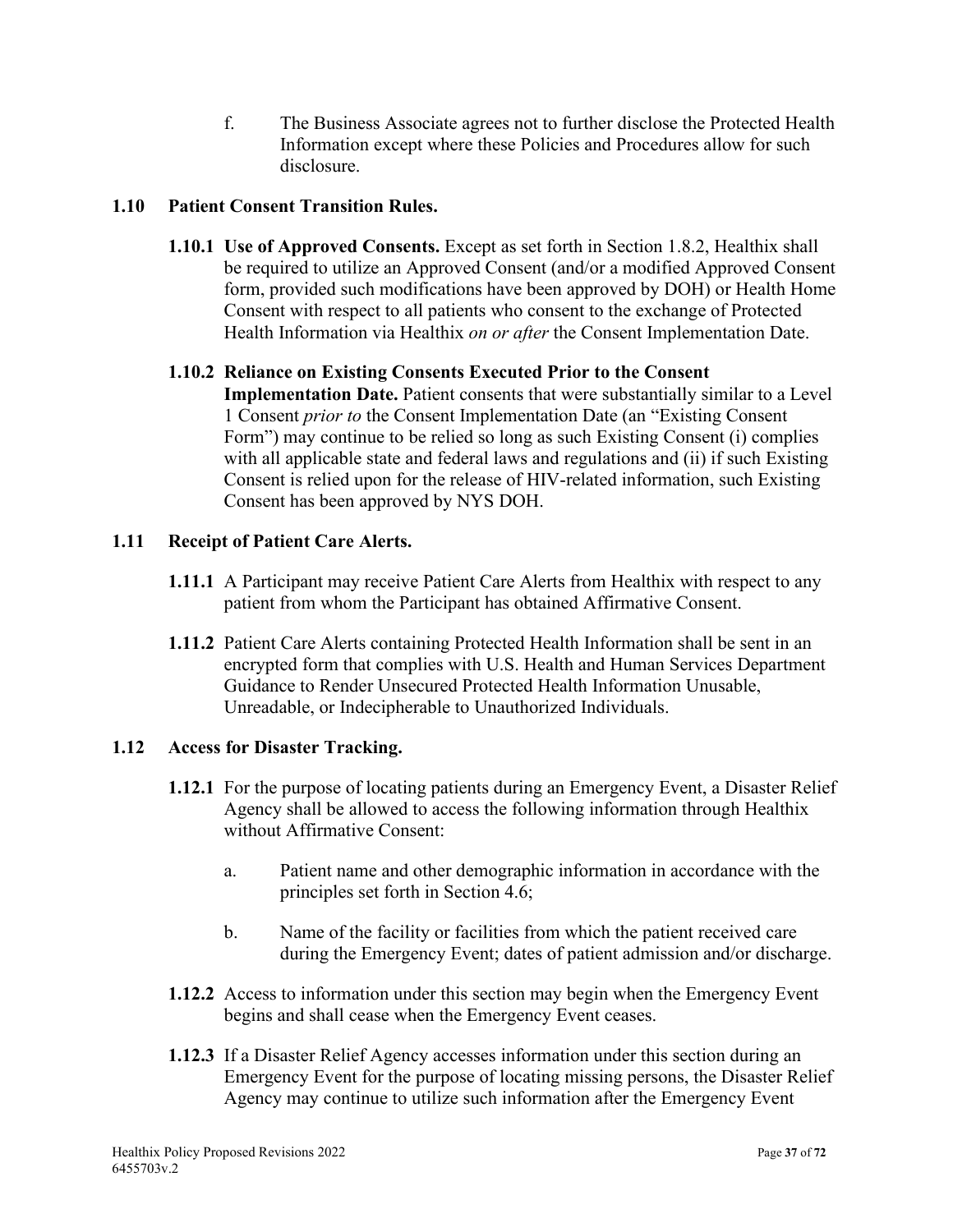f. The Business Associate agrees not to further disclose the Protected Health Information except where these Policies and Procedures allow for such disclosure.

### 1.10 Patient Consent Transition Rules.

**1.10.1 Use of Approved Consents.** Except as set forth in Section 1.8.2, Healthix shall be required to utilize an Approved Consent (and/or a modified Approved Consent form, provided such modifications have been approved by DOH) or Health Home Consent with respect to all patients who consent to the exchange of Protected Health Information via Healthix *on or after* the Consent Implementation Date.

**1.10.2 Reliance on Existing Consents Executed Prior to the Consent Implementation Date.** Patient consents that were substantially similar to a Level 1 Consent *prior to* the Consent Implementation Date (an "Existing Consent Form") may continue to be relied so long as such Existing Consent (i) complies with all applicable state and federal laws and regulations and (ii) if such Existing Consent is relied upon for the release of HIV-related information, such Existing Consent has been approved by NYS DOH.

### 1.11 Receipt of Patient Care Alerts.

**1.11.1** A Participant may receive Patient Care Alerts from Healthix with respect to any patient from whom the Participant has obtained Affirmative Consent.

**1.11.2** Patient Care Alerts containing Protected Health Information shall be sent in an encrypted form that complies with U.S. Health and Human Services Department Guidance to Render Unsecured Protected Health Information Unusable, Unreadable, or Indecipherable to Unauthorized Individuals.

### 1.12 Access for Disaster Tracking.

**1.12.1** For the purpose of locating patients during an Emergency Event, a Disaster Relief Agency shall be allowed to access the following information through Healthix without Affirmative Consent:

a. Patient name and other demographic information in accordance with the principles set forth in Section 4.6;

b. Name of the facility or facilities from which the patient received care during the Emergency Event; dates of patient admission and/or discharge.

**1.12.2** Access to information under this section may begin when the Emergency Event begins and shall cease when the Emergency Event ceases.

**1.12.3** If a Disaster Relief Agency accesses information under this section during an Emergency Event for the purpose of locating missing persons, the Disaster Relief Agency may continue to utilize such information after the Emergency Event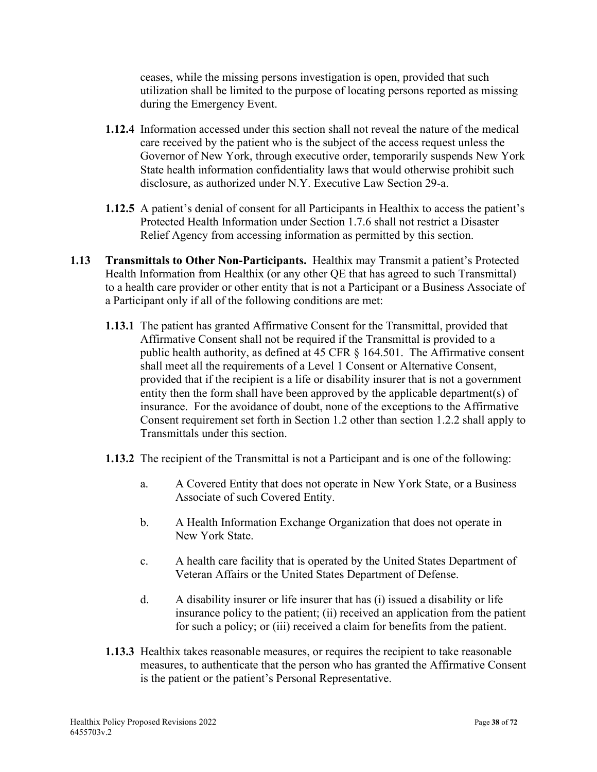ceases, while the missing persons investigation is open, provided that such utilization shall be limited to the purpose of locating persons reported as missing during the Emergency Event.

**1.12.4** Information accessed under this section shall not reveal the nature of the medical care received by the patient who is the subject of the access request unless the Governor of New York, through executive order, temporarily suspends New York State health information confidentiality laws that would otherwise prohibit such disclosure, as authorized under N.Y. Executive Law Section 29-a.

**1.12.5** A patient's denial of consent for all Participants in Healthix to access the patient's Protected Health Information under Section 1.7.6 shall not restrict a Disaster Relief Agency from accessing information as permitted by this section.

**1.13 Transmittals to Other Non-Participants.** Healthix may Transmit a patient's Protected Health Information from Healthix (or any other QE that has agreed to such Transmittal) to a health care provider or other entity that is not a Participant or a Business Associate of a Participant only if all of the following conditions are met:

**1.13.1** The patient has granted Affirmative Consent for the Transmittal, provided that Affirmative Consent shall not be required if the Transmittal is provided to a public health authority, as defined at 45 CFR § 164.501. The Affirmative consent shall meet all the requirements of a Level 1 Consent or Alternative Consent, provided that if the recipient is a life or disability insurer that is not a government entity then the form shall have been approved by the applicable department(s) of insurance. For the avoidance of doubt, none of the exceptions to the Affirmative Consent requirement set forth in Section 1.2 other than section 1.2.2 shall apply to Transmittals under this section.

**1.13.2** The recipient of the Transmittal is not a Participant and is one of the following:

a. A Covered Entity that does not operate in New York State, or a Business Associate of such Covered Entity.

b. A Health Information Exchange Organization that does not operate in New York State.

c. A health care facility that is operated by the United States Department of Veteran Affairs or the United States Department of Defense.

d. A disability insurer or life insurer that has (i) issued a disability or life insurance policy to the patient; (ii) received an application from the patient for such a policy; or (iii) received a claim for benefits from the patient.

**1.13.3** Healthix takes reasonable measures, or requires the recipient to take reasonable measures, to authenticate that the person who has granted the Affirmative Consent is the patient or the patient's Personal Representative.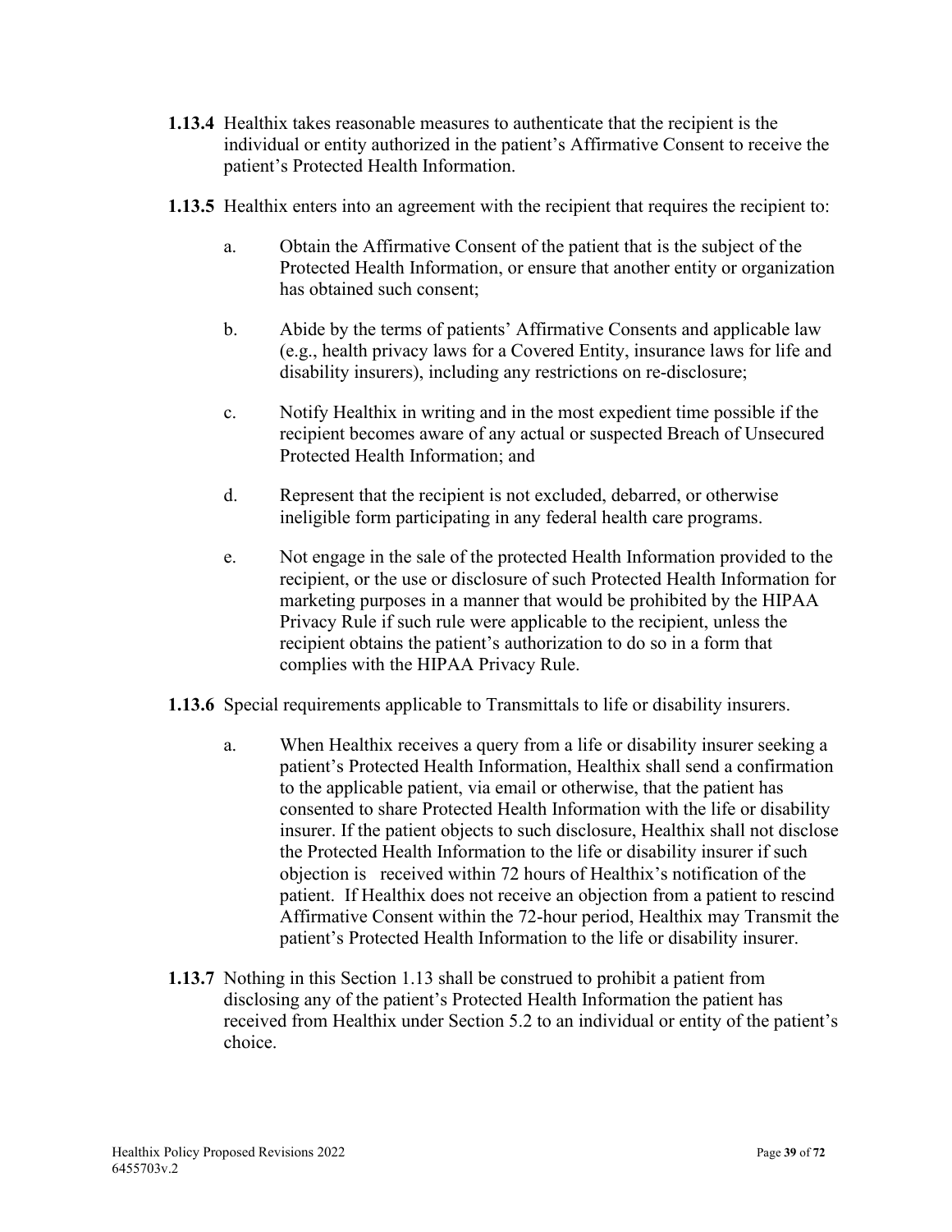**1.13.4** Healthix takes reasonable measures to authenticate that the recipient is the individual or entity authorized in the patient's Affirmative Consent to receive the patient's Protected Health Information.

**1.13.5** Healthix enters into an agreement with the recipient that requires the recipient to:

a. Obtain the Affirmative Consent of the patient that is the subject of the Protected Health Information, or ensure that another entity or organization has obtained such consent;

b. Abide by the terms of patients' Affirmative Consents and applicable law (e.g., health privacy laws for a Covered Entity, insurance laws for life and disability insurers), including any restrictions on re-disclosure;

c. Notify Healthix in writing and in the most expedient time possible if the recipient becomes aware of any actual or suspected Breach of Unsecured Protected Health Information; and

d. Represent that the recipient is not excluded, debarred, or otherwise ineligible form participating in any federal health care programs.

e. Not engage in the sale of the protected Health Information provided to the recipient, or the use or disclosure of such Protected Health Information for marketing purposes in a manner that would be prohibited by the HIPAA Privacy Rule if such rule were applicable to the recipient, unless the recipient obtains the patient's authorization to do so in a form that complies with the HIPAA Privacy Rule.

**1.13.6** Special requirements applicable to Transmittals to life or disability insurers.

a. When Healthix receives a query from a life or disability insurer seeking a patient's Protected Health Information, Healthix shall send a confirmation to the applicable patient, via email or otherwise, that the patient has consented to share Protected Health Information with the life or disability insurer. If the patient objects to such disclosure, Healthix shall not disclose the Protected Health Information to the life or disability insurer if such objection is received within 72 hours of Healthix's notification of the patient. If Healthix does not receive an objection from a patient to rescind Affirmative Consent within the 72-hour period, Healthix may Transmit the patient's Protected Health Information to the life or disability insurer.

**1.13.7** Nothing in this Section 1.13 shall be construed to prohibit a patient from disclosing any of the patient's Protected Health Information the patient has received from Healthix under Section 5.2 to an individual or entity of the patient's choice.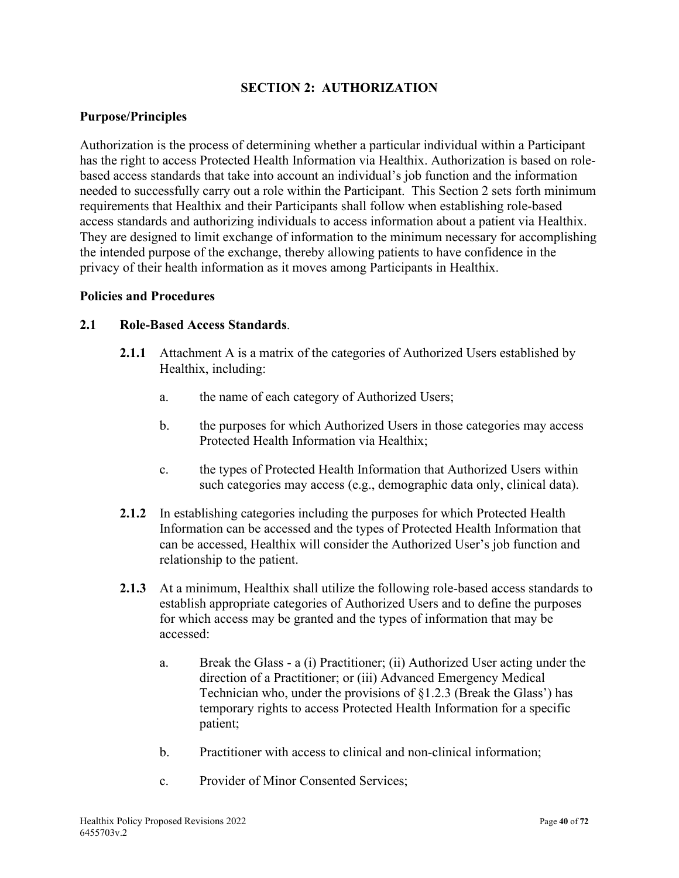## SECTION 2: AUTHORIZATION

### Purpose/Principles

Authorization is the process of determining whether a particular individual within a Participant has the right to access Protected Health Information via Healthix. Authorization is based on role-based access standards that take into account an individual's job function and the information needed to successfully carry out a role within the Participant. This Section 2 sets forth minimum requirements that Healthix and their Participants shall follow when establishing role-based access standards and authorizing individuals to access information about a patient via Healthix. They are designed to limit exchange of information to the minimum necessary for accomplishing the intended purpose of the exchange, thereby allowing patients to have confidence in the privacy of their health information as it moves among Participants in Healthix.

### Policies and Procedures

**2.1 Role-Based Access Standards**.

**2.1.1** Attachment A is a matrix of the categories of Authorized Users established by Healthix, including:

a. the name of each category of Authorized Users;

b. the purposes for which Authorized Users in those categories may access Protected Health Information via Healthix;

c. the types of Protected Health Information that Authorized Users within such categories may access (e.g., demographic data only, clinical data).

**2.1.2** In establishing categories including the purposes for which Protected Health Information can be accessed and the types of Protected Health Information that can be accessed, Healthix will consider the Authorized User's job function and relationship to the patient.

**2.1.3** At a minimum, Healthix shall utilize the following role-based access standards to establish appropriate categories of Authorized Users and to define the purposes for which access may be granted and the types of information that may be accessed:

a. Break the Glass - a (i) Practitioner; (ii) Authorized User acting under the direction of a Practitioner; or (iii) Advanced Emergency Medical Technician who, under the provisions of §1.2.3 (Break the Glass') has temporary rights to access Protected Health Information for a specific patient;

b. Practitioner with access to clinical and non-clinical information;

c. Provider of Minor Consented Services;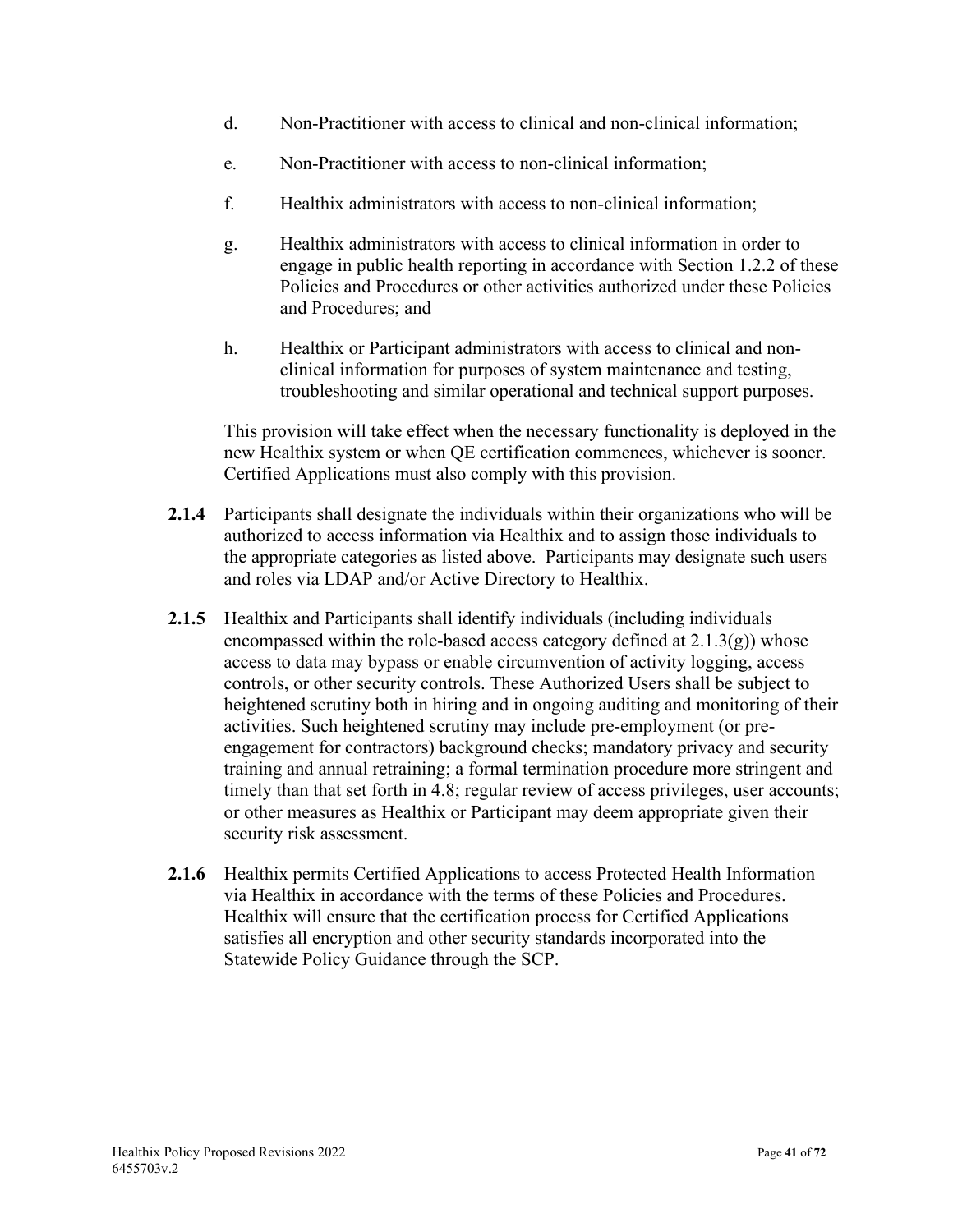d. Non-Practitioner with access to clinical and non-clinical information;

e. Non-Practitioner with access to non-clinical information;

f. Healthix administrators with access to non-clinical information;

g. Healthix administrators with access to clinical information in order to engage in public health reporting in accordance with Section 1.2.2 of these Policies and Procedures or other activities authorized under these Policies and Procedures; and

h. Healthix or Participant administrators with access to clinical and non-clinical information for purposes of system maintenance and testing, troubleshooting and similar operational and technical support purposes.

This provision will take effect when the necessary functionality is deployed in the new Healthix system or when QE certification commences, whichever is sooner. Certified Applications must also comply with this provision.

**2.1.4** Participants shall designate the individuals within their organizations who will be authorized to access information via Healthix and to assign those individuals to the appropriate categories as listed above. Participants may designate such users and roles via LDAP and/or Active Directory to Healthix.

**2.1.5** Healthix and Participants shall identify individuals (including individuals encompassed within the role-based access category defined at 2.1.3(g)) whose access to data may bypass or enable circumvention of activity logging, access controls, or other security controls. These Authorized Users shall be subject to heightened scrutiny both in hiring and in ongoing auditing and monitoring of their activities. Such heightened scrutiny may include pre-employment (or pre-engagement for contractors) background checks; mandatory privacy and security training and annual retraining; a formal termination procedure more stringent and timely than that set forth in 4.8; regular review of access privileges, user accounts; or other measures as Healthix or Participant may deem appropriate given their security risk assessment.

**2.1.6** Healthix permits Certified Applications to access Protected Health Information via Healthix in accordance with the terms of these Policies and Procedures. Healthix will ensure that the certification process for Certified Applications satisfies all encryption and other security standards incorporated into the Statewide Policy Guidance through the SCP.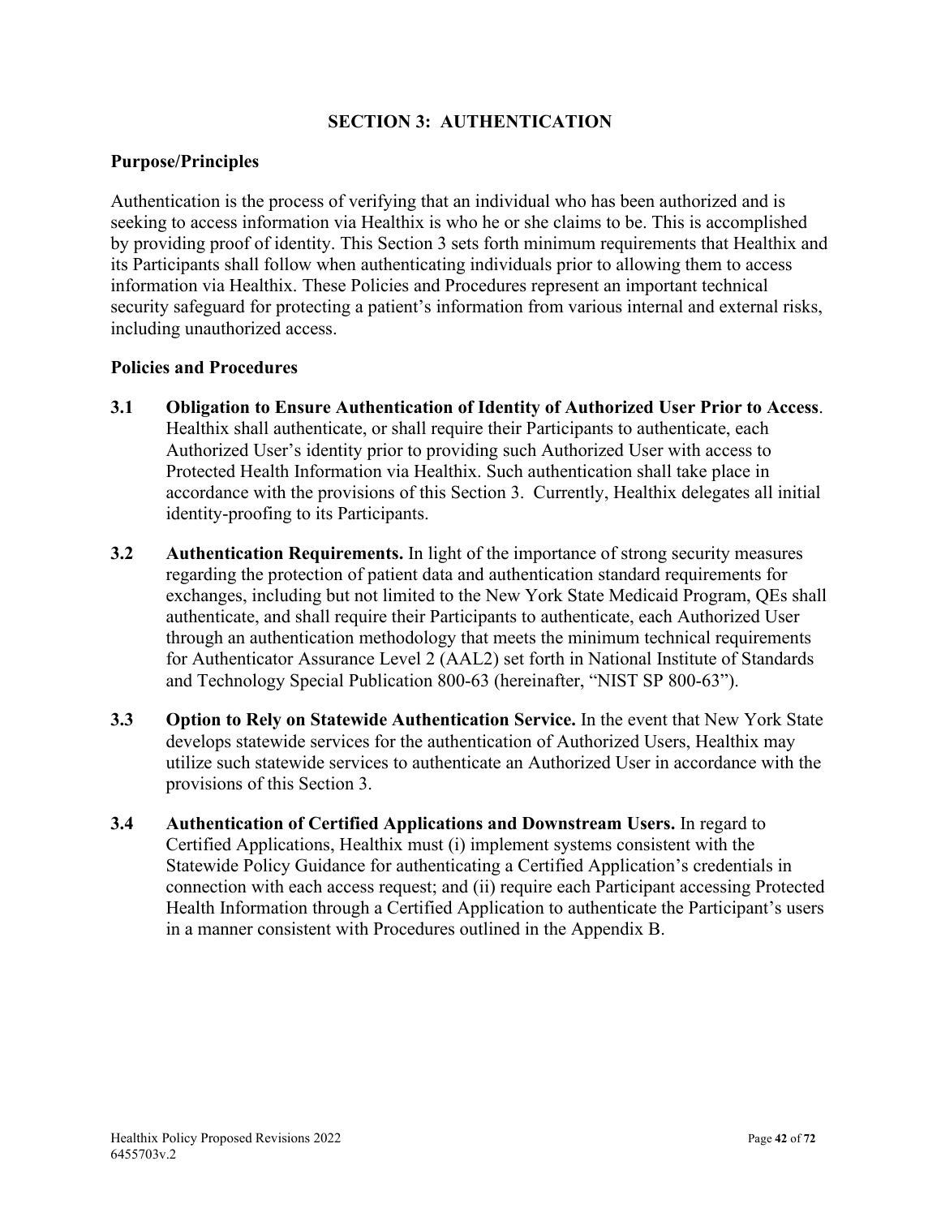# SECTION 3: AUTHENTICATION

## Purpose/Principles

Authentication is the process of verifying that an individual who has been authorized and is seeking to access information via Healthix is who he or she claims to be. This is accomplished by providing proof of identity. This Section 3 sets forth minimum requirements that Healthix and its Participants shall follow when authenticating individuals prior to allowing them to access information via Healthix. These Policies and Procedures represent an important technical security safeguard for protecting a patient's information from various internal and external risks, including unauthorized access.

## Policies and Procedures

**3.1 Obligation to Ensure Authentication of Identity of Authorized User Prior to Access**. Healthix shall authenticate, or shall require their Participants to authenticate, each Authorized User's identity prior to providing such Authorized User with access to Protected Health Information via Healthix. Such authentication shall take place in accordance with the provisions of this Section 3. Currently, Healthix delegates all initial identity-proofing to its Participants.

**3.2 Authentication Requirements.** In light of the importance of strong security measures regarding the protection of patient data and authentication standard requirements for exchanges, including but not limited to the New York State Medicaid Program, QEs shall authenticate, and shall require their Participants to authenticate, each Authorized User through an authentication methodology that meets the minimum technical requirements for Authenticator Assurance Level 2 (AAL2) set forth in National Institute of Standards and Technology Special Publication 800-63 (hereinafter, "NIST SP 800-63").

**3.3 Option to Rely on Statewide Authentication Service.** In the event that New York State develops statewide services for the authentication of Authorized Users, Healthix may utilize such statewide services to authenticate an Authorized User in accordance with the provisions of this Section 3.

**3.4 Authentication of Certified Applications and Downstream Users.** In regard to Certified Applications, Healthix must (i) implement systems consistent with the Statewide Policy Guidance for authenticating a Certified Application's credentials in connection with each access request; and (ii) require each Participant accessing Protected Health Information through a Certified Application to authenticate the Participant's users in a manner consistent with Procedures outlined in the Appendix B.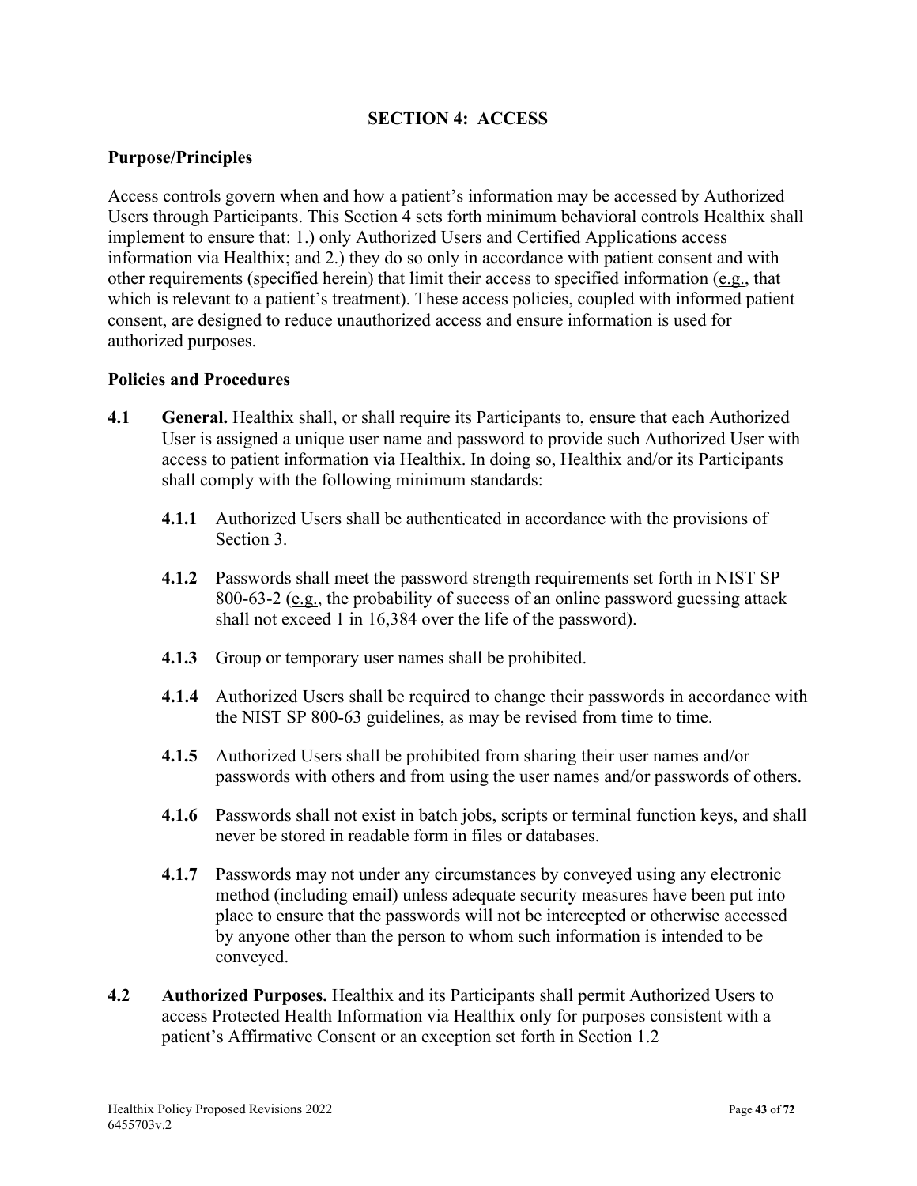# SECTION 4: ACCESS

## Purpose/Principles

Access controls govern when and how a patient's information may be accessed by Authorized Users through Participants. This Section 4 sets forth minimum behavioral controls Healthix shall implement to ensure that: 1.) only Authorized Users and Certified Applications access information via Healthix; and 2.) they do so only in accordance with patient consent and with other requirements (specified herein) that limit their access to specified information (e.g., that which is relevant to a patient's treatment). These access policies, coupled with informed patient consent, are designed to reduce unauthorized access and ensure information is used for authorized purposes.

## Policies and Procedures

**4.1 General.** Healthix shall, or shall require its Participants to, ensure that each Authorized User is assigned a unique user name and password to provide such Authorized User with access to patient information via Healthix. In doing so, Healthix and/or its Participants shall comply with the following minimum standards:

**4.1.1** Authorized Users shall be authenticated in accordance with the provisions of Section 3.

**4.1.2** Passwords shall meet the password strength requirements set forth in NIST SP 800-63-2 (e.g., the probability of success of an online password guessing attack shall not exceed 1 in 16,384 over the life of the password).

**4.1.3** Group or temporary user names shall be prohibited.

**4.1.4** Authorized Users shall be required to change their passwords in accordance with the NIST SP 800-63 guidelines, as may be revised from time to time.

**4.1.5** Authorized Users shall be prohibited from sharing their user names and/or passwords with others and from using the user names and/or passwords of others.

**4.1.6** Passwords shall not exist in batch jobs, scripts or terminal function keys, and shall never be stored in readable form in files or databases.

**4.1.7** Passwords may not under any circumstances by conveyed using any electronic method (including email) unless adequate security measures have been put into place to ensure that the passwords will not be intercepted or otherwise accessed by anyone other than the person to whom such information is intended to be conveyed.

**4.2 Authorized Purposes.** Healthix and its Participants shall permit Authorized Users to access Protected Health Information via Healthix only for purposes consistent with a patient's Affirmative Consent or an exception set forth in Section 1.2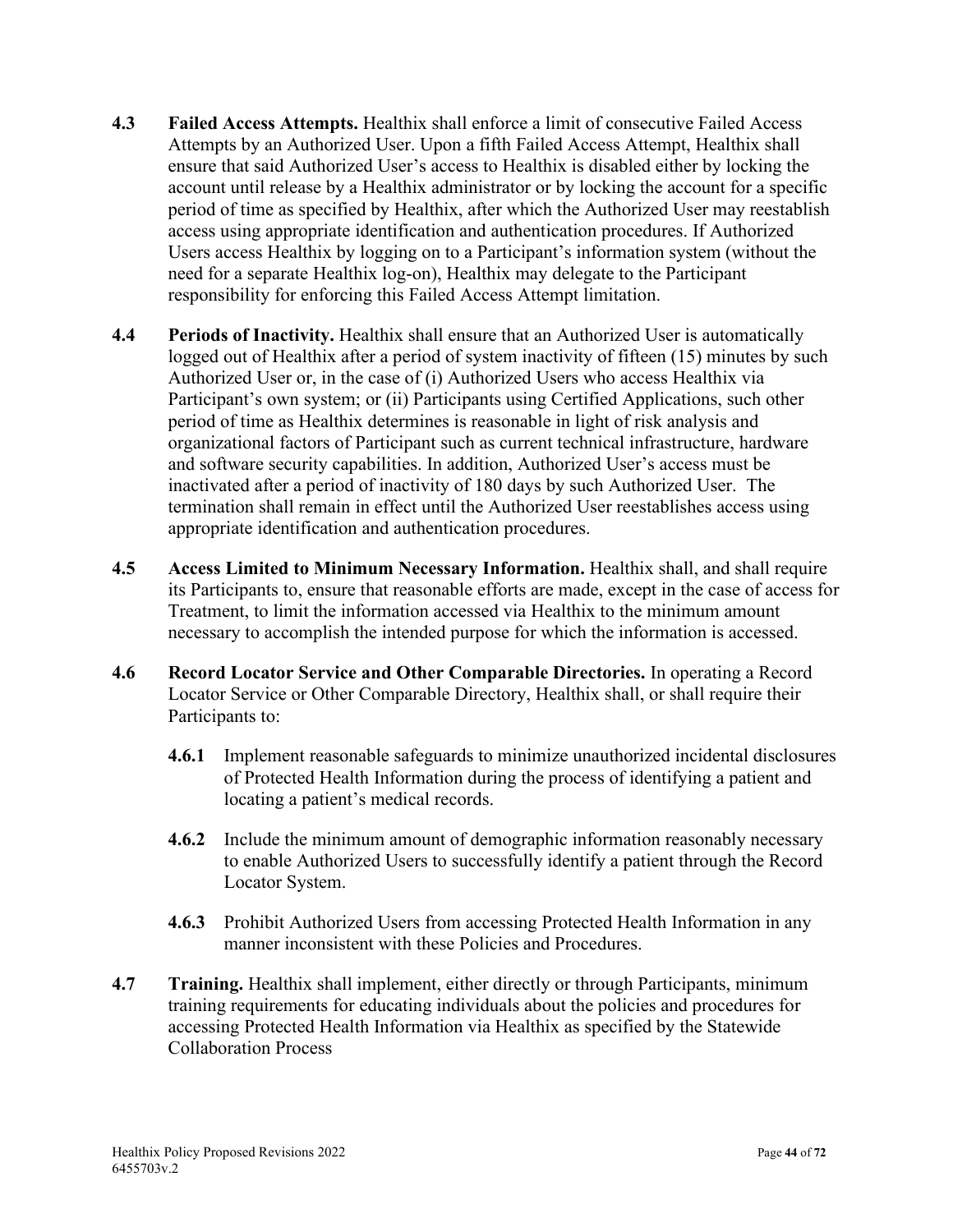**4.3 Failed Access Attempts.** Healthix shall enforce a limit of consecutive Failed Access Attempts by an Authorized User. Upon a fifth Failed Access Attempt, Healthix shall ensure that said Authorized User's access to Healthix is disabled either by locking the account until release by a Healthix administrator or by locking the account for a specific period of time as specified by Healthix, after which the Authorized User may reestablish access using appropriate identification and authentication procedures. If Authorized Users access Healthix by logging on to a Participant's information system (without the need for a separate Healthix log-on), Healthix may delegate to the Participant responsibility for enforcing this Failed Access Attempt limitation.

**4.4 Periods of Inactivity.** Healthix shall ensure that an Authorized User is automatically logged out of Healthix after a period of system inactivity of fifteen (15) minutes by such Authorized User or, in the case of (i) Authorized Users who access Healthix via Participant's own system; or (ii) Participants using Certified Applications, such other period of time as Healthix determines is reasonable in light of risk analysis and organizational factors of Participant such as current technical infrastructure, hardware and software security capabilities. In addition, Authorized User's access must be inactivated after a period of inactivity of 180 days by such Authorized User. The termination shall remain in effect until the Authorized User reestablishes access using appropriate identification and authentication procedures.

**4.5 Access Limited to Minimum Necessary Information.** Healthix shall, and shall require its Participants to, ensure that reasonable efforts are made, except in the case of access for Treatment, to limit the information accessed via Healthix to the minimum amount necessary to accomplish the intended purpose for which the information is accessed.

**4.6 Record Locator Service and Other Comparable Directories.** In operating a Record Locator Service or Other Comparable Directory, Healthix shall, or shall require their Participants to:

- **4.6.1** Implement reasonable safeguards to minimize unauthorized incidental disclosures of Protected Health Information during the process of identifying a patient and locating a patient's medical records.
- **4.6.2** Include the minimum amount of demographic information reasonably necessary to enable Authorized Users to successfully identify a patient through the Record Locator System.
- **4.6.3** Prohibit Authorized Users from accessing Protected Health Information in any manner inconsistent with these Policies and Procedures.

**4.7 Training.** Healthix shall implement, either directly or through Participants, minimum training requirements for educating individuals about the policies and procedures for accessing Protected Health Information via Healthix as specified by the Statewide Collaboration Process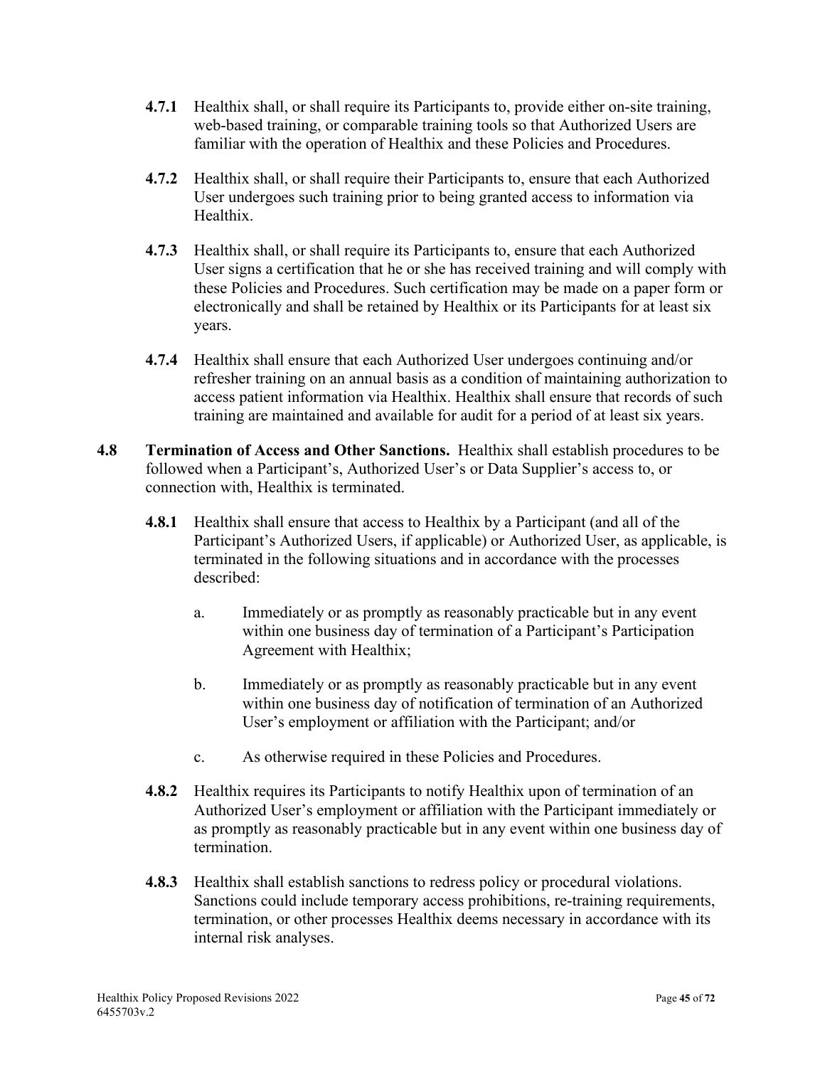**4.7.1** Healthix shall, or shall require its Participants to, provide either on-site training, web-based training, or comparable training tools so that Authorized Users are familiar with the operation of Healthix and these Policies and Procedures.

**4.7.2** Healthix shall, or shall require their Participants to, ensure that each Authorized User undergoes such training prior to being granted access to information via Healthix.

**4.7.3** Healthix shall, or shall require its Participants to, ensure that each Authorized User signs a certification that he or she has received training and will comply with these Policies and Procedures. Such certification may be made on a paper form or electronically and shall be retained by Healthix or its Participants for at least six years.

**4.7.4** Healthix shall ensure that each Authorized User undergoes continuing and/or refresher training on an annual basis as a condition of maintaining authorization to access patient information via Healthix. Healthix shall ensure that records of such training are maintained and available for audit for a period of at least six years.

**4.8 Termination of Access and Other Sanctions.** Healthix shall establish procedures to be followed when a Participant's, Authorized User's or Data Supplier's access to, or connection with, Healthix is terminated.

**4.8.1** Healthix shall ensure that access to Healthix by a Participant (and all of the Participant's Authorized Users, if applicable) or Authorized User, as applicable, is terminated in the following situations and in accordance with the processes described:

a. Immediately or as promptly as reasonably practicable but in any event within one business day of termination of a Participant's Participation Agreement with Healthix;

b. Immediately or as promptly as reasonably practicable but in any event within one business day of notification of termination of an Authorized User's employment or affiliation with the Participant; and/or

c. As otherwise required in these Policies and Procedures.

**4.8.2** Healthix requires its Participants to notify Healthix upon of termination of an Authorized User's employment or affiliation with the Participant immediately or as promptly as reasonably practicable but in any event within one business day of termination.

**4.8.3** Healthix shall establish sanctions to redress policy or procedural violations. Sanctions could include temporary access prohibitions, re-training requirements, termination, or other processes Healthix deems necessary in accordance with its internal risk analyses.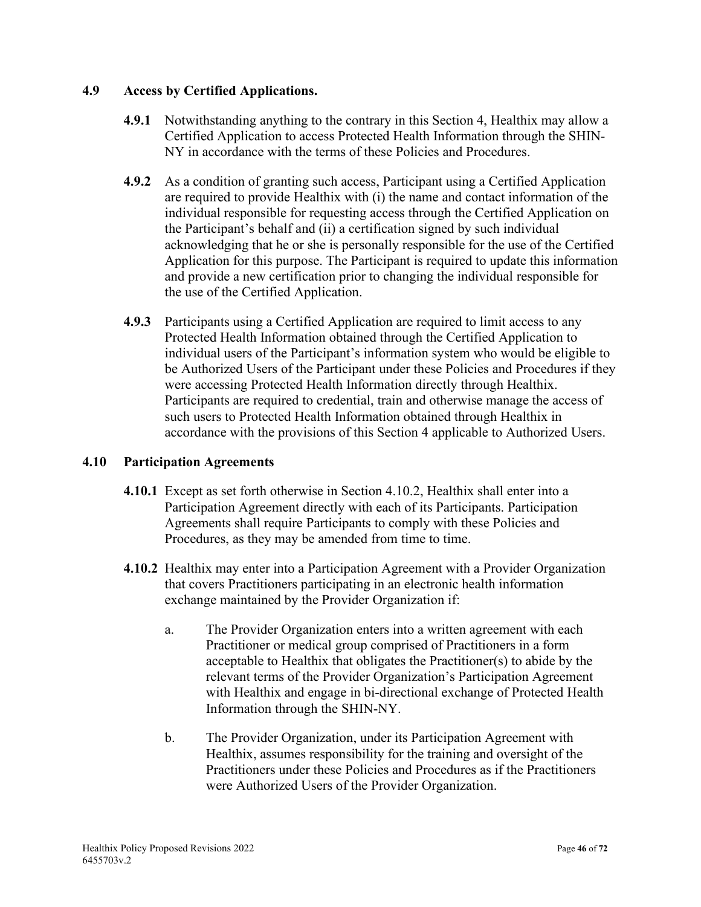### 4.9 Access by Certified Applications.

**4.9.1** Notwithstanding anything to the contrary in this Section 4, Healthix may allow a Certified Application to access Protected Health Information through the SHIN-NY in accordance with the terms of these Policies and Procedures.

**4.9.2** As a condition of granting such access, Participant using a Certified Application are required to provide Healthix with (i) the name and contact information of the individual responsible for requesting access through the Certified Application on the Participant's behalf and (ii) a certification signed by such individual acknowledging that he or she is personally responsible for the use of the Certified Application for this purpose. The Participant is required to update this information and provide a new certification prior to changing the individual responsible for the use of the Certified Application.

**4.9.3** Participants using a Certified Application are required to limit access to any Protected Health Information obtained through the Certified Application to individual users of the Participant's information system who would be eligible to be Authorized Users of the Participant under these Policies and Procedures if they were accessing Protected Health Information directly through Healthix. Participants are required to credential, train and otherwise manage the access of such users to Protected Health Information obtained through Healthix in accordance with the provisions of this Section 4 applicable to Authorized Users.

### 4.10 Participation Agreements

**4.10.1** Except as set forth otherwise in Section 4.10.2, Healthix shall enter into a Participation Agreement directly with each of its Participants. Participation Agreements shall require Participants to comply with these Policies and Procedures, as they may be amended from time to time.

**4.10.2** Healthix may enter into a Participation Agreement with a Provider Organization that covers Practitioners participating in an electronic health information exchange maintained by the Provider Organization if:

a. The Provider Organization enters into a written agreement with each Practitioner or medical group comprised of Practitioners in a form acceptable to Healthix that obligates the Practitioner(s) to abide by the relevant terms of the Provider Organization's Participation Agreement with Healthix and engage in bi-directional exchange of Protected Health Information through the SHIN-NY.

b. The Provider Organization, under its Participation Agreement with Healthix, assumes responsibility for the training and oversight of the Practitioners under these Policies and Procedures as if the Practitioners were Authorized Users of the Provider Organization.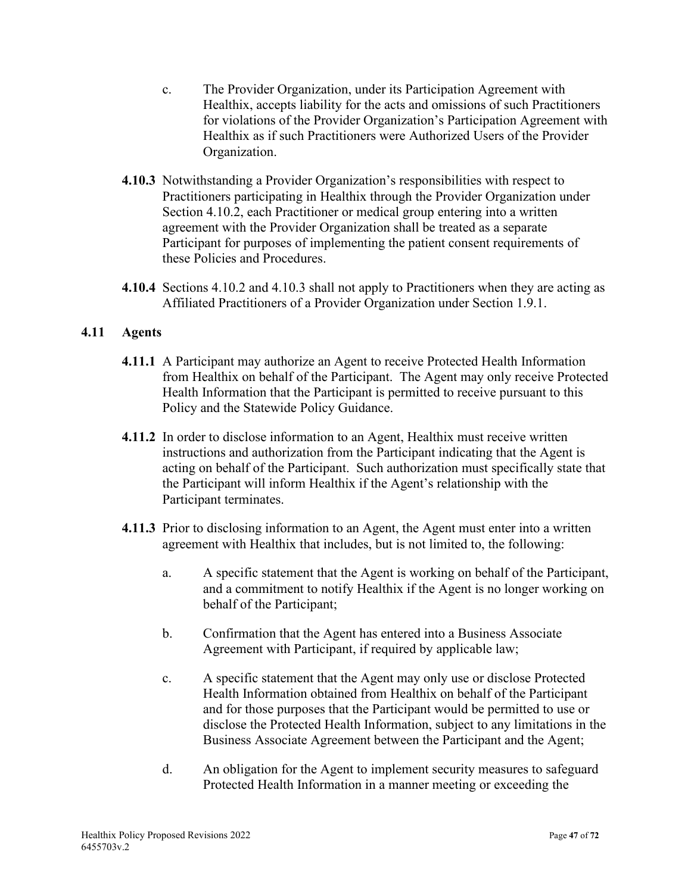c. The Provider Organization, under its Participation Agreement with Healthix, accepts liability for the acts and omissions of such Practitioners for violations of the Provider Organization's Participation Agreement with Healthix as if such Practitioners were Authorized Users of the Provider Organization.

**4.10.3** Notwithstanding a Provider Organization's responsibilities with respect to Practitioners participating in Healthix through the Provider Organization under Section 4.10.2, each Practitioner or medical group entering into a written agreement with the Provider Organization shall be treated as a separate Participant for purposes of implementing the patient consent requirements of these Policies and Procedures.

**4.10.4** Sections 4.10.2 and 4.10.3 shall not apply to Practitioners when they are acting as Affiliated Practitioners of a Provider Organization under Section 1.9.1.

## 4.11 Agents

**4.11.1** A Participant may authorize an Agent to receive Protected Health Information from Healthix on behalf of the Participant. The Agent may only receive Protected Health Information that the Participant is permitted to receive pursuant to this Policy and the Statewide Policy Guidance.

**4.11.2** In order to disclose information to an Agent, Healthix must receive written instructions and authorization from the Participant indicating that the Agent is acting on behalf of the Participant. Such authorization must specifically state that the Participant will inform Healthix if the Agent's relationship with the Participant terminates.

**4.11.3** Prior to disclosing information to an Agent, the Agent must enter into a written agreement with Healthix that includes, but is not limited to, the following:

a. A specific statement that the Agent is working on behalf of the Participant, and a commitment to notify Healthix if the Agent is no longer working on behalf of the Participant;

b. Confirmation that the Agent has entered into a Business Associate Agreement with Participant, if required by applicable law;

c. A specific statement that the Agent may only use or disclose Protected Health Information obtained from Healthix on behalf of the Participant and for those purposes that the Participant would be permitted to use or disclose the Protected Health Information, subject to any limitations in the Business Associate Agreement between the Participant and the Agent;

d. An obligation for the Agent to implement security measures to safeguard Protected Health Information in a manner meeting or exceeding the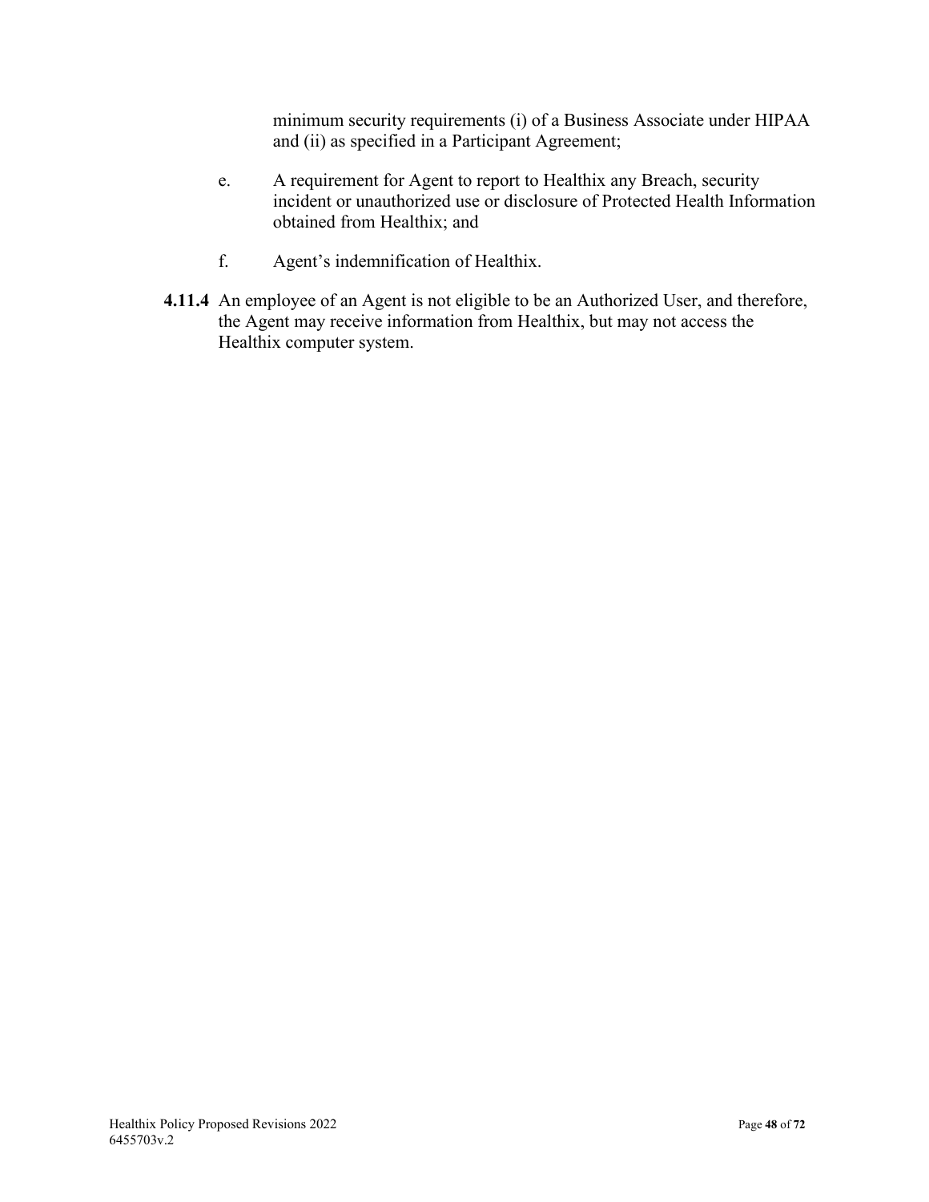minimum security requirements (i) of a Business Associate under HIPAA and (ii) as specified in a Participant Agreement;

e. A requirement for Agent to report to Healthix any Breach, security incident or unauthorized use or disclosure of Protected Health Information obtained from Healthix; and

f. Agent's indemnification of Healthix.

**4.11.4** An employee of an Agent is not eligible to be an Authorized User, and therefore, the Agent may receive information from Healthix, but may not access the Healthix computer system.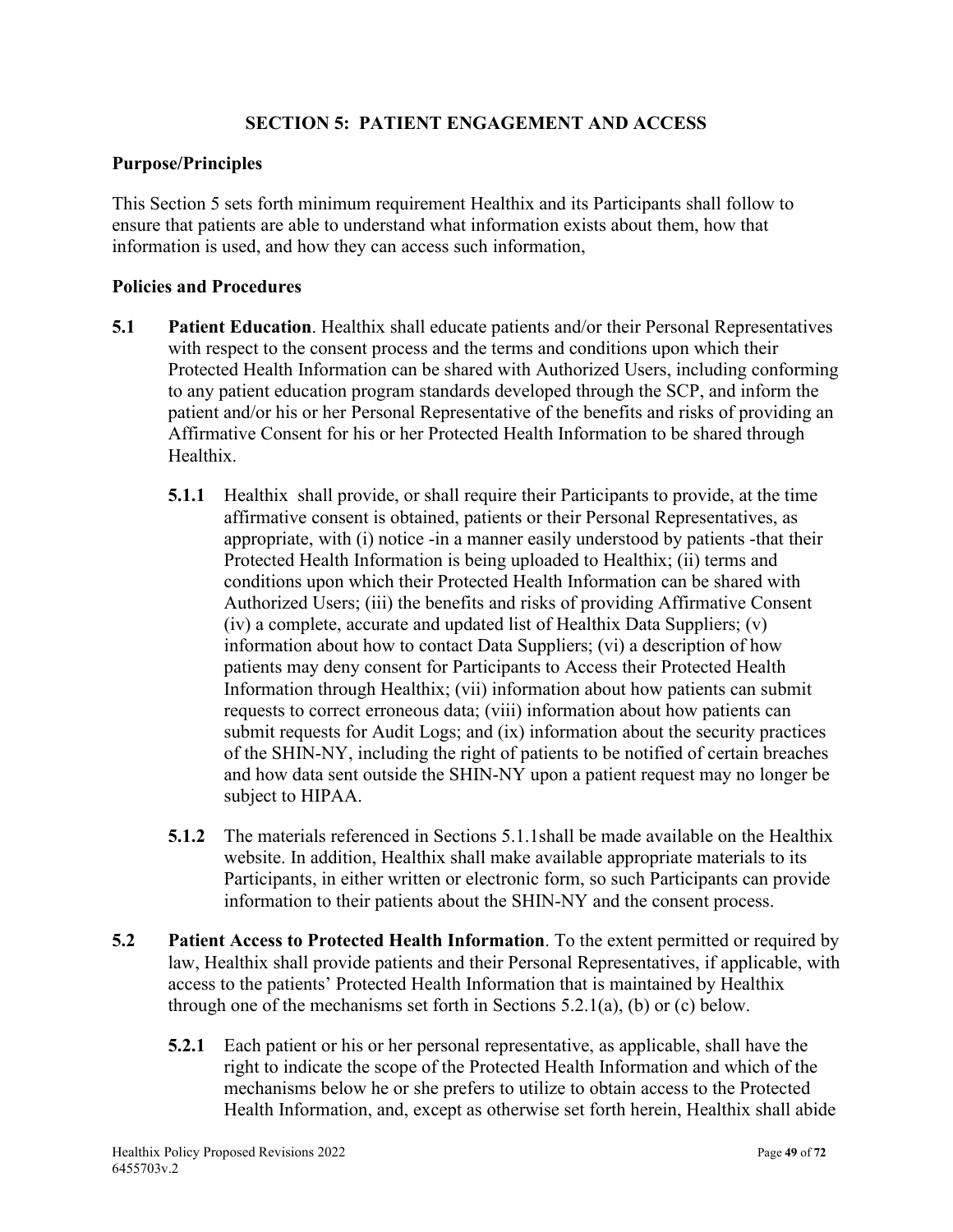## SECTION 5: PATIENT ENGAGEMENT AND ACCESS

### Purpose/Principles

This Section 5 sets forth minimum requirement Healthix and its Participants shall follow to ensure that patients are able to understand what information exists about them, how that information is used, and how they can access such information,

### Policies and Procedures

**5.1** **Patient Education**. Healthix shall educate patients and/or their Personal Representatives with respect to the consent process and the terms and conditions upon which their Protected Health Information can be shared with Authorized Users, including conforming to any patient education program standards developed through the SCP, and inform the patient and/or his or her Personal Representative of the benefits and risks of providing an Affirmative Consent for his or her Protected Health Information to be shared through Healthix.

**5.1.1** Healthix shall provide, or shall require their Participants to provide, at the time affirmative consent is obtained, patients or their Personal Representatives, as appropriate, with (i) notice -in a manner easily understood by patients -that their Protected Health Information is being uploaded to Healthix; (ii) terms and conditions upon which their Protected Health Information can be shared with Authorized Users; (iii) the benefits and risks of providing Affirmative Consent (iv) a complete, accurate and updated list of Healthix Data Suppliers; (v) information about how to contact Data Suppliers; (vi) a description of how patients may deny consent for Participants to Access their Protected Health Information through Healthix; (vii) information about how patients can submit requests to correct erroneous data; (viii) information about how patients can submit requests for Audit Logs; and (ix) information about the security practices of the SHIN-NY, including the right of patients to be notified of certain breaches and how data sent outside the SHIN-NY upon a patient request may no longer be subject to HIPAA.

**5.1.2** The materials referenced in Sections 5.1.1shall be made available on the Healthix website. In addition, Healthix shall make available appropriate materials to its Participants, in either written or electronic form, so such Participants can provide information to their patients about the SHIN-NY and the consent process.

**5.2** **Patient Access to Protected Health Information**. To the extent permitted or required by law, Healthix shall provide patients and their Personal Representatives, if applicable, with access to the patients' Protected Health Information that is maintained by Healthix through one of the mechanisms set forth in Sections 5.2.1(a), (b) or (c) below.

**5.2.1** Each patient or his or her personal representative, as applicable, shall have the right to indicate the scope of the Protected Health Information and which of the mechanisms below he or she prefers to utilize to obtain access to the Protected Health Information, and, except as otherwise set forth herein, Healthix shall abide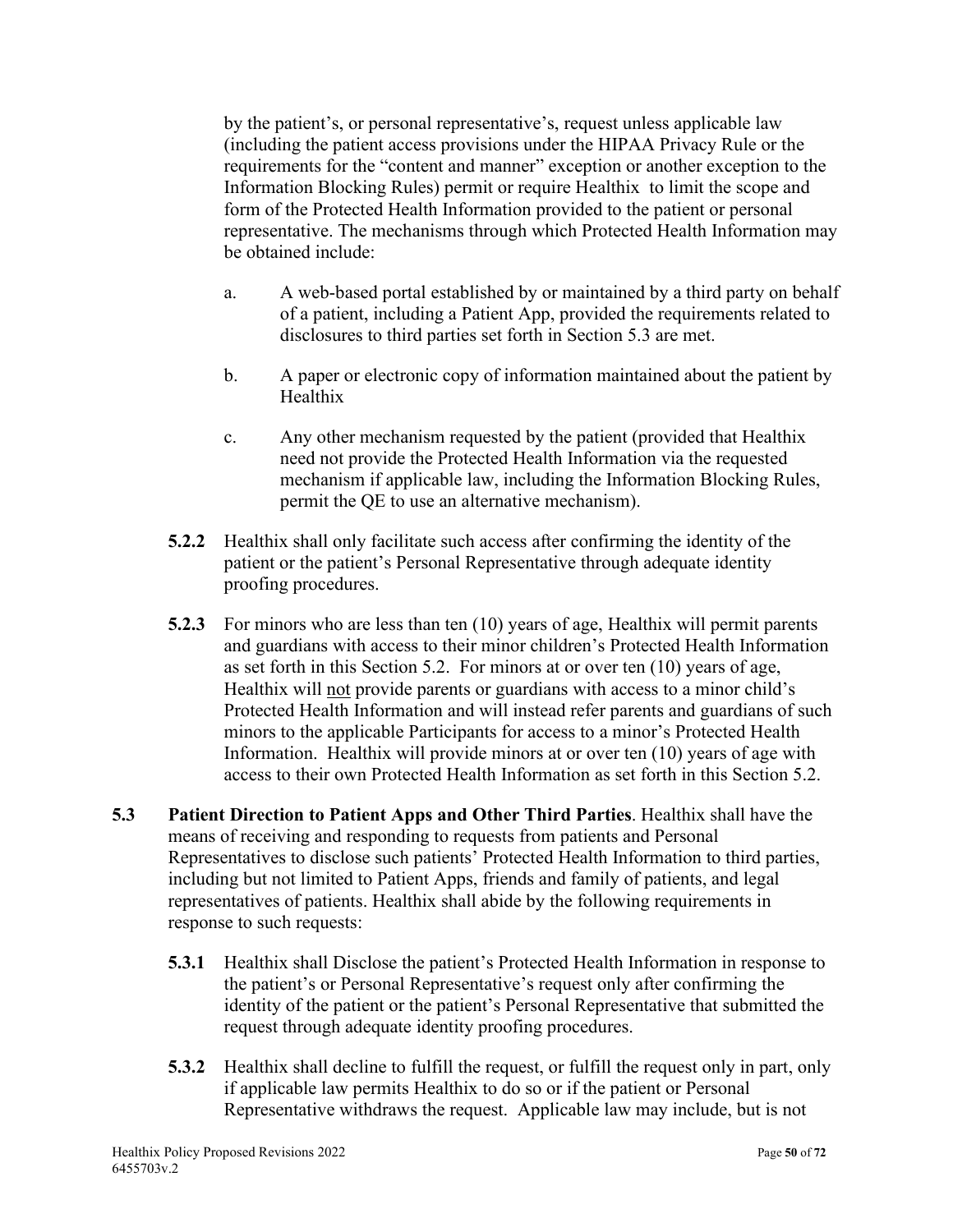by the patient's, or personal representative's, request unless applicable law (including the patient access provisions under the HIPAA Privacy Rule or the requirements for the "content and manner" exception or another exception to the Information Blocking Rules) permit or require Healthix to limit the scope and form of the Protected Health Information provided to the patient or personal representative. The mechanisms through which Protected Health Information may be obtained include:

a. A web-based portal established by or maintained by a third party on behalf of a patient, including a Patient App, provided the requirements related to disclosures to third parties set forth in Section 5.3 are met.

b. A paper or electronic copy of information maintained about the patient by Healthix

c. Any other mechanism requested by the patient (provided that Healthix need not provide the Protected Health Information via the requested mechanism if applicable law, including the Information Blocking Rules, permit the QE to use an alternative mechanism).

**5.2.2** Healthix shall only facilitate such access after confirming the identity of the patient or the patient's Personal Representative through adequate identity proofing procedures.

**5.2.3** For minors who are less than ten (10) years of age, Healthix will permit parents and guardians with access to their minor children's Protected Health Information as set forth in this Section 5.2. For minors at or over ten (10) years of age, Healthix will <u>not</u> provide parents or guardians with access to a minor child's Protected Health Information and will instead refer parents and guardians of such minors to the applicable Participants for access to a minor's Protected Health Information. Healthix will provide minors at or over ten (10) years of age with access to their own Protected Health Information as set forth in this Section 5.2.

**5.3 Patient Direction to Patient Apps and Other Third Parties**. Healthix shall have the means of receiving and responding to requests from patients and Personal Representatives to disclose such patients' Protected Health Information to third parties, including but not limited to Patient Apps, friends and family of patients, and legal representatives of patients. Healthix shall abide by the following requirements in response to such requests:

**5.3.1** Healthix shall Disclose the patient's Protected Health Information in response to the patient's or Personal Representative's request only after confirming the identity of the patient or the patient's Personal Representative that submitted the request through adequate identity proofing procedures.

**5.3.2** Healthix shall decline to fulfill the request, or fulfill the request only in part, only if applicable law permits Healthix to do so or if the patient or Personal Representative withdraws the request. Applicable law may include, but is not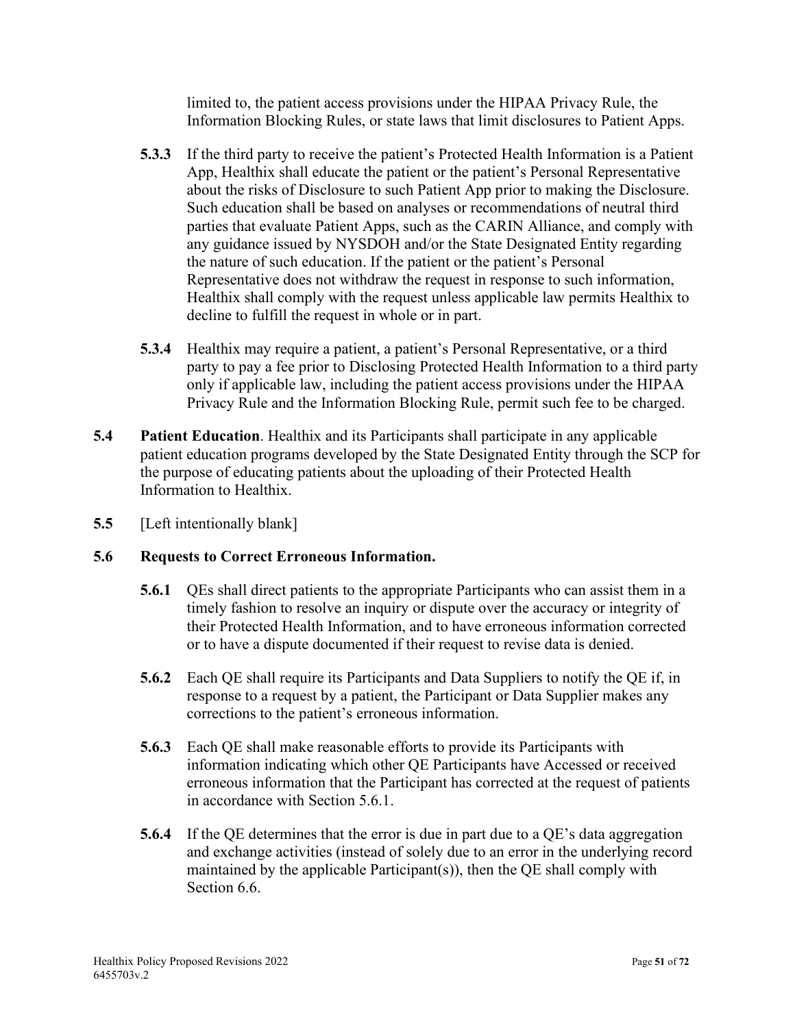limited to, the patient access provisions under the HIPAA Privacy Rule, the Information Blocking Rules, or state laws that limit disclosures to Patient Apps.

**5.3.3** If the third party to receive the patient's Protected Health Information is a Patient App, Healthix shall educate the patient or the patient's Personal Representative about the risks of Disclosure to such Patient App prior to making the Disclosure. Such education shall be based on analyses or recommendations of neutral third parties that evaluate Patient Apps, such as the CARIN Alliance, and comply with any guidance issued by NYSDOH and/or the State Designated Entity regarding the nature of such education. If the patient or the patient's Personal Representative does not withdraw the request in response to such information, Healthix shall comply with the request unless applicable law permits Healthix to decline to fulfill the request in whole or in part.

**5.3.4** Healthix may require a patient, a patient's Personal Representative, or a third party to pay a fee prior to Disclosing Protected Health Information to a third party only if applicable law, including the patient access provisions under the HIPAA Privacy Rule and the Information Blocking Rule, permit such fee to be charged.

**5.4 Patient Education**. Healthix and its Participants shall participate in any applicable patient education programs developed by the State Designated Entity through the SCP for the purpose of educating patients about the uploading of their Protected Health Information to Healthix.

**5.5** [Left intentionally blank]

**5.6 Requests to Correct Erroneous Information.**

**5.6.1** QEs shall direct patients to the appropriate Participants who can assist them in a timely fashion to resolve an inquiry or dispute over the accuracy or integrity of their Protected Health Information, and to have erroneous information corrected or to have a dispute documented if their request to revise data is denied.

**5.6.2** Each QE shall require its Participants and Data Suppliers to notify the QE if, in response to a request by a patient, the Participant or Data Supplier makes any corrections to the patient's erroneous information.

**5.6.3** Each QE shall make reasonable efforts to provide its Participants with information indicating which other QE Participants have Accessed or received erroneous information that the Participant has corrected at the request of patients in accordance with Section 5.6.1.

**5.6.4** If the QE determines that the error is due in part due to a QE's data aggregation and exchange activities (instead of solely due to an error in the underlying record maintained by the applicable Participant(s)), then the QE shall comply with Section 6.6.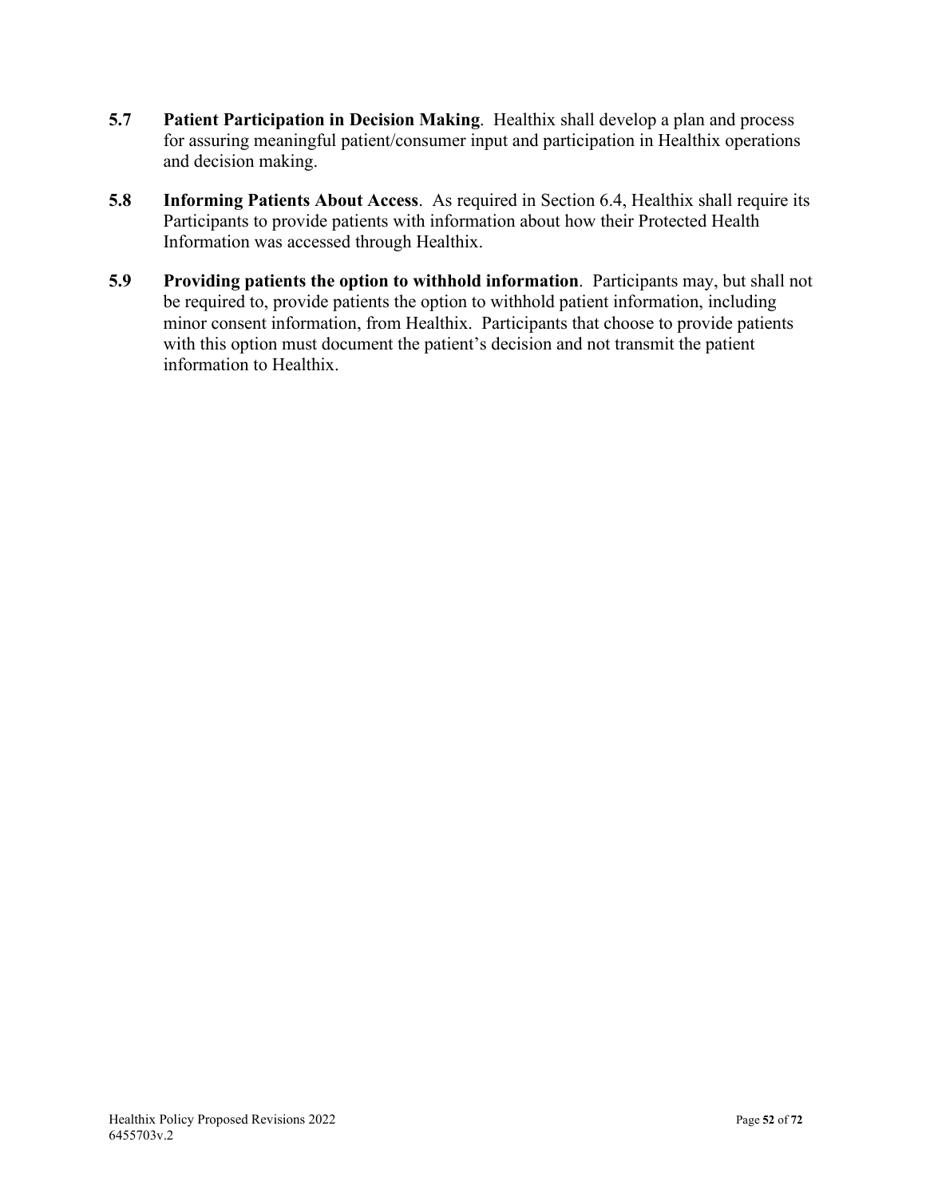**5.7 Patient Participation in Decision Making**. Healthix shall develop a plan and process for assuring meaningful patient/consumer input and participation in Healthix operations and decision making.

**5.8 Informing Patients About Access**. As required in Section 6.4, Healthix shall require its Participants to provide patients with information about how their Protected Health Information was accessed through Healthix.

**5.9 Providing patients the option to withhold information**. Participants may, but shall not be required to, provide patients the option to withhold patient information, including minor consent information, from Healthix. Participants that choose to provide patients with this option must document the patient's decision and not transmit the patient information to Healthix.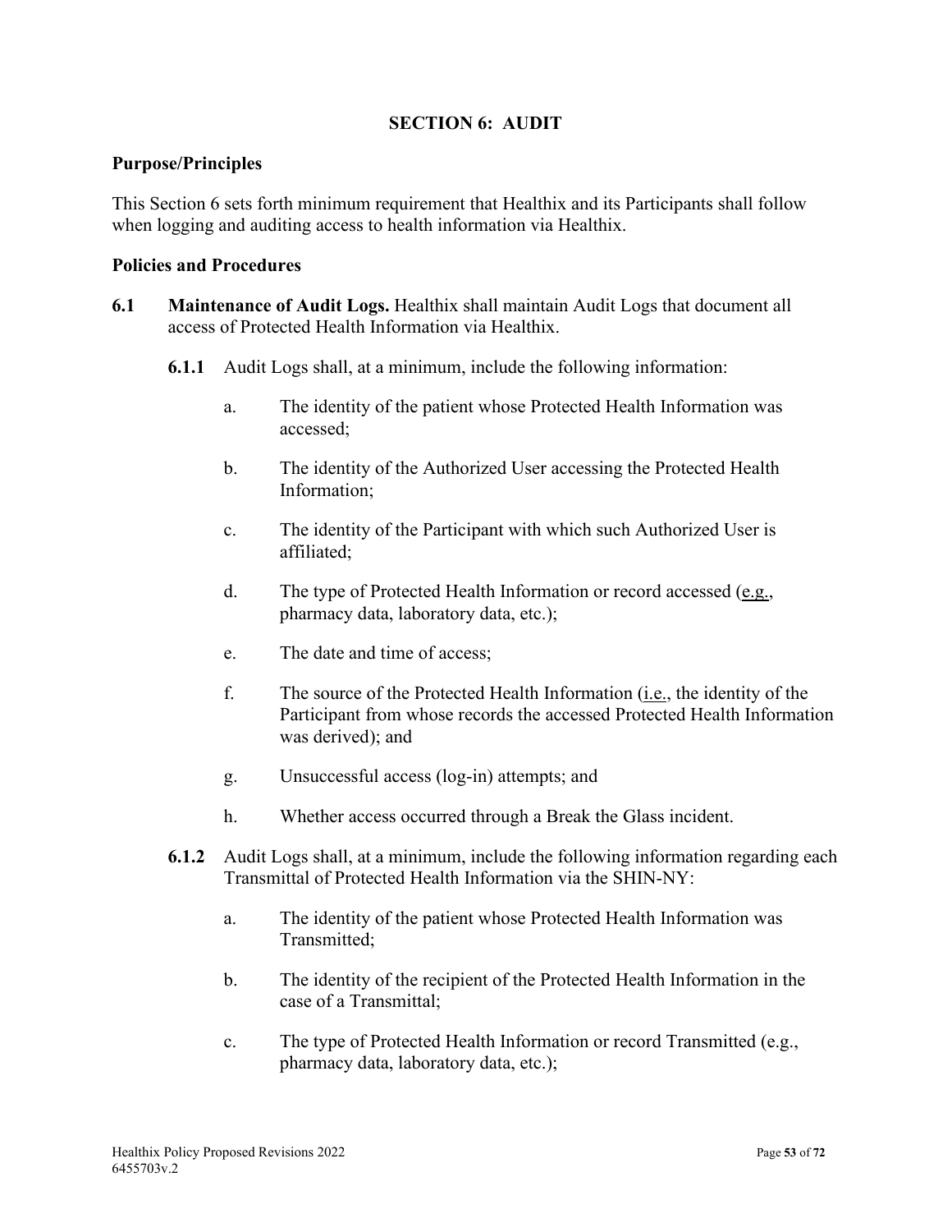## SECTION 6: AUDIT

### Purpose/Principles

This Section 6 sets forth minimum requirement that Healthix and its Participants shall follow when logging and auditing access to health information via Healthix.

### Policies and Procedures

**6.1 Maintenance of Audit Logs.** Healthix shall maintain Audit Logs that document all access of Protected Health Information via Healthix.

**6.1.1** Audit Logs shall, at a minimum, include the following information:

a. The identity of the patient whose Protected Health Information was accessed;

b. The identity of the Authorized User accessing the Protected Health Information;

c. The identity of the Participant with which such Authorized User is affiliated;

d. The type of Protected Health Information or record accessed (e.g., pharmacy data, laboratory data, etc.);

e. The date and time of access;

f. The source of the Protected Health Information (i.e., the identity of the Participant from whose records the accessed Protected Health Information was derived); and

g. Unsuccessful access (log-in) attempts; and

h. Whether access occurred through a Break the Glass incident.

**6.1.2** Audit Logs shall, at a minimum, include the following information regarding each Transmittal of Protected Health Information via the SHIN-NY:

a. The identity of the patient whose Protected Health Information was Transmitted;

b. The identity of the recipient of the Protected Health Information in the case of a Transmittal;

c. The type of Protected Health Information or record Transmitted (e.g., pharmacy data, laboratory data, etc.);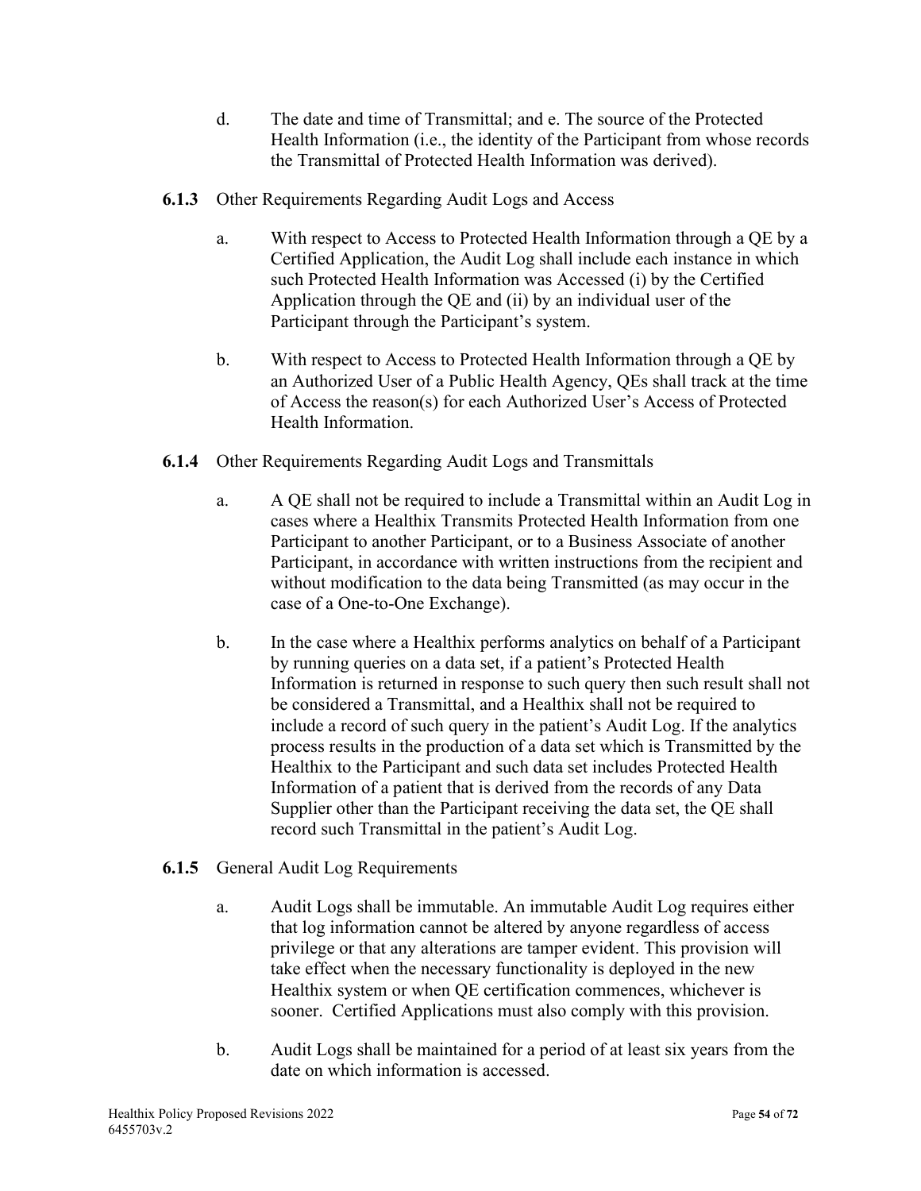d. The date and time of Transmittal; and e. The source of the Protected Health Information (i.e., the identity of the Participant from whose records the Transmittal of Protected Health Information was derived).

**6.1.3** Other Requirements Regarding Audit Logs and Access

a. With respect to Access to Protected Health Information through a QE by a Certified Application, the Audit Log shall include each instance in which such Protected Health Information was Accessed (i) by the Certified Application through the QE and (ii) by an individual user of the Participant through the Participant's system.

b. With respect to Access to Protected Health Information through a QE by an Authorized User of a Public Health Agency, QEs shall track at the time of Access the reason(s) for each Authorized User's Access of Protected Health Information.

**6.1.4** Other Requirements Regarding Audit Logs and Transmittals

a. A QE shall not be required to include a Transmittal within an Audit Log in cases where a Healthix Transmits Protected Health Information from one Participant to another Participant, or to a Business Associate of another Participant, in accordance with written instructions from the recipient and without modification to the data being Transmitted (as may occur in the case of a One-to-One Exchange).

b. In the case where a Healthix performs analytics on behalf of a Participant by running queries on a data set, if a patient's Protected Health Information is returned in response to such query then such result shall not be considered a Transmittal, and a Healthix shall not be required to include a record of such query in the patient's Audit Log. If the analytics process results in the production of a data set which is Transmitted by the Healthix to the Participant and such data set includes Protected Health Information of a patient that is derived from the records of any Data Supplier other than the Participant receiving the data set, the QE shall record such Transmittal in the patient's Audit Log.

**6.1.5** General Audit Log Requirements

a. Audit Logs shall be immutable. An immutable Audit Log requires either that log information cannot be altered by anyone regardless of access privilege or that any alterations are tamper evident. This provision will take effect when the necessary functionality is deployed in the new Healthix system or when QE certification commences, whichever is sooner. Certified Applications must also comply with this provision.

b. Audit Logs shall be maintained for a period of at least six years from the date on which information is accessed.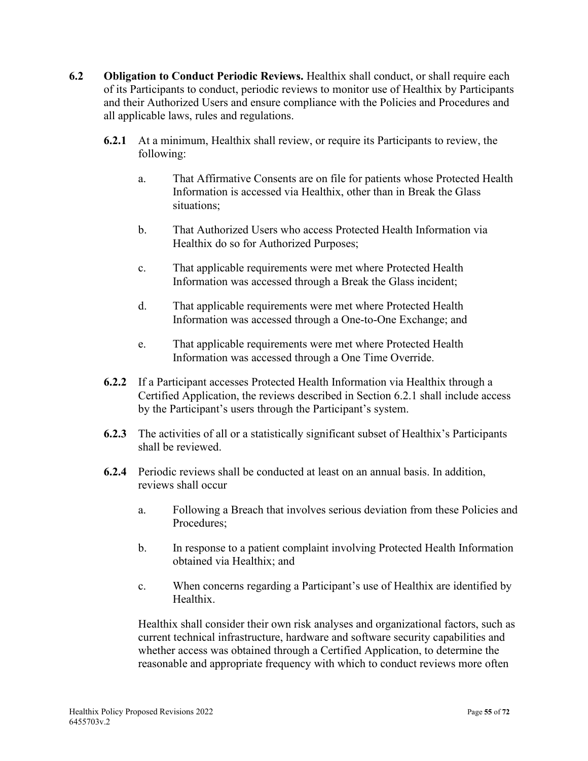**6.2 Obligation to Conduct Periodic Reviews.** Healthix shall conduct, or shall require each of its Participants to conduct, periodic reviews to monitor use of Healthix by Participants and their Authorized Users and ensure compliance with the Policies and Procedures and all applicable laws, rules and regulations.

**6.2.1** At a minimum, Healthix shall review, or require its Participants to review, the following:

a. That Affirmative Consents are on file for patients whose Protected Health Information is accessed via Healthix, other than in Break the Glass situations;

b. That Authorized Users who access Protected Health Information via Healthix do so for Authorized Purposes;

c. That applicable requirements were met where Protected Health Information was accessed through a Break the Glass incident;

d. That applicable requirements were met where Protected Health Information was accessed through a One-to-One Exchange; and

e. That applicable requirements were met where Protected Health Information was accessed through a One Time Override.

**6.2.2** If a Participant accesses Protected Health Information via Healthix through a Certified Application, the reviews described in Section 6.2.1 shall include access by the Participant's users through the Participant's system.

**6.2.3** The activities of all or a statistically significant subset of Healthix's Participants shall be reviewed.

**6.2.4** Periodic reviews shall be conducted at least on an annual basis. In addition, reviews shall occur

a. Following a Breach that involves serious deviation from these Policies and Procedures;

b. In response to a patient complaint involving Protected Health Information obtained via Healthix; and

c. When concerns regarding a Participant's use of Healthix are identified by Healthix.

Healthix shall consider their own risk analyses and organizational factors, such as current technical infrastructure, hardware and software security capabilities and whether access was obtained through a Certified Application, to determine the reasonable and appropriate frequency with which to conduct reviews more often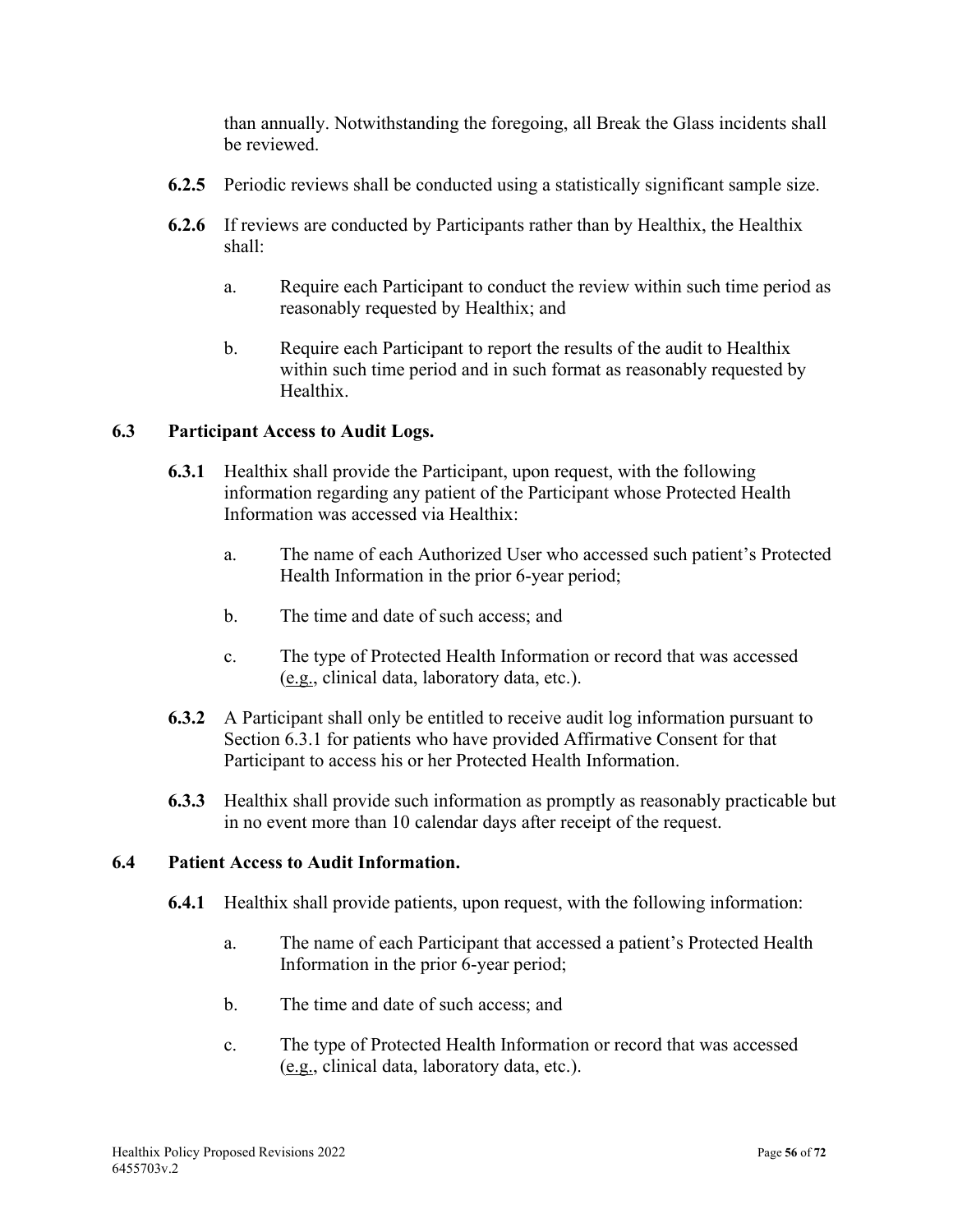than annually. Notwithstanding the foregoing, all Break the Glass incidents shall be reviewed.

**6.2.5** Periodic reviews shall be conducted using a statistically significant sample size.

**6.2.6** If reviews are conducted by Participants rather than by Healthix, the Healthix shall:

a. Require each Participant to conduct the review within such time period as reasonably requested by Healthix; and

b. Require each Participant to report the results of the audit to Healthix within such time period and in such format as reasonably requested by Healthix.

### 6.3 Participant Access to Audit Logs.

**6.3.1** Healthix shall provide the Participant, upon request, with the following information regarding any patient of the Participant whose Protected Health Information was accessed via Healthix:

a. The name of each Authorized User who accessed such patient's Protected Health Information in the prior 6-year period;

b. The time and date of such access; and

c. The type of Protected Health Information or record that was accessed (e.g., clinical data, laboratory data, etc.).

**6.3.2** A Participant shall only be entitled to receive audit log information pursuant to Section 6.3.1 for patients who have provided Affirmative Consent for that Participant to access his or her Protected Health Information.

**6.3.3** Healthix shall provide such information as promptly as reasonably practicable but in no event more than 10 calendar days after receipt of the request.

### 6.4 Patient Access to Audit Information.

**6.4.1** Healthix shall provide patients, upon request, with the following information:

a. The name of each Participant that accessed a patient's Protected Health Information in the prior 6-year period;

b. The time and date of such access; and

c. The type of Protected Health Information or record that was accessed (e.g., clinical data, laboratory data, etc.).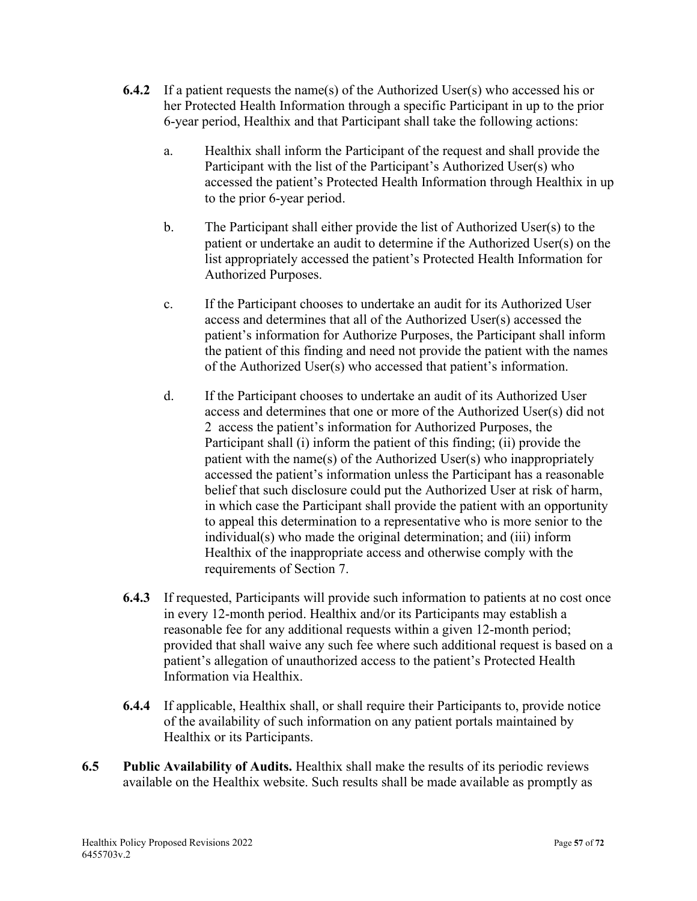**6.4.2** If a patient requests the name(s) of the Authorized User(s) who accessed his or her Protected Health Information through a specific Participant in up to the prior 6-year period, Healthix and that Participant shall take the following actions:

a. Healthix shall inform the Participant of the request and shall provide the Participant with the list of the Participant's Authorized User(s) who accessed the patient's Protected Health Information through Healthix in up to the prior 6-year period.

b. The Participant shall either provide the list of Authorized User(s) to the patient or undertake an audit to determine if the Authorized User(s) on the list appropriately accessed the patient's Protected Health Information for Authorized Purposes.

c. If the Participant chooses to undertake an audit for its Authorized User access and determines that all of the Authorized User(s) accessed the patient's information for Authorize Purposes, the Participant shall inform the patient of this finding and need not provide the patient with the names of the Authorized User(s) who accessed that patient's information.

d. If the Participant chooses to undertake an audit of its Authorized User access and determines that one or more of the Authorized User(s) did not 2 access the patient's information for Authorized Purposes, the Participant shall (i) inform the patient of this finding; (ii) provide the patient with the name(s) of the Authorized User(s) who inappropriately accessed the patient's information unless the Participant has a reasonable belief that such disclosure could put the Authorized User at risk of harm, in which case the Participant shall provide the patient with an opportunity to appeal this determination to a representative who is more senior to the individual(s) who made the original determination; and (iii) inform Healthix of the inappropriate access and otherwise comply with the requirements of Section 7.

**6.4.3** If requested, Participants will provide such information to patients at no cost once in every 12-month period. Healthix and/or its Participants may establish a reasonable fee for any additional requests within a given 12-month period; provided that shall waive any such fee where such additional request is based on a patient's allegation of unauthorized access to the patient's Protected Health Information via Healthix.

**6.4.4** If applicable, Healthix shall, or shall require their Participants to, provide notice of the availability of such information on any patient portals maintained by Healthix or its Participants.

**6.5 Public Availability of Audits.** Healthix shall make the results of its periodic reviews available on the Healthix website. Such results shall be made available as promptly as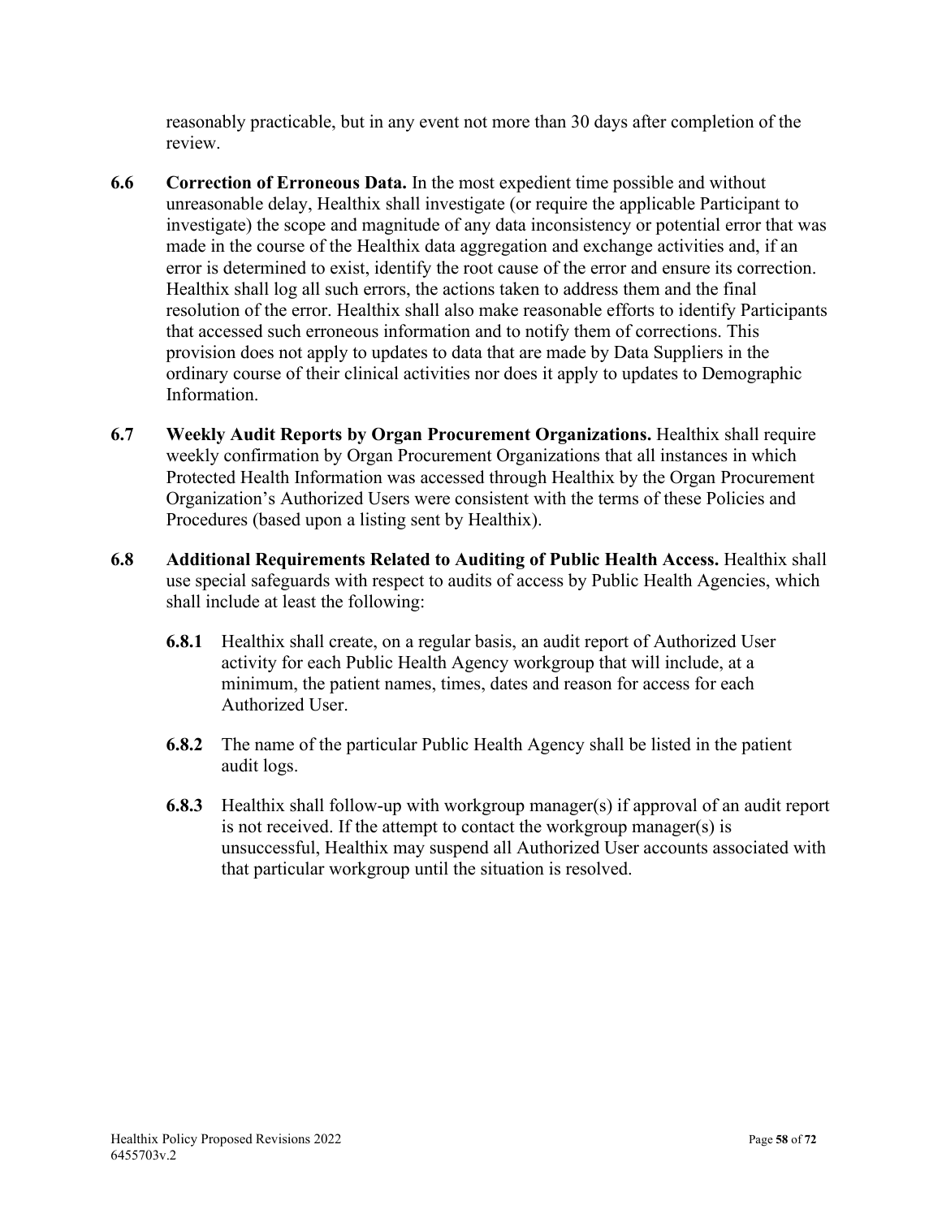reasonably practicable, but in any event not more than 30 days after completion of the review.

**6.6 Correction of Erroneous Data.** In the most expedient time possible and without unreasonable delay, Healthix shall investigate (or require the applicable Participant to investigate) the scope and magnitude of any data inconsistency or potential error that was made in the course of the Healthix data aggregation and exchange activities and, if an error is determined to exist, identify the root cause of the error and ensure its correction. Healthix shall log all such errors, the actions taken to address them and the final resolution of the error. Healthix shall also make reasonable efforts to identify Participants that accessed such erroneous information and to notify them of corrections. This provision does not apply to updates to data that are made by Data Suppliers in the ordinary course of their clinical activities nor does it apply to updates to Demographic Information.

**6.7 Weekly Audit Reports by Organ Procurement Organizations.** Healthix shall require weekly confirmation by Organ Procurement Organizations that all instances in which Protected Health Information was accessed through Healthix by the Organ Procurement Organization's Authorized Users were consistent with the terms of these Policies and Procedures (based upon a listing sent by Healthix).

**6.8 Additional Requirements Related to Auditing of Public Health Access.** Healthix shall use special safeguards with respect to audits of access by Public Health Agencies, which shall include at least the following:

**6.8.1** Healthix shall create, on a regular basis, an audit report of Authorized User activity for each Public Health Agency workgroup that will include, at a minimum, the patient names, times, dates and reason for access for each Authorized User.

**6.8.2** The name of the particular Public Health Agency shall be listed in the patient audit logs.

**6.8.3** Healthix shall follow-up with workgroup manager(s) if approval of an audit report is not received. If the attempt to contact the workgroup manager(s) is unsuccessful, Healthix may suspend all Authorized User accounts associated with that particular workgroup until the situation is resolved.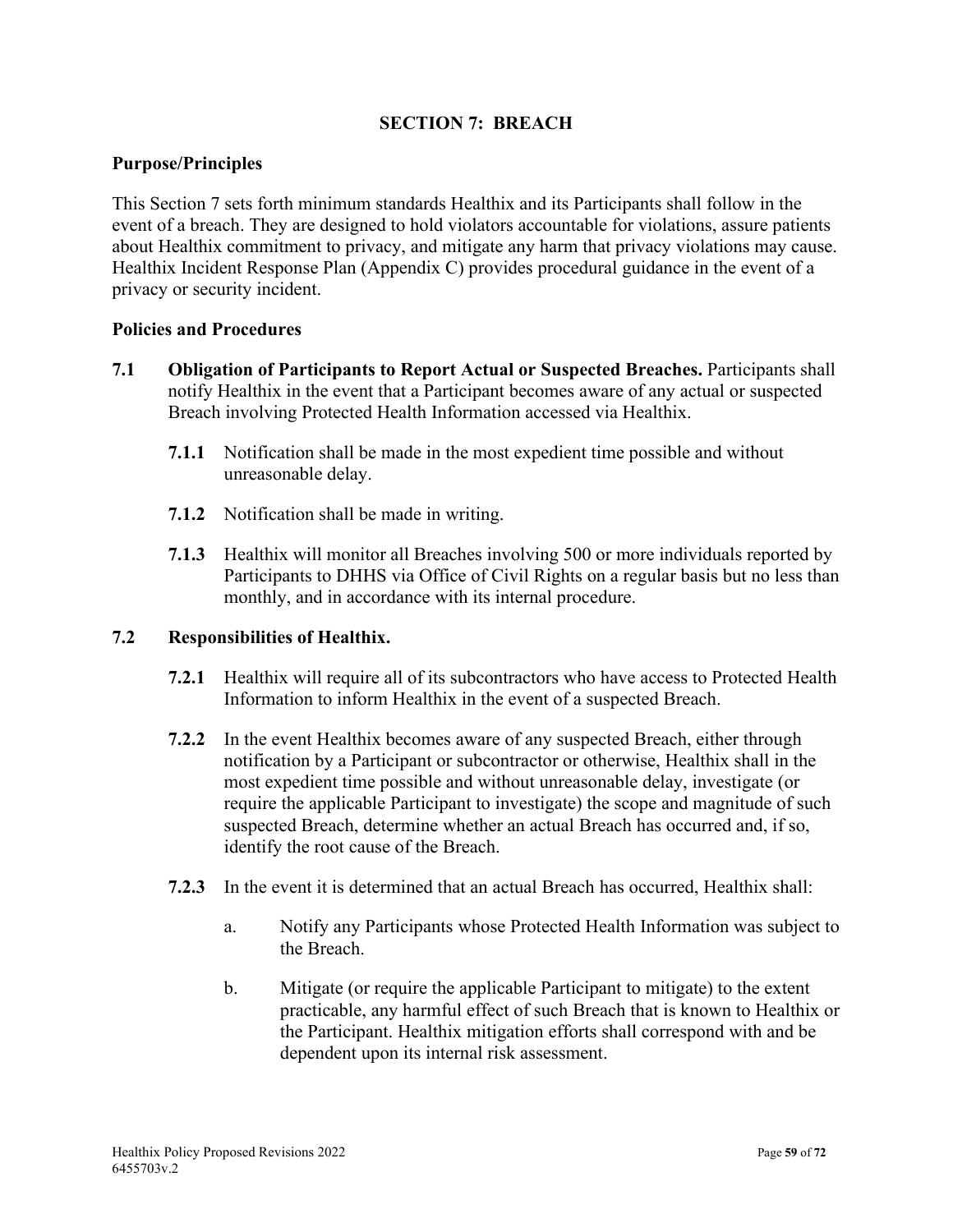## SECTION 7: BREACH

**Purpose/Principles**

This Section 7 sets forth minimum standards Healthix and its Participants shall follow in the event of a breach. They are designed to hold violators accountable for violations, assure patients about Healthix commitment to privacy, and mitigate any harm that privacy violations may cause. Healthix Incident Response Plan (Appendix C) provides procedural guidance in the event of a privacy or security incident.

**Policies and Procedures**

**7.1 Obligation of Participants to Report Actual or Suspected Breaches.** Participants shall notify Healthix in the event that a Participant becomes aware of any actual or suspected Breach involving Protected Health Information accessed via Healthix.

**7.1.1** Notification shall be made in the most expedient time possible and without unreasonable delay.

**7.1.2** Notification shall be made in writing.

**7.1.3** Healthix will monitor all Breaches involving 500 or more individuals reported by Participants to DHHS via Office of Civil Rights on a regular basis but no less than monthly, and in accordance with its internal procedure.

**7.2 Responsibilities of Healthix.**

**7.2.1** Healthix will require all of its subcontractors who have access to Protected Health Information to inform Healthix in the event of a suspected Breach.

**7.2.2** In the event Healthix becomes aware of any suspected Breach, either through notification by a Participant or subcontractor or otherwise, Healthix shall in the most expedient time possible and without unreasonable delay, investigate (or require the applicable Participant to investigate) the scope and magnitude of such suspected Breach, determine whether an actual Breach has occurred and, if so, identify the root cause of the Breach.

**7.2.3** In the event it is determined that an actual Breach has occurred, Healthix shall:

a. Notify any Participants whose Protected Health Information was subject to the Breach.

b. Mitigate (or require the applicable Participant to mitigate) to the extent practicable, any harmful effect of such Breach that is known to Healthix or the Participant. Healthix mitigation efforts shall correspond with and be dependent upon its internal risk assessment.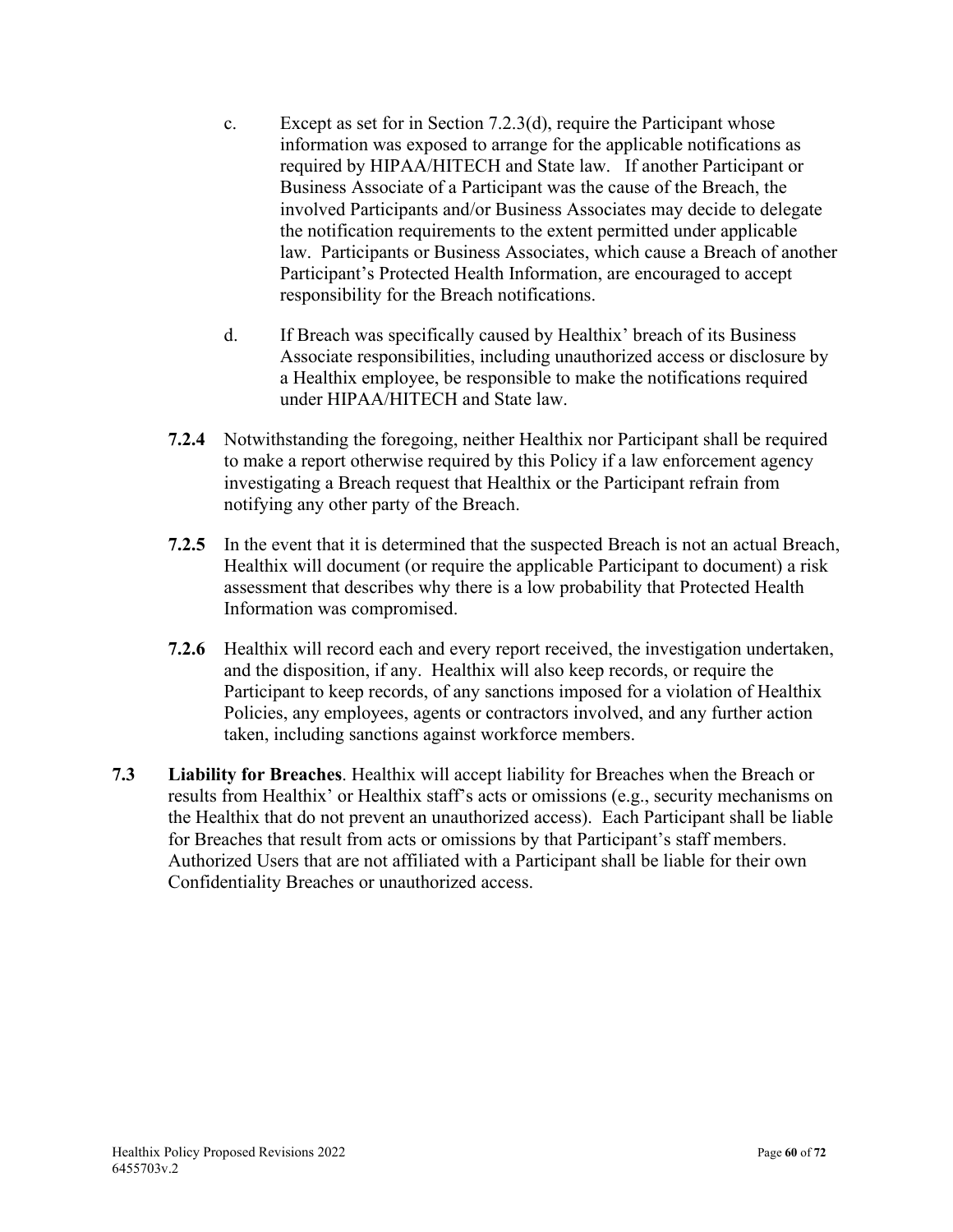c. Except as set for in Section 7.2.3(d), require the Participant whose information was exposed to arrange for the applicable notifications as required by HIPAA/HITECH and State law. If another Participant or Business Associate of a Participant was the cause of the Breach, the involved Participants and/or Business Associates may decide to delegate the notification requirements to the extent permitted under applicable law. Participants or Business Associates, which cause a Breach of another Participant's Protected Health Information, are encouraged to accept responsibility for the Breach notifications.

d. If Breach was specifically caused by Healthix' breach of its Business Associate responsibilities, including unauthorized access or disclosure by a Healthix employee, be responsible to make the notifications required under HIPAA/HITECH and State law.

**7.2.4** Notwithstanding the foregoing, neither Healthix nor Participant shall be required to make a report otherwise required by this Policy if a law enforcement agency investigating a Breach request that Healthix or the Participant refrain from notifying any other party of the Breach.

**7.2.5** In the event that it is determined that the suspected Breach is not an actual Breach, Healthix will document (or require the applicable Participant to document) a risk assessment that describes why there is a low probability that Protected Health Information was compromised.

**7.2.6** Healthix will record each and every report received, the investigation undertaken, and the disposition, if any. Healthix will also keep records, or require the Participant to keep records, of any sanctions imposed for a violation of Healthix Policies, any employees, agents or contractors involved, and any further action taken, including sanctions against workforce members.

**7.3 Liability for Breaches**. Healthix will accept liability for Breaches when the Breach or results from Healthix' or Healthix staff's acts or omissions (e.g., security mechanisms on the Healthix that do not prevent an unauthorized access). Each Participant shall be liable for Breaches that result from acts or omissions by that Participant's staff members. Authorized Users that are not affiliated with a Participant shall be liable for their own Confidentiality Breaches or unauthorized access.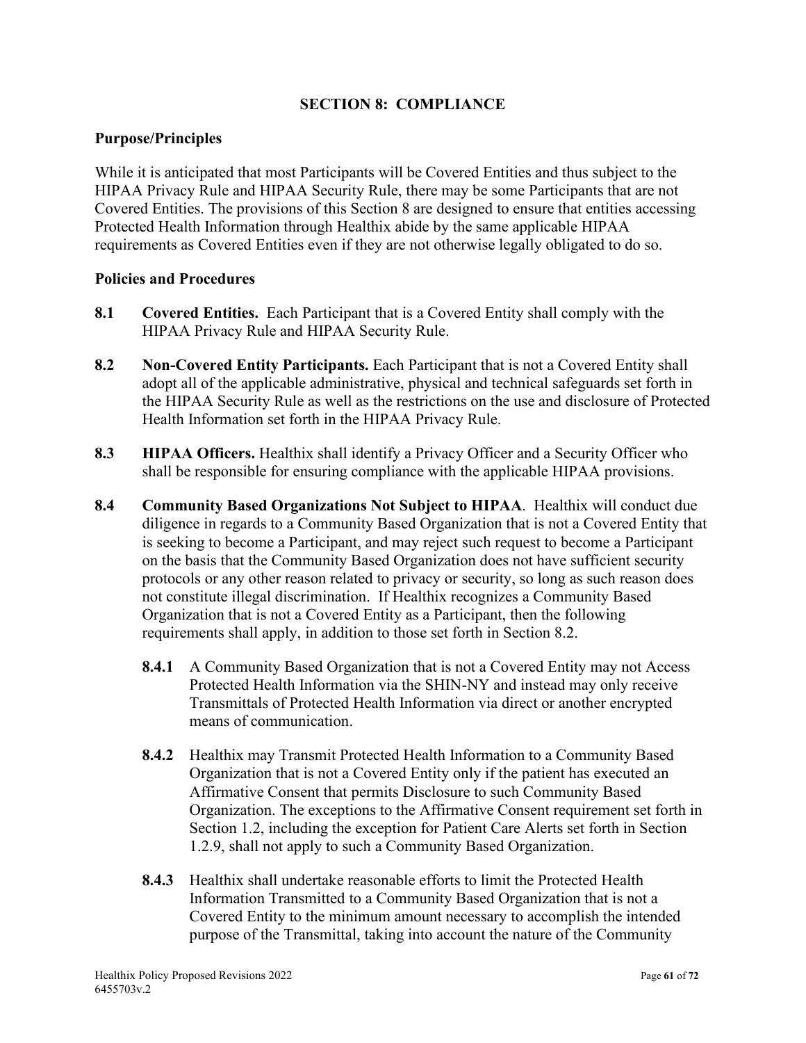## SECTION 8: COMPLIANCE

### Purpose/Principles

While it is anticipated that most Participants will be Covered Entities and thus subject to the HIPAA Privacy Rule and HIPAA Security Rule, there may be some Participants that are not Covered Entities. The provisions of this Section 8 are designed to ensure that entities accessing Protected Health Information through Healthix abide by the same applicable HIPAA requirements as Covered Entities even if they are not otherwise legally obligated to do so.

### Policies and Procedures

**8.1 Covered Entities.** Each Participant that is a Covered Entity shall comply with the HIPAA Privacy Rule and HIPAA Security Rule.

**8.2 Non-Covered Entity Participants.** Each Participant that is not a Covered Entity shall adopt all of the applicable administrative, physical and technical safeguards set forth in the HIPAA Security Rule as well as the restrictions on the use and disclosure of Protected Health Information set forth in the HIPAA Privacy Rule.

**8.3 HIPAA Officers.** Healthix shall identify a Privacy Officer and a Security Officer who shall be responsible for ensuring compliance with the applicable HIPAA provisions.

**8.4 Community Based Organizations Not Subject to HIPAA**. Healthix will conduct due diligence in regards to a Community Based Organization that is not a Covered Entity that is seeking to become a Participant, and may reject such request to become a Participant on the basis that the Community Based Organization does not have sufficient security protocols or any other reason related to privacy or security, so long as such reason does not constitute illegal discrimination. If Healthix recognizes a Community Based Organization that is not a Covered Entity as a Participant, then the following requirements shall apply, in addition to those set forth in Section 8.2.

- **8.4.1** A Community Based Organization that is not a Covered Entity may not Access Protected Health Information via the SHIN-NY and instead may only receive Transmittals of Protected Health Information via direct or another encrypted means of communication.

- **8.4.2** Healthix may Transmit Protected Health Information to a Community Based Organization that is not a Covered Entity only if the patient has executed an Affirmative Consent that permits Disclosure to such Community Based Organization. The exceptions to the Affirmative Consent requirement set forth in Section 1.2, including the exception for Patient Care Alerts set forth in Section 1.2.9, shall not apply to such a Community Based Organization.

- **8.4.3** Healthix shall undertake reasonable efforts to limit the Protected Health Information Transmitted to a Community Based Organization that is not a Covered Entity to the minimum amount necessary to accomplish the intended purpose of the Transmittal, taking into account the nature of the Community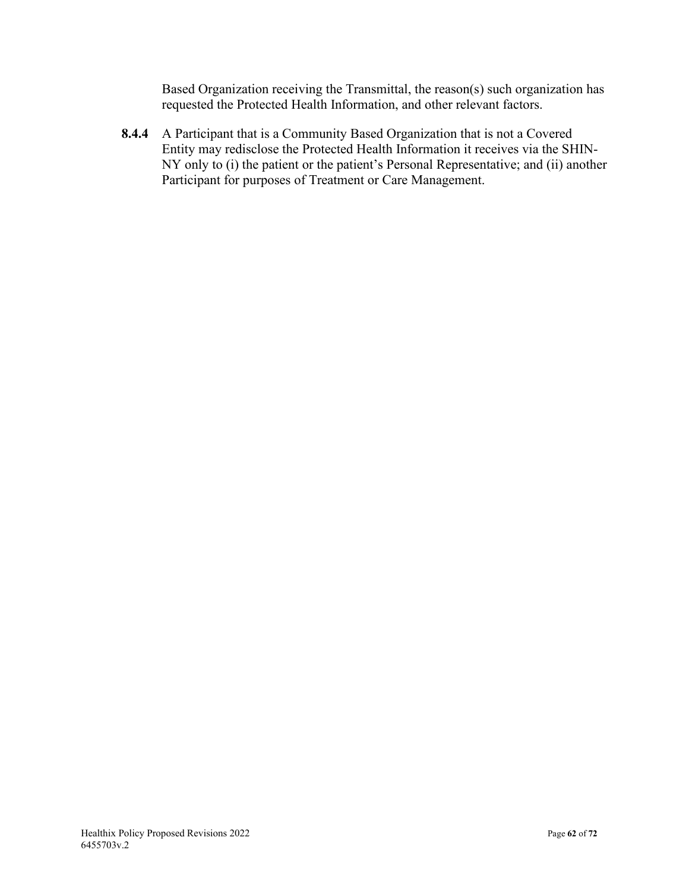Based Organization receiving the Transmittal, the reason(s) such organization has requested the Protected Health Information, and other relevant factors.

**8.4.4** A Participant that is a Community Based Organization that is not a Covered Entity may redisclose the Protected Health Information it receives via the SHIN-NY only to (i) the patient or the patient's Personal Representative; and (ii) another Participant for purposes of Treatment or Care Management.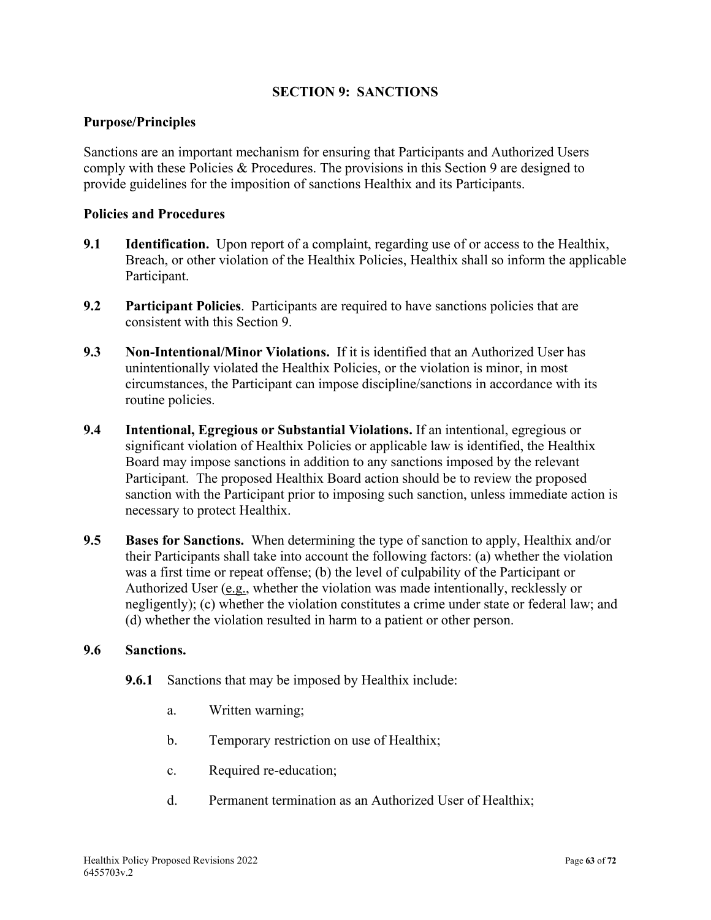## SECTION 9: SANCTIONS

### Purpose/Principles

Sanctions are an important mechanism for ensuring that Participants and Authorized Users comply with these Policies & Procedures. The provisions in this Section 9 are designed to provide guidelines for the imposition of sanctions Healthix and its Participants.

### Policies and Procedures

**9.1 Identification.** Upon report of a complaint, regarding use of or access to the Healthix, Breach, or other violation of the Healthix Policies, Healthix shall so inform the applicable Participant.

**9.2 Participant Policies**. Participants are required to have sanctions policies that are consistent with this Section 9.

**9.3 Non-Intentional/Minor Violations.** If it is identified that an Authorized User has unintentionally violated the Healthix Policies, or the violation is minor, in most circumstances, the Participant can impose discipline/sanctions in accordance with its routine policies.

**9.4 Intentional, Egregious or Substantial Violations.** If an intentional, egregious or significant violation of Healthix Policies or applicable law is identified, the Healthix Board may impose sanctions in addition to any sanctions imposed by the relevant Participant. The proposed Healthix Board action should be to review the proposed sanction with the Participant prior to imposing such sanction, unless immediate action is necessary to protect Healthix.

**9.5 Bases for Sanctions.** When determining the type of sanction to apply, Healthix and/or their Participants shall take into account the following factors: (a) whether the violation was a first time or repeat offense; (b) the level of culpability of the Participant or Authorized User (e.g., whether the violation was made intentionally, recklessly or negligently); (c) whether the violation constitutes a crime under state or federal law; and (d) whether the violation resulted in harm to a patient or other person.

**9.6 Sanctions.**

**9.6.1** Sanctions that may be imposed by Healthix include:

a. Written warning;

b. Temporary restriction on use of Healthix;

c. Required re-education;

d. Permanent termination as an Authorized User of Healthix;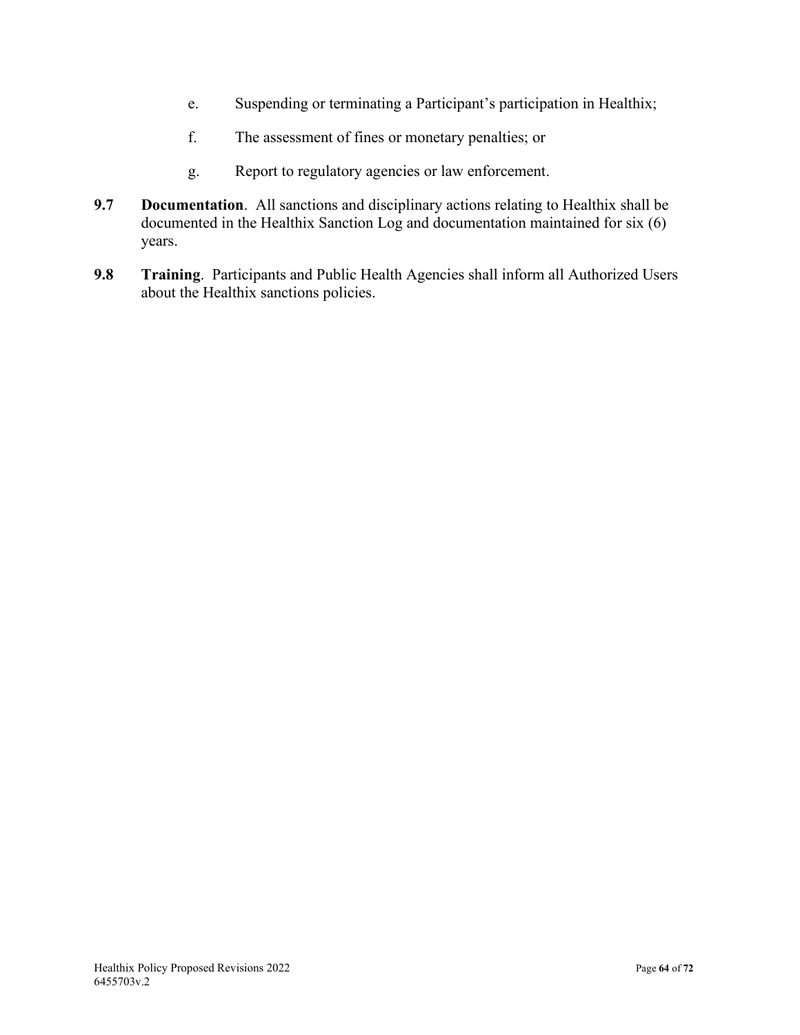e. Suspending or terminating a Participant's participation in Healthix;

f. The assessment of fines or monetary penalties; or

g. Report to regulatory agencies or law enforcement.

**9.7 Documentation**. All sanctions and disciplinary actions relating to Healthix shall be documented in the Healthix Sanction Log and documentation maintained for six (6) years.

**9.8 Training**. Participants and Public Health Agencies shall inform all Authorized Users about the Healthix sanctions policies.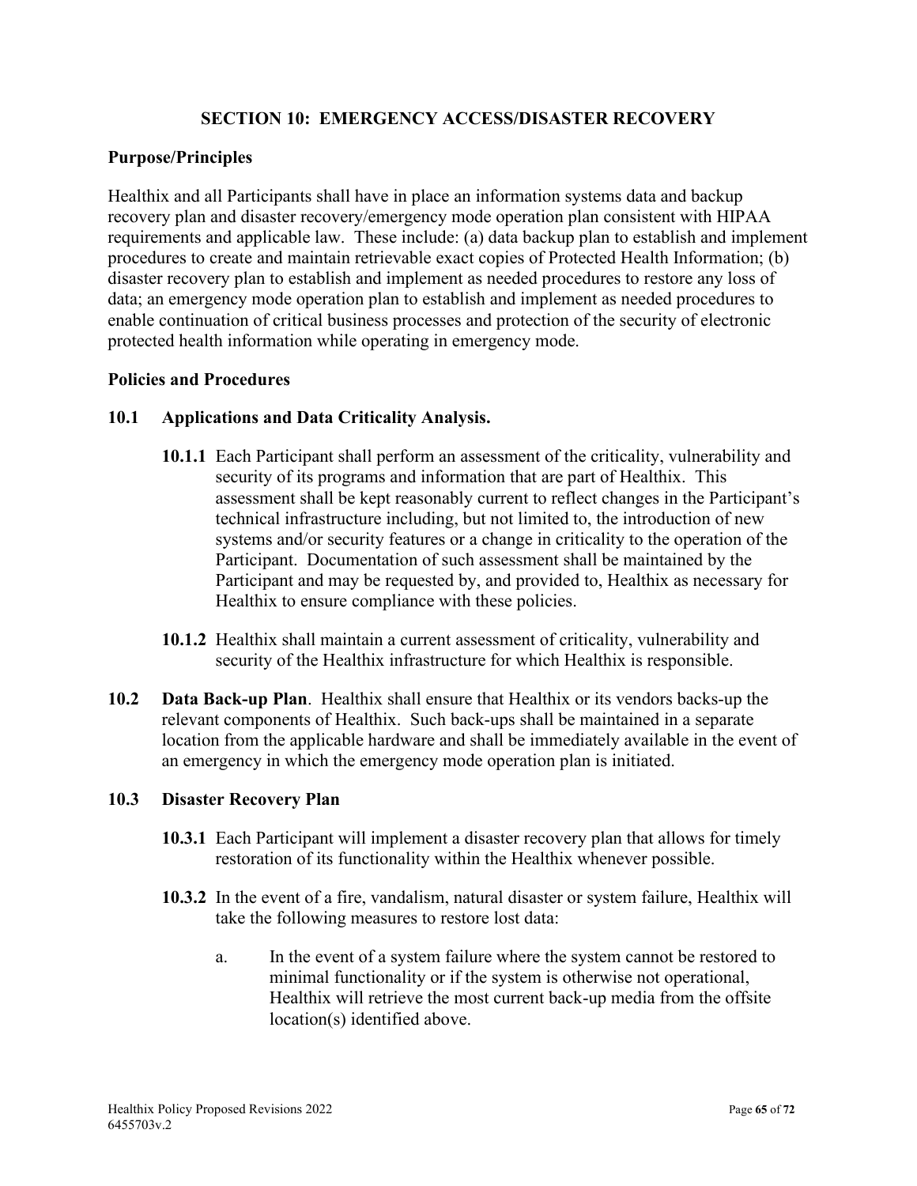## SECTION 10: EMERGENCY ACCESS/DISASTER RECOVERY

### Purpose/Principles

Healthix and all Participants shall have in place an information systems data and backup recovery plan and disaster recovery/emergency mode operation plan consistent with HIPAA requirements and applicable law. These include: (a) data backup plan to establish and implement procedures to create and maintain retrievable exact copies of Protected Health Information; (b) disaster recovery plan to establish and implement as needed procedures to restore any loss of data; an emergency mode operation plan to establish and implement as needed procedures to enable continuation of critical business processes and protection of the security of electronic protected health information while operating in emergency mode.

### Policies and Procedures

**10.1 Applications and Data Criticality Analysis.**

**10.1.1** Each Participant shall perform an assessment of the criticality, vulnerability and security of its programs and information that are part of Healthix. This assessment shall be kept reasonably current to reflect changes in the Participant's technical infrastructure including, but not limited to, the introduction of new systems and/or security features or a change in criticality to the operation of the Participant. Documentation of such assessment shall be maintained by the Participant and may be requested by, and provided to, Healthix as necessary for Healthix to ensure compliance with these policies.

**10.1.2** Healthix shall maintain a current assessment of criticality, vulnerability and security of the Healthix infrastructure for which Healthix is responsible.

**10.2 Data Back-up Plan**. Healthix shall ensure that Healthix or its vendors backs-up the relevant components of Healthix. Such back-ups shall be maintained in a separate location from the applicable hardware and shall be immediately available in the event of an emergency in which the emergency mode operation plan is initiated.

**10.3 Disaster Recovery Plan**

**10.3.1** Each Participant will implement a disaster recovery plan that allows for timely restoration of its functionality within the Healthix whenever possible.

**10.3.2** In the event of a fire, vandalism, natural disaster or system failure, Healthix will take the following measures to restore lost data:

a. In the event of a system failure where the system cannot be restored to minimal functionality or if the system is otherwise not operational, Healthix will retrieve the most current back-up media from the offsite location(s) identified above.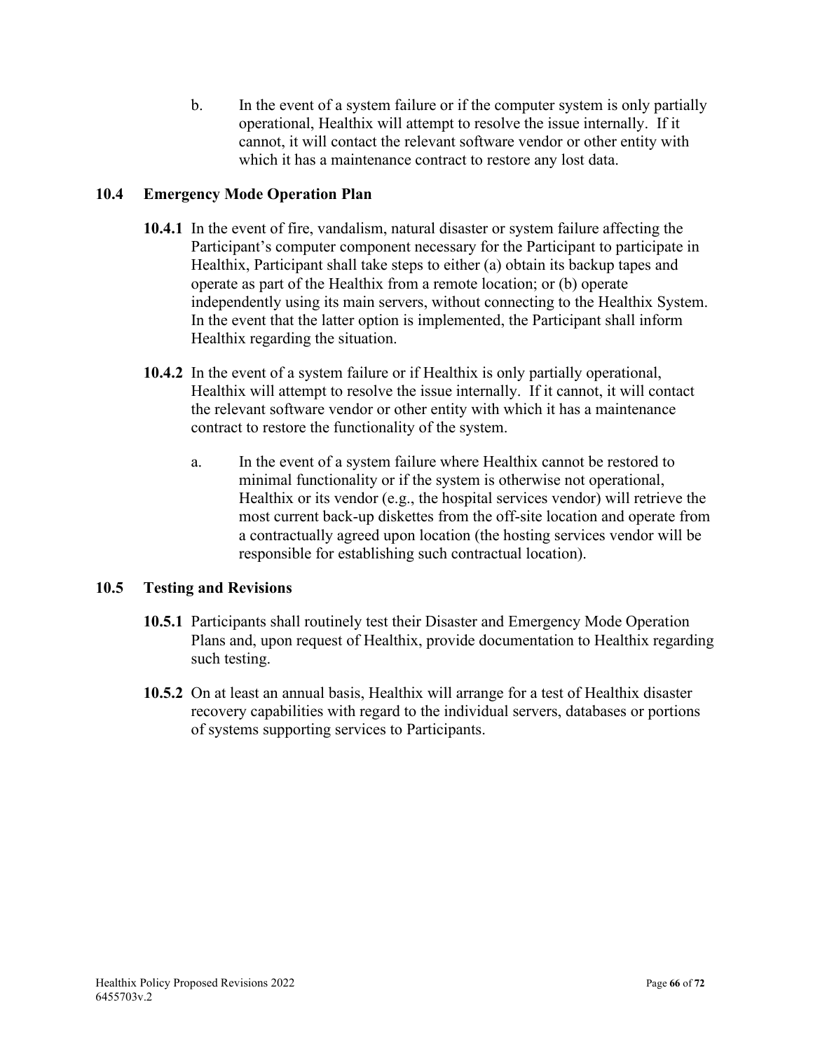b. In the event of a system failure or if the computer system is only partially operational, Healthix will attempt to resolve the issue internally. If it cannot, it will contact the relevant software vendor or other entity with which it has a maintenance contract to restore any lost data.

### 10.4 Emergency Mode Operation Plan

**10.4.1** In the event of fire, vandalism, natural disaster or system failure affecting the Participant's computer component necessary for the Participant to participate in Healthix, Participant shall take steps to either (a) obtain its backup tapes and operate as part of the Healthix from a remote location; or (b) operate independently using its main servers, without connecting to the Healthix System. In the event that the latter option is implemented, the Participant shall inform Healthix regarding the situation.

**10.4.2** In the event of a system failure or if Healthix is only partially operational, Healthix will attempt to resolve the issue internally. If it cannot, it will contact the relevant software vendor or other entity with which it has a maintenance contract to restore the functionality of the system.

a. In the event of a system failure where Healthix cannot be restored to minimal functionality or if the system is otherwise not operational, Healthix or its vendor (e.g., the hospital services vendor) will retrieve the most current back-up diskettes from the off-site location and operate from a contractually agreed upon location (the hosting services vendor will be responsible for establishing such contractual location).

### 10.5 Testing and Revisions

**10.5.1** Participants shall routinely test their Disaster and Emergency Mode Operation Plans and, upon request of Healthix, provide documentation to Healthix regarding such testing.

**10.5.2** On at least an annual basis, Healthix will arrange for a test of Healthix disaster recovery capabilities with regard to the individual servers, databases or portions of systems supporting services to Participants.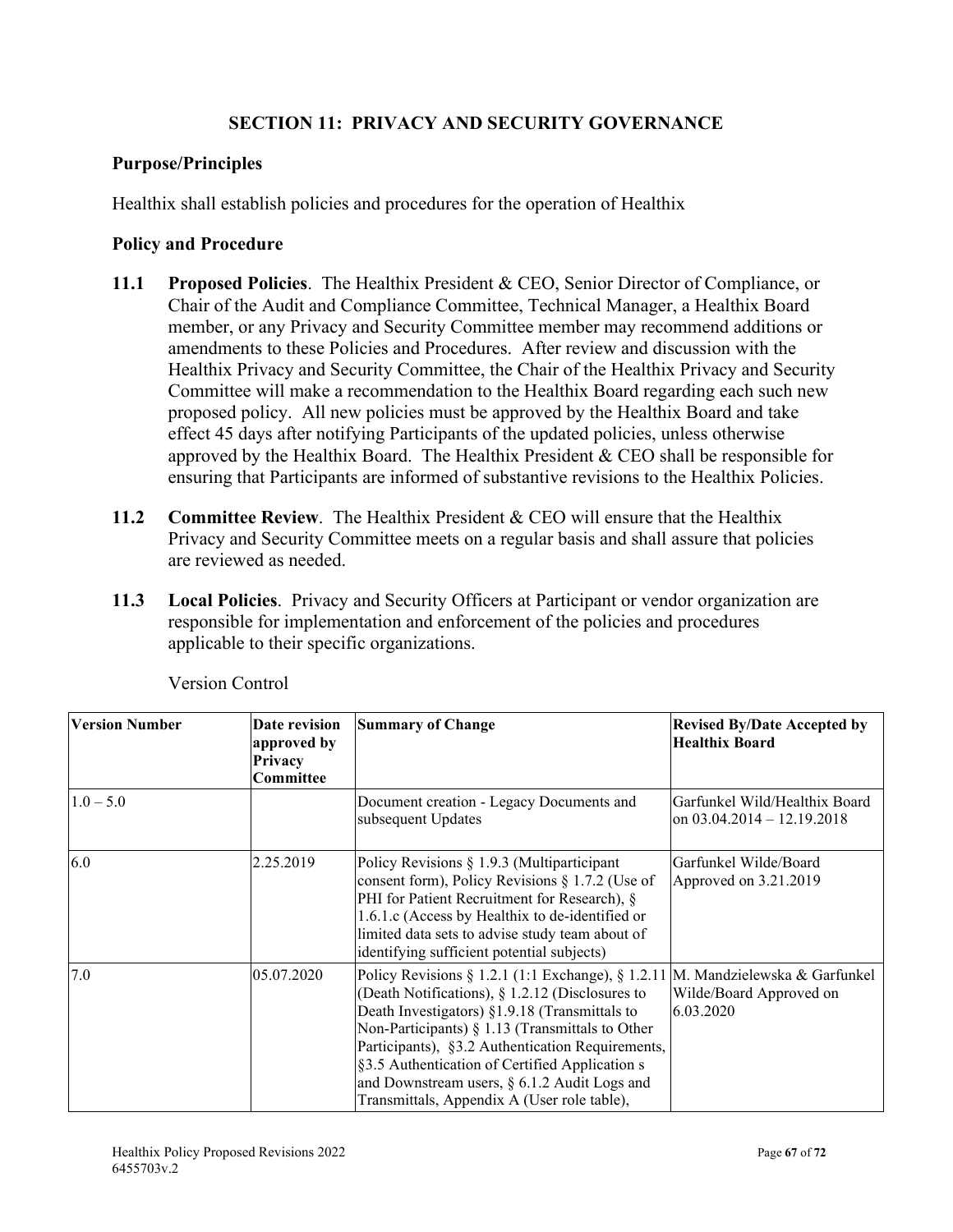## SECTION 11: PRIVACY AND SECURITY GOVERNANCE

### Purpose/Principles

Healthix shall establish policies and procedures for the operation of Healthix

### Policy and Procedure

**11.1 Proposed Policies**. The Healthix President & CEO, Senior Director of Compliance, or Chair of the Audit and Compliance Committee, Technical Manager, a Healthix Board member, or any Privacy and Security Committee member may recommend additions or amendments to these Policies and Procedures. After review and discussion with the Healthix Privacy and Security Committee, the Chair of the Healthix Privacy and Security Committee will make a recommendation to the Healthix Board regarding each such new proposed policy. All new policies must be approved by the Healthix Board and take effect 45 days after notifying Participants of the updated policies, unless otherwise approved by the Healthix Board. The Healthix President & CEO shall be responsible for ensuring that Participants are informed of substantive revisions to the Healthix Policies.

**11.2 Committee Review**. The Healthix President & CEO will ensure that the Healthix Privacy and Security Committee meets on a regular basis and shall assure that policies are reviewed as needed.

**11.3 Local Policies**. Privacy and Security Officers at Participant or vendor organization are responsible for implementation and enforcement of the policies and procedures applicable to their specific organizations.

Version Control

| Version Number | Date revision approved by Privacy Committee | Summary of Change | Revised By/Date Accepted by Healthix Board |
|---|---|---|---|
| 1.0 – 5.0 | | Document creation - Legacy Documents and subsequent Updates | Garfunkel Wild/Healthix Board on 03.04.2014 – 12.19.2018 |
| 6.0 | 2.25.2019 | Policy Revisions § 1.9.3 (Multiparticipant consent form), Policy Revisions § 1.7.2 (Use of PHI for Patient Recruitment for Research), § 1.6.1.c (Access by Healthix to de-identified or limited data sets to advise study team about of identifying sufficient potential subjects) | Garfunkel Wilde/Board Approved on 3.21.2019 |
| 7.0 | 05.07.2020 | Policy Revisions § 1.2.1 (1:1 Exchange), § 1.2.11 (Death Notifications), § 1.2.12 (Disclosures to Death Investigators) §1.9.18 (Transmittals to Non-Participants) § 1.13 (Transmittals to Other Participants), §3.2 Authentication Requirements, §3.5 Authentication of Certified Application s and Downstream users, § 6.1.2 Audit Logs and Transmittals, Appendix A (User role table), | M. Mandzielewska & Garfunkel Wilde/Board Approved on 6.03.2020 |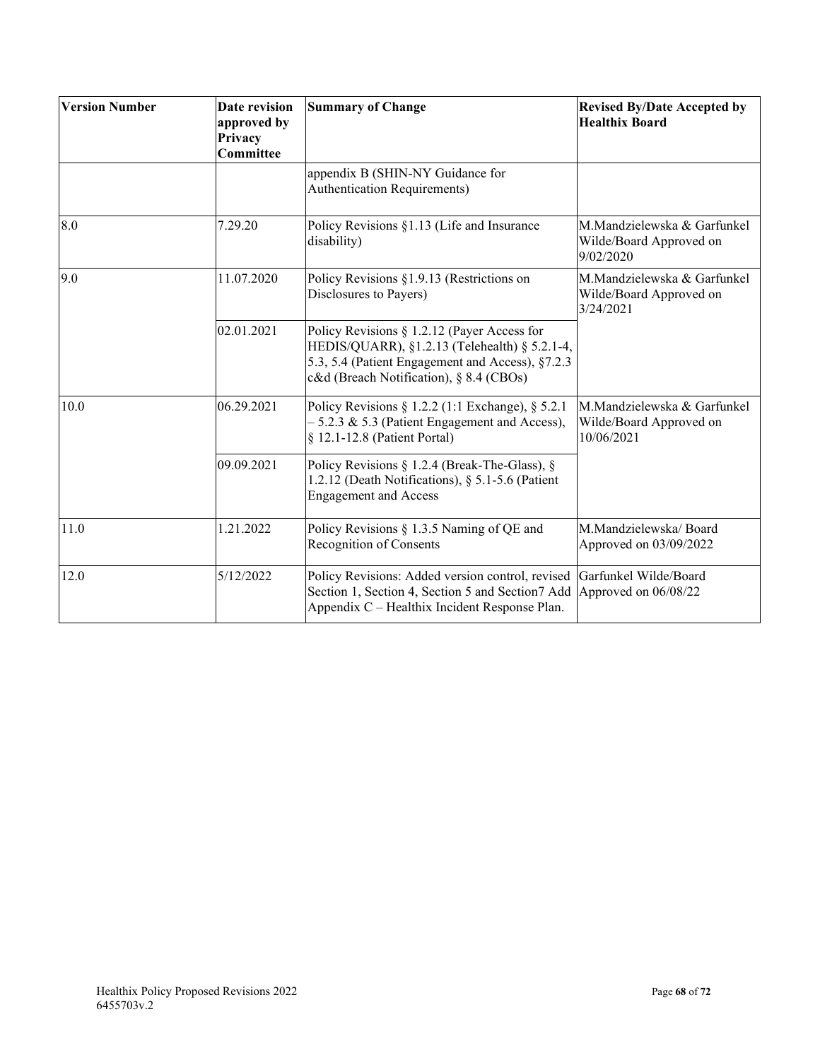| Version Number | Date revision approved by Privacy Committee | Summary of Change | Revised By/Date Accepted by Healthix Board |
|---|---|---|---|
| | | appendix B (SHIN-NY Guidance for Authentication Requirements) | |
| 8.0 | 7.29.20 | Policy Revisions §1.13 (Life and Insurance disability) | M.Mandzielewska & Garfunkel Wilde/Board Approved on 9/02/2020 |
| 9.0 | 11.07.2020 | Policy Revisions §1.9.13 (Restrictions on Disclosures to Payers) | M.Mandzielewska & Garfunkel Wilde/Board Approved on 3/24/2021 |
| | 02.01.2021 | Policy Revisions § 1.2.12 (Payer Access for HEDIS/QUARR), §1.2.13 (Telehealth) § 5.2.1-4, 5.3, 5.4 (Patient Engagement and Access), §7.2.3 c&d (Breach Notification), § 8.4 (CBOs) | |
| 10.0 | 06.29.2021 | Policy Revisions § 1.2.2 (1:1 Exchange), § 5.2.1 – 5.2.3 & 5.3 (Patient Engagement and Access), § 12.1-12.8 (Patient Portal) | M.Mandzielewska & Garfunkel Wilde/Board Approved on 10/06/2021 |
| | 09.09.2021 | Policy Revisions § 1.2.4 (Break-The-Glass), § 1.2.12 (Death Notifications), § 5.1-5.6 (Patient Engagement and Access | |
| 11.0 | 1.21.2022 | Policy Revisions § 1.3.5 Naming of QE and Recognition of Consents | M.Mandzielewska/ Board Approved on 03/09/2022 |
| 12.0 | 5/12/2022 | Policy Revisions: Added version control, revised Section 1, Section 4, Section 5 and Section7 Add Appendix C – Healthix Incident Response Plan. | Garfunkel Wilde/Board Approved on 06/08/22 |

Healthix Policy Proposed Revisions 2022
6455703v.2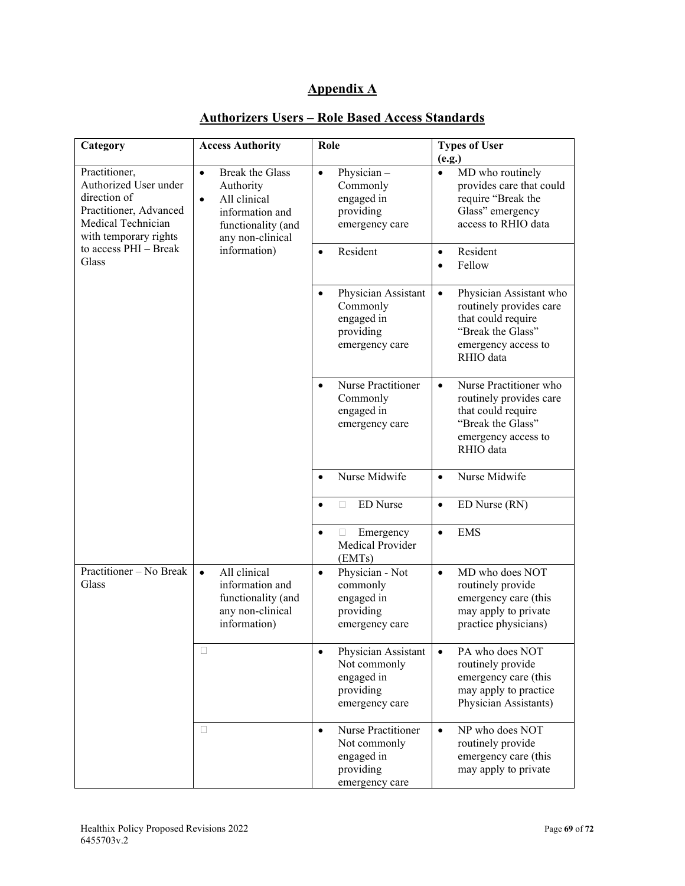# Appendix A

## Authorizers Users – Role Based Access Standards

| Category | Access Authority | Role | Types of User (e.g.) |
|---|---|---|---|
| Practitioner, Authorized User under direction of Practitioner, Advanced Medical Technician with temporary rights to access PHI – Break Glass | • Break the Glass Authority<br>• All clinical information and functionality (and any non-clinical information) | • Physician – Commonly engaged in providing emergency care | • MD who routinely provides care that could require "Break the Glass" emergency access to RHIO data |
| | | • Resident | • Resident<br>• Fellow |
| | | • Physician Assistant Commonly engaged in providing emergency care | • Physician Assistant who routinely provides care that could require "Break the Glass" emergency access to RHIO data |
| | | • Nurse Practitioner Commonly engaged in emergency care | • Nurse Practitioner who routinely provides care that could require "Break the Glass" emergency access to RHIO data |
| | | • Nurse Midwife | • Nurse Midwife |
| | | • ED Nurse | • ED Nurse (RN) |
| | | • Emergency Medical Provider (EMTs) | • EMS |
| Practitioner – No Break Glass | • All clinical information and functionality (and any non-clinical information) | • Physician - Not commonly engaged in providing emergency care | • MD who does NOT routinely provide emergency care (this may apply to private practice physicians) |
| | | • Physician Assistant Not commonly engaged in providing emergency care | • PA who does NOT routinely provide emergency care (this may apply to practice Physician Assistants) |
| | | • Nurse Practitioner Not commonly engaged in providing emergency care | • NP who does NOT routinely provide emergency care (this may apply to private |

Healthix Policy Proposed Revisions 2022
6455703v.2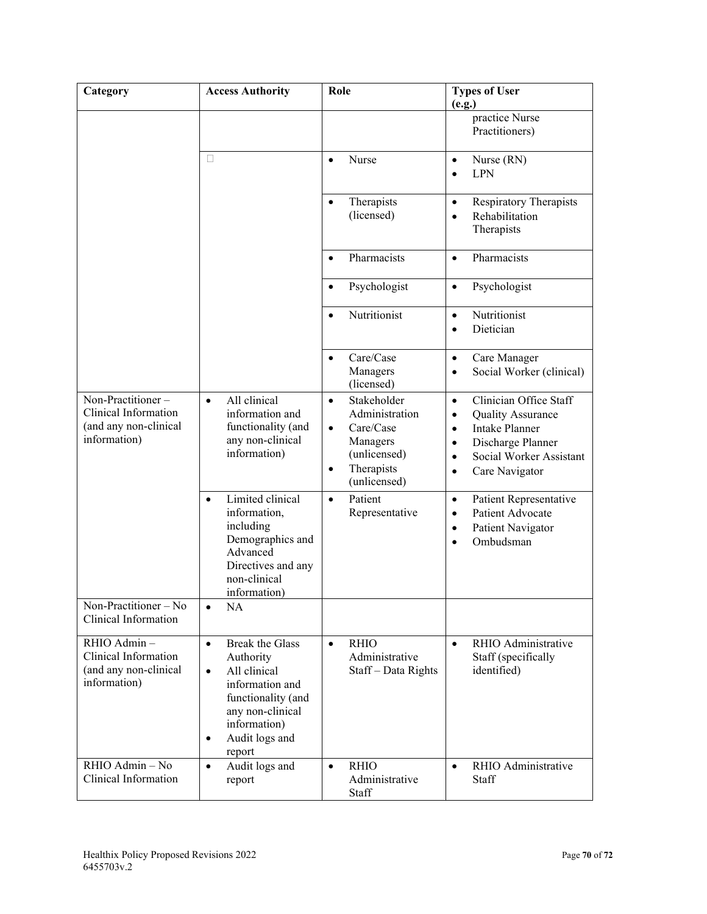| Category | Access Authority | Role | Types of User (e.g.) |
|---|---|---|---|
| | | | practice Nurse Practitioners) |
| | | • Nurse | • Nurse (RN) • LPN |
| | | • Therapists (licensed) | • Respiratory Therapists • Rehabilitation Therapists |
| | | • Pharmacists | • Pharmacists |
| | | • Psychologist | • Psychologist |
| | | • Nutritionist | • Nutritionist • Dietician |
| | | • Care/Case Managers (licensed) | • Care Manager • Social Worker (clinical) |
| Non-Practitioner – Clinical Information (and any non-clinical information) | • All clinical information and functionality (and any non-clinical information) | • Stakeholder Administration • Care/Case Managers (unlicensed) • Therapists (unlicensed) | • Clinician Office Staff • Quality Assurance • Intake Planner • Discharge Planner • Social Worker Assistant • Care Navigator |
| | • Limited clinical information, including Demographics and Advanced Directives and any non-clinical information) | • Patient Representative | • Patient Representative • Patient Advocate • Patient Navigator • Ombudsman |
| Non-Practitioner – No Clinical Information | • NA | | |
| RHIO Admin – Clinical Information (and any non-clinical information) | • Break the Glass Authority • All clinical information and functionality (and any non-clinical information) • Audit logs and report | • RHIO Administrative Staff – Data Rights | • RHIO Administrative Staff (specifically identified) |
| RHIO Admin – No Clinical Information | • Audit logs and report | • RHIO Administrative Staff | • RHIO Administrative Staff |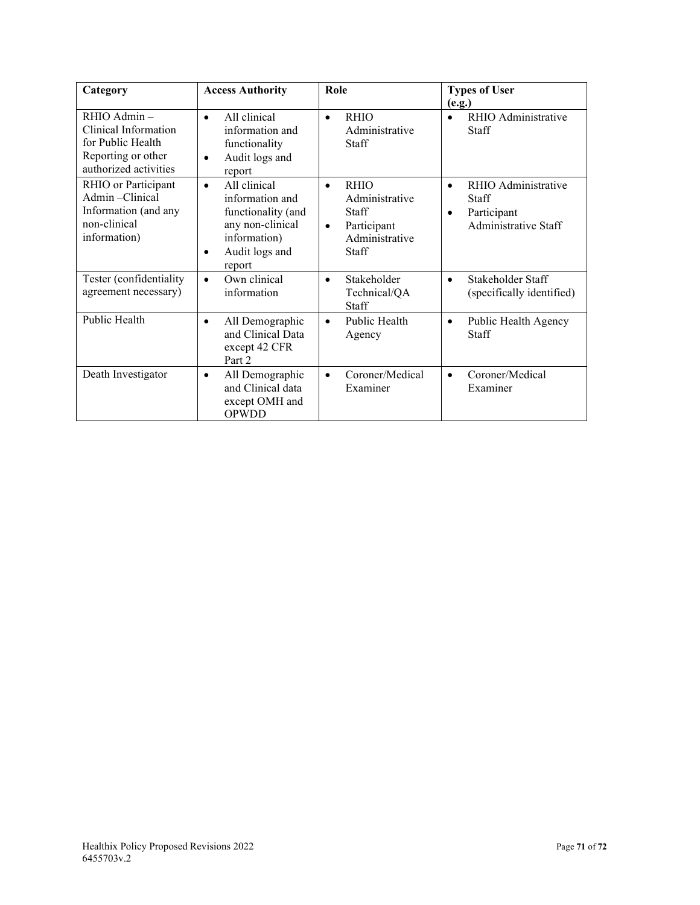| Category | Access Authority | Role | Types of User (e.g.) |
| --- | --- | --- | --- |
| RHIO Admin – Clinical Information for Public Health Reporting or other authorized activities | • All clinical information and functionality<br>• Audit logs and report | • RHIO Administrative Staff | • RHIO Administrative Staff |
| RHIO or Participant Admin –Clinical Information (and any non-clinical information) | • All clinical information and functionality (and any non-clinical information)<br>• Audit logs and report | • RHIO Administrative Staff<br>• Participant Administrative Staff | • RHIO Administrative Staff<br>• Participant Administrative Staff |
| Tester (confidentiality agreement necessary) | • Own clinical information | • Stakeholder Technical/QA Staff | • Stakeholder Staff (specifically identified) |
| Public Health | • All Demographic and Clinical Data except 42 CFR Part 2 | • Public Health Agency | • Public Health Agency Staff |
| Death Investigator | • All Demographic and Clinical data except OMH and OPWDD | • Coroner/Medical Examiner | • Coroner/Medical Examiner |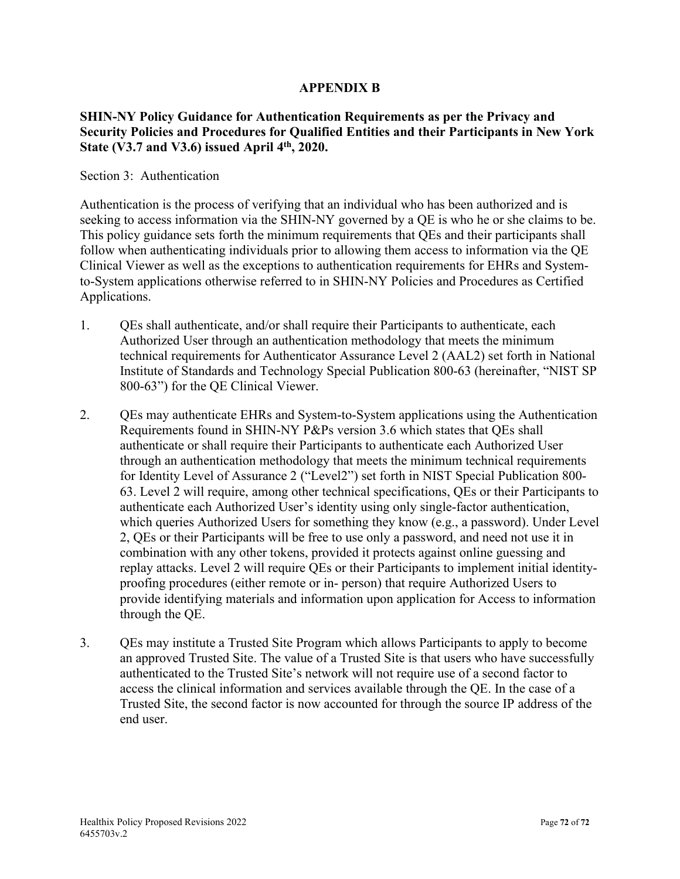## APPENDIX B

**SHIN-NY Policy Guidance for Authentication Requirements as per the Privacy and Security Policies and Procedures for Qualified Entities and their Participants in New York State (V3.7 and V3.6) issued April 4th, 2020.**

Section 3: Authentication

Authentication is the process of verifying that an individual who has been authorized and is seeking to access information via the SHIN-NY governed by a QE is who he or she claims to be. This policy guidance sets forth the minimum requirements that QEs and their participants shall follow when authenticating individuals prior to allowing them access to information via the QE Clinical Viewer as well as the exceptions to authentication requirements for EHRs and System-to-System applications otherwise referred to in SHIN-NY Policies and Procedures as Certified Applications.

1. QEs shall authenticate, and/or shall require their Participants to authenticate, each Authorized User through an authentication methodology that meets the minimum technical requirements for Authenticator Assurance Level 2 (AAL2) set forth in National Institute of Standards and Technology Special Publication 800-63 (hereinafter, "NIST SP 800-63") for the QE Clinical Viewer.

2. QEs may authenticate EHRs and System-to-System applications using the Authentication Requirements found in SHIN-NY P&Ps version 3.6 which states that QEs shall authenticate or shall require their Participants to authenticate each Authorized User through an authentication methodology that meets the minimum technical requirements for Identity Level of Assurance 2 ("Level2") set forth in NIST Special Publication 800-63. Level 2 will require, among other technical specifications, QEs or their Participants to authenticate each Authorized User's identity using only single-factor authentication, which queries Authorized Users for something they know (e.g., a password). Under Level 2, QEs or their Participants will be free to use only a password, and need not use it in combination with any other tokens, provided it protects against online guessing and replay attacks. Level 2 will require QEs or their Participants to implement initial identity-proofing procedures (either remote or in- person) that require Authorized Users to provide identifying materials and information upon application for Access to information through the QE.

3. QEs may institute a Trusted Site Program which allows Participants to apply to become an approved Trusted Site. The value of a Trusted Site is that users who have successfully authenticated to the Trusted Site's network will not require use of a second factor to access the clinical information and services available through the QE. In the case of a Trusted Site, the second factor is now accounted for through the source IP address of the end user.

Healthix Policy Proposed Revisions 2022
6455703v.2